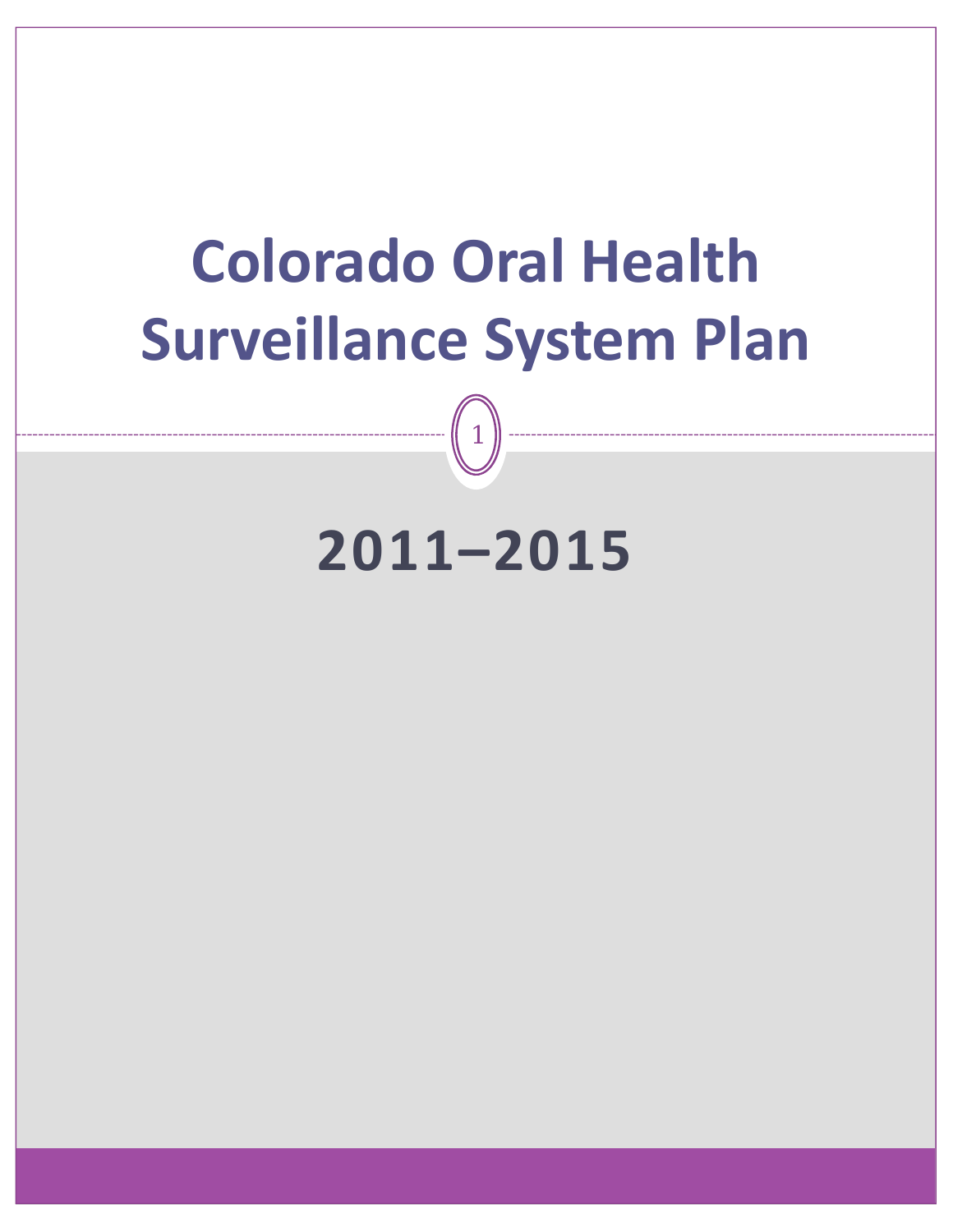# Colorado Oral Health Surveillance System Plan

## 2011–2015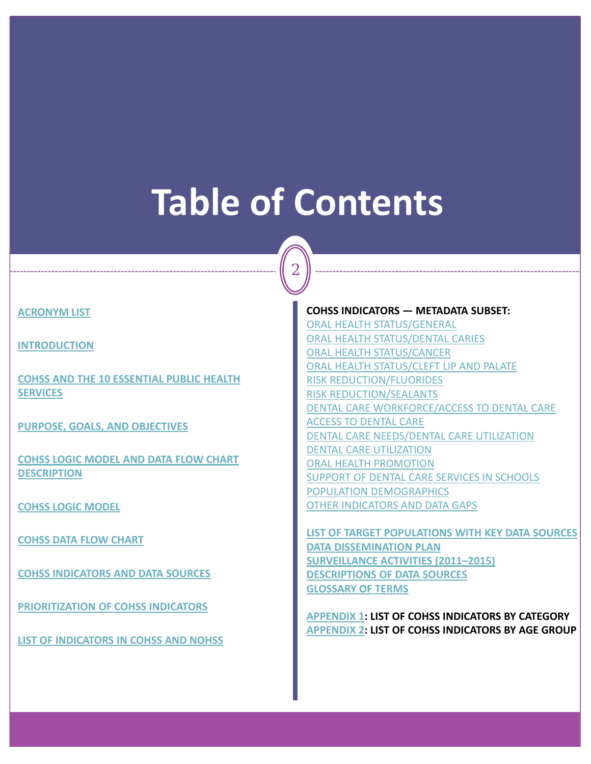# Table of Contents

**ACRONYM LIST**

**INTRODUCTION**

**COHSS AND THE 10 ESSENTIAL PUBLIC HEALTH SERVICES**

**PURPOSE, GOALS, AND OBJECTIVES**

**COHSS LOGIC MODEL AND DATA FLOW CHART DESCRIPTION**

**COHSS LOGIC MODEL**

**COHSS DATA FLOW CHART**

**COHSS INDICATORS AND DATA SOURCES**

**PRIORITIZATION OF COHSS INDICATORS**

**LIST OF INDICATORS IN COHSS AND NOHSS**

**COHSS INDICATORS — METADATA SUBSET:**

ORAL HEALTH STATUS/GENERAL
ORAL HEALTH STATUS/DENTAL CARIES
ORAL HEALTH STATUS/CANCER
ORAL HEALTH STATUS/CLEFT LIP AND PALATE
RISK REDUCTION/FLUORIDES
RISK REDUCTION/SEALANTS
DENTAL CARE WORKFORCE/ACCESS TO DENTAL CARE
ACCESS TO DENTAL CARE
DENTAL CARE NEEDS/DENTAL CARE UTILIZATION
DENTAL CARE UTILIZATION
ORAL HEALTH PROMOTION
SUPPORT OF DENTAL CARE SERVICES IN SCHOOLS
POPULATION DEMOGRAPHICS
OTHER INDICATORS AND DATA GAPS

**LIST OF TARGET POPULATIONS WITH KEY DATA SOURCES**
**DATA DISSEMINATION PLAN**
**SURVEILLANCE ACTIVITIES (2011–2015)**
**DESCRIPTIONS OF DATA SOURCES**
**GLOSSARY OF TERMS**

**APPENDIX 1: LIST OF COHSS INDICATORS BY CATEGORY**
**APPENDIX 2: LIST OF COHSS INDICATORS BY AGE GROUP**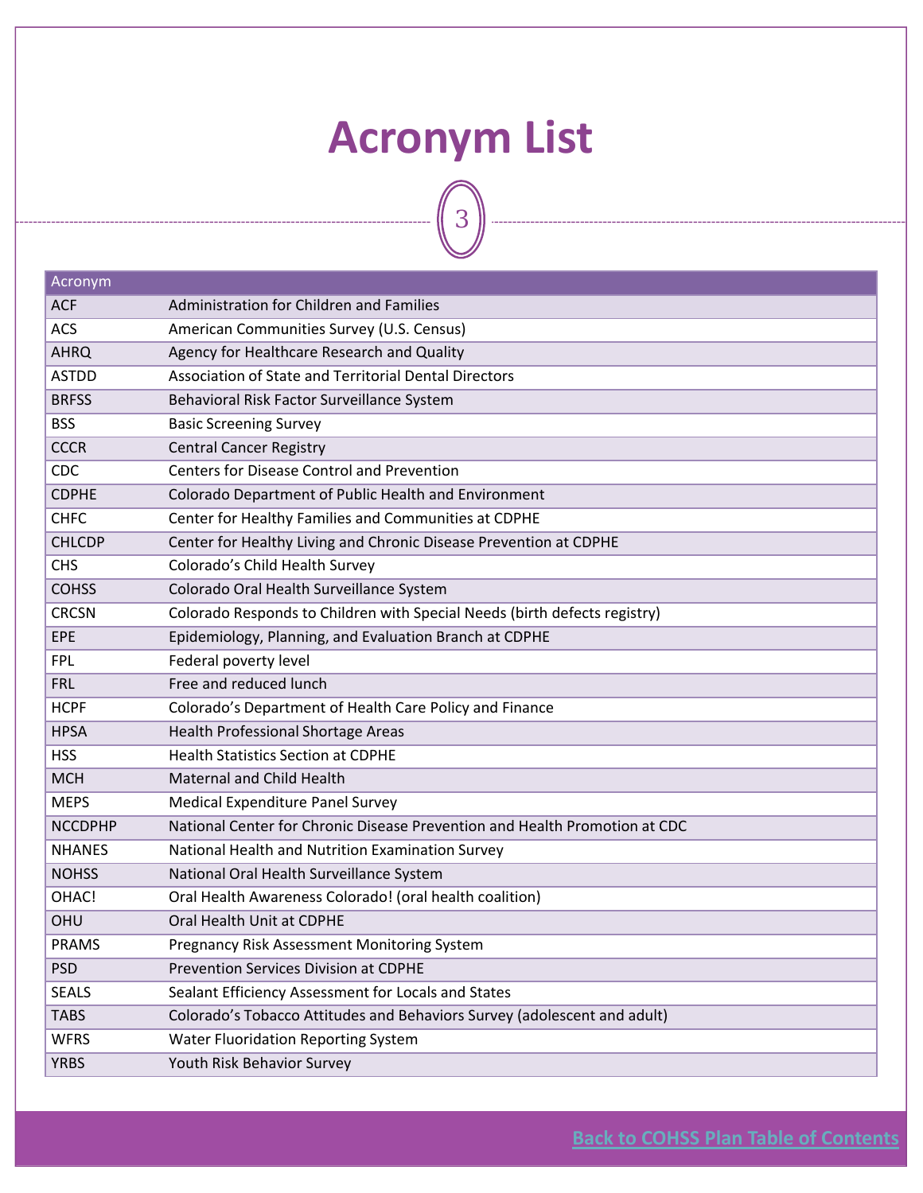# Acronym List

| Acronym | |
|---|---|
| ACF | Administration for Children and Families |
| ACS | American Communities Survey (U.S. Census) |
| AHRQ | Agency for Healthcare Research and Quality |
| ASTDD | Association of State and Territorial Dental Directors |
| BRFSS | Behavioral Risk Factor Surveillance System |
| BSS | Basic Screening Survey |
| CCCR | Central Cancer Registry |
| CDC | Centers for Disease Control and Prevention |
| CDPHE | Colorado Department of Public Health and Environment |
| CHFC | Center for Healthy Families and Communities at CDPHE |
| CHLCDP | Center for Healthy Living and Chronic Disease Prevention at CDPHE |
| CHS | Colorado's Child Health Survey |
| COHSS | Colorado Oral Health Surveillance System |
| CRCSN | Colorado Responds to Children with Special Needs (birth defects registry) |
| EPE | Epidemiology, Planning, and Evaluation Branch at CDPHE |
| FPL | Federal poverty level |
| FRL | Free and reduced lunch |
| HCPF | Colorado's Department of Health Care Policy and Finance |
| HPSA | Health Professional Shortage Areas |
| HSS | Health Statistics Section at CDPHE |
| MCH | Maternal and Child Health |
| MEPS | Medical Expenditure Panel Survey |
| NCCDPHP | National Center for Chronic Disease Prevention and Health Promotion at CDC |
| NHANES | National Health and Nutrition Examination Survey |
| NOHSS | National Oral Health Surveillance System |
| OHAC! | Oral Health Awareness Colorado! (oral health coalition) |
| OHU | Oral Health Unit at CDPHE |
| PRAMS | Pregnancy Risk Assessment Monitoring System |
| PSD | Prevention Services Division at CDPHE |
| SEALS | Sealant Efficiency Assessment for Locals and States |
| TABS | Colorado's Tobacco Attitudes and Behaviors Survey (adolescent and adult) |
| WFRS | Water Fluoridation Reporting System |
| YRBS | Youth Risk Behavior Survey |

Back to COHSS Plan Table of Contents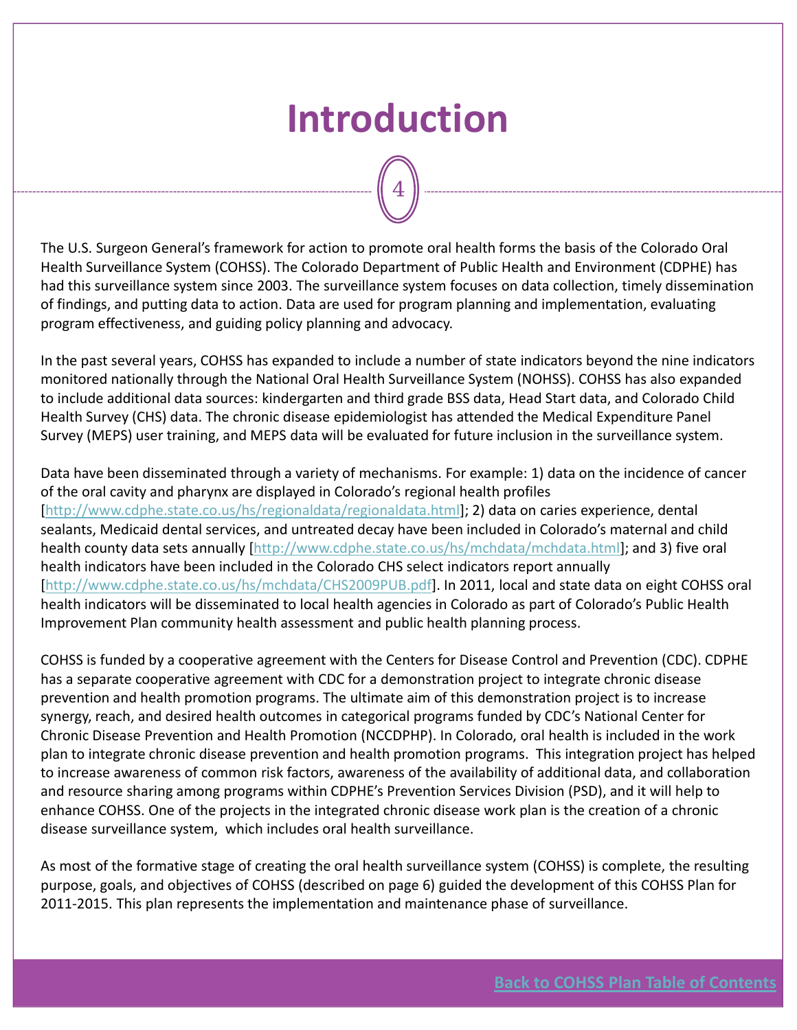# Introduction

The U.S. Surgeon General's framework for action to promote oral health forms the basis of the Colorado Oral Health Surveillance System (COHSS). The Colorado Department of Public Health and Environment (CDPHE) has had this surveillance system since 2003. The surveillance system focuses on data collection, timely dissemination of findings, and putting data to action. Data are used for program planning and implementation, evaluating program effectiveness, and guiding policy planning and advocacy.

In the past several years, COHSS has expanded to include a number of state indicators beyond the nine indicators monitored nationally through the National Oral Health Surveillance System (NOHSS). COHSS has also expanded to include additional data sources: kindergarten and third grade BSS data, Head Start data, and Colorado Child Health Survey (CHS) data. The chronic disease epidemiologist has attended the Medical Expenditure Panel Survey (MEPS) user training, and MEPS data will be evaluated for future inclusion in the surveillance system.

Data have been disseminated through a variety of mechanisms. For example: 1) data on the incidence of cancer of the oral cavity and pharynx are displayed in Colorado's regional health profiles [http://www.cdphe.state.co.us/hs/regionaldata/regionaldata.html]; 2) data on caries experience, dental sealants, Medicaid dental services, and untreated decay have been included in Colorado's maternal and child health county data sets annually [http://www.cdphe.state.co.us/hs/mchdata/mchdata.html]; and 3) five oral health indicators have been included in the Colorado CHS select indicators report annually [http://www.cdphe.state.co.us/hs/mchdata/CHS2009PUB.pdf]. In 2011, local and state data on eight COHSS oral health indicators will be disseminated to local health agencies in Colorado as part of Colorado's Public Health Improvement Plan community health assessment and public health planning process.

COHSS is funded by a cooperative agreement with the Centers for Disease Control and Prevention (CDC). CDPHE has a separate cooperative agreement with CDC for a demonstration project to integrate chronic disease prevention and health promotion programs. The ultimate aim of this demonstration project is to increase synergy, reach, and desired health outcomes in categorical programs funded by CDC's National Center for Chronic Disease Prevention and Health Promotion (NCCDPHP). In Colorado, oral health is included in the work plan to integrate chronic disease prevention and health promotion programs. This integration project has helped to increase awareness of common risk factors, awareness of the availability of additional data, and collaboration and resource sharing among programs within CDPHE's Prevention Services Division (PSD), and it will help to enhance COHSS. One of the projects in the integrated chronic disease work plan is the creation of a chronic disease surveillance system, which includes oral health surveillance.

As most of the formative stage of creating the oral health surveillance system (COHSS) is complete, the resulting purpose, goals, and objectives of COHSS (described on page 6) guided the development of this COHSS Plan for 2011-2015. This plan represents the implementation and maintenance phase of surveillance.

Back to COHSS Plan Table of Contents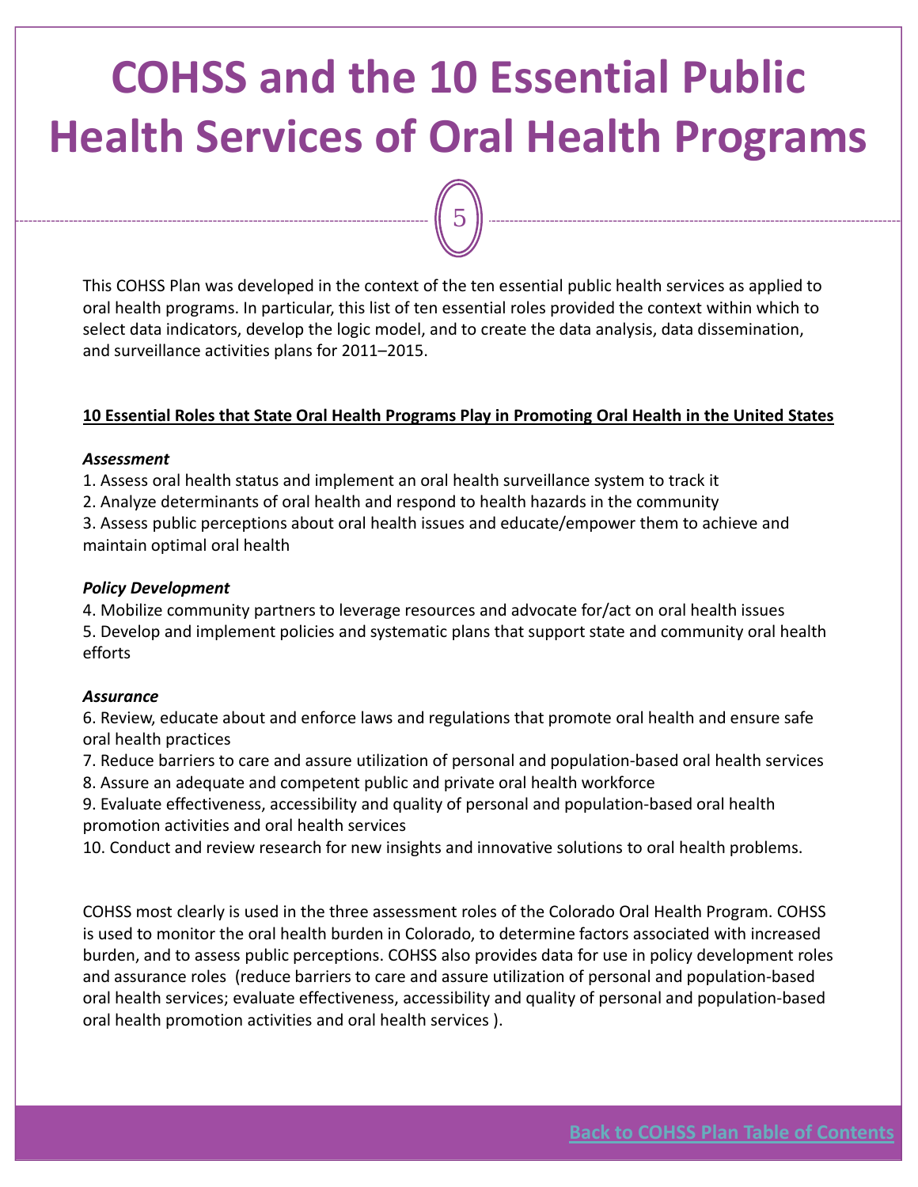# COHSS and the 10 Essential Public Health Services of Oral Health Programs

This COHSS Plan was developed in the context of the ten essential public health services as applied to oral health programs. In particular, this list of ten essential roles provided the context within which to select data indicators, develop the logic model, and to create the data analysis, data dissemination, and surveillance activities plans for 2011–2015.

**10 Essential Roles that State Oral Health Programs Play in Promoting Oral Health in the United States**

***Assessment***

1. Assess oral health status and implement an oral health surveillance system to track it
2. Analyze determinants of oral health and respond to health hazards in the community
3. Assess public perceptions about oral health issues and educate/empower them to achieve and maintain optimal oral health

***Policy Development***

4. Mobilize community partners to leverage resources and advocate for/act on oral health issues
5. Develop and implement policies and systematic plans that support state and community oral health efforts

***Assurance***

6. Review, educate about and enforce laws and regulations that promote oral health and ensure safe oral health practices
7. Reduce barriers to care and assure utilization of personal and population-based oral health services
8. Assure an adequate and competent public and private oral health workforce
9. Evaluate effectiveness, accessibility and quality of personal and population-based oral health promotion activities and oral health services
10. Conduct and review research for new insights and innovative solutions to oral health problems.

COHSS most clearly is used in the three assessment roles of the Colorado Oral Health Program. COHSS is used to monitor the oral health burden in Colorado, to determine factors associated with increased burden, and to assess public perceptions. COHSS also provides data for use in policy development roles and assurance roles (reduce barriers to care and assure utilization of personal and population-based oral health services; evaluate effectiveness, accessibility and quality of personal and population-based oral health promotion activities and oral health services ).

Back to COHSS Plan Table of Contents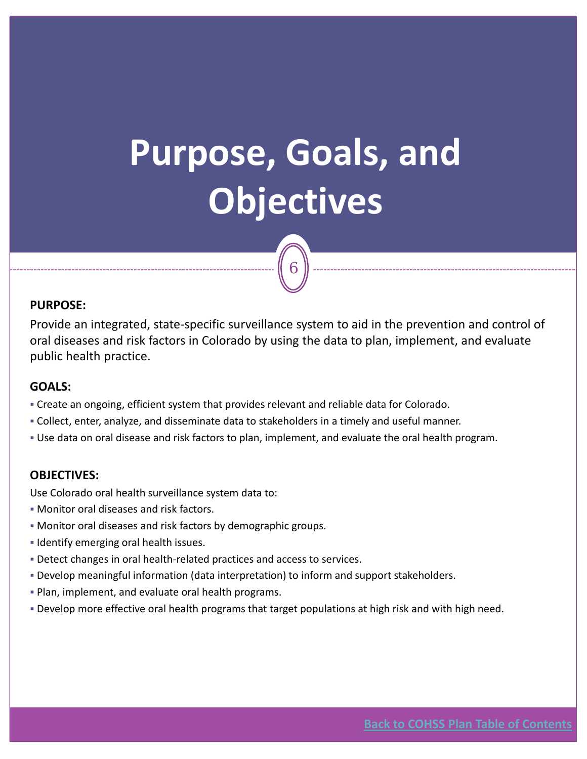# Purpose, Goals, and Objectives

**PURPOSE:**

Provide an integrated, state-specific surveillance system to aid in the prevention and control of oral diseases and risk factors in Colorado by using the data to plan, implement, and evaluate public health practice.

**GOALS:**

- Create an ongoing, efficient system that provides relevant and reliable data for Colorado.
- Collect, enter, analyze, and disseminate data to stakeholders in a timely and useful manner.
- Use data on oral disease and risk factors to plan, implement, and evaluate the oral health program.

**OBJECTIVES:**

Use Colorado oral health surveillance system data to:

- Monitor oral diseases and risk factors.
- Monitor oral diseases and risk factors by demographic groups.
- Identify emerging oral health issues.
- Detect changes in oral health-related practices and access to services.
- Develop meaningful information (data interpretation) to inform and support stakeholders.
- Plan, implement, and evaluate oral health programs.
- Develop more effective oral health programs that target populations at high risk and with high need.

Back to COHSS Plan Table of Contents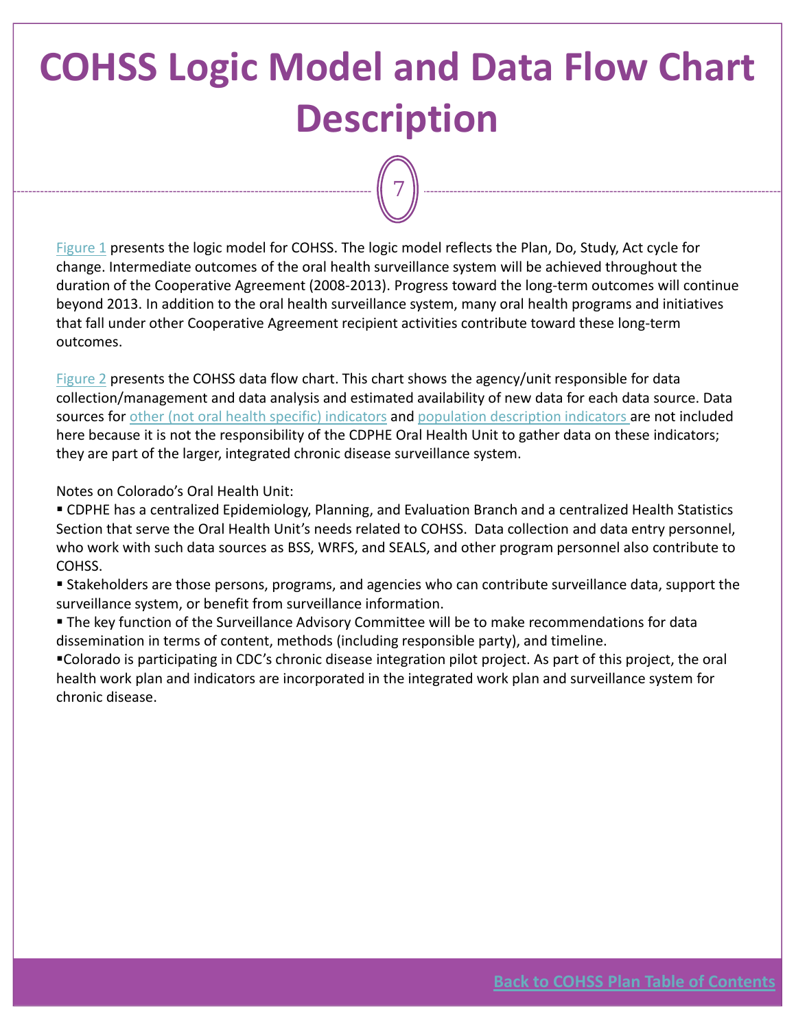# COHSS Logic Model and Data Flow Chart Description

Figure 1 presents the logic model for COHSS. The logic model reflects the Plan, Do, Study, Act cycle for change. Intermediate outcomes of the oral health surveillance system will be achieved throughout the duration of the Cooperative Agreement (2008-2013). Progress toward the long-term outcomes will continue beyond 2013. In addition to the oral health surveillance system, many oral health programs and initiatives that fall under other Cooperative Agreement recipient activities contribute toward these long-term outcomes.

Figure 2 presents the COHSS data flow chart. This chart shows the agency/unit responsible for data collection/management and data analysis and estimated availability of new data for each data source. Data sources for other (not oral health specific) indicators and population description indicators are not included here because it is not the responsibility of the CDPHE Oral Health Unit to gather data on these indicators; they are part of the larger, integrated chronic disease surveillance system.

Notes on Colorado's Oral Health Unit:

▪ CDPHE has a centralized Epidemiology, Planning, and Evaluation Branch and a centralized Health Statistics Section that serve the Oral Health Unit's needs related to COHSS. Data collection and data entry personnel, who work with such data sources as BSS, WRFS, and SEALS, and other program personnel also contribute to COHSS.

▪ Stakeholders are those persons, programs, and agencies who can contribute surveillance data, support the surveillance system, or benefit from surveillance information.

▪ The key function of the Surveillance Advisory Committee will be to make recommendations for data dissemination in terms of content, methods (including responsible party), and timeline.

▪Colorado is participating in CDC's chronic disease integration pilot project. As part of this project, the oral health work plan and indicators are incorporated in the integrated work plan and surveillance system for chronic disease.

Back to COHSS Plan Table of Contents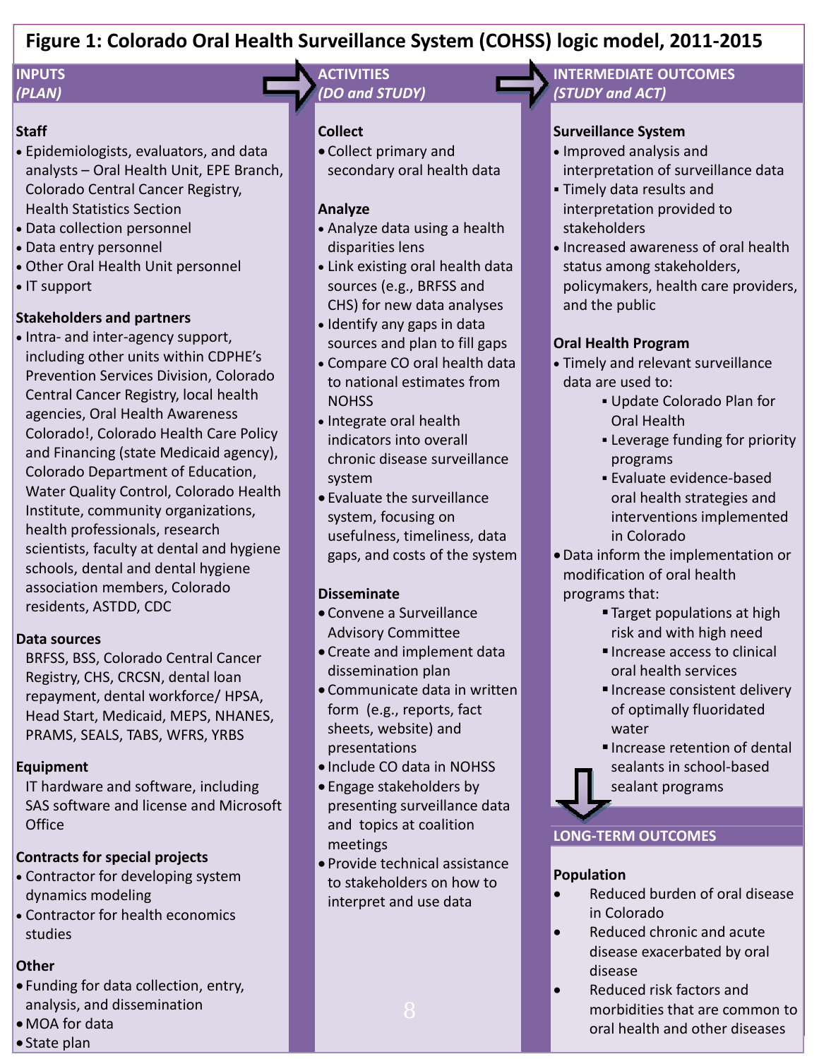# Figure 1: Colorado Oral Health Surveillance System (COHSS) logic model, 2011-2015

## INPUTS *(PLAN)*

**Staff**

- Epidemiologists, evaluators, and data analysts – Oral Health Unit, EPE Branch, Colorado Central Cancer Registry, Health Statistics Section
- Data collection personnel
- Data entry personnel
- Other Oral Health Unit personnel
- IT support

**Stakeholders and partners**

- Intra- and inter-agency support, including other units within CDPHE's Prevention Services Division, Colorado Central Cancer Registry, local health agencies, Oral Health Awareness Colorado!, Colorado Health Care Policy and Financing (state Medicaid agency), Colorado Department of Education, Water Quality Control, Colorado Health Institute, community organizations, health professionals, research scientists, faculty at dental and hygiene schools, dental and dental hygiene association members, Colorado residents, ASTDD, CDC

**Data sources**

BRFSS, BSS, Colorado Central Cancer Registry, CHS, CRCSN, dental loan repayment, dental workforce/ HPSA, Head Start, Medicaid, MEPS, NHANES, PRAMS, SEALS, TABS, WFRS, YRBS

**Equipment**

IT hardware and software, including SAS software and license and Microsoft Office

**Contracts for special projects**

- Contractor for developing system dynamics modeling
- Contractor for health economics studies

**Other**

- Funding for data collection, entry, analysis, and dissemination
- MOA for data
- State plan

## ACTIVITIES *(DO and STUDY)*

**Collect**

- Collect primary and secondary oral health data

**Analyze**

- Analyze data using a health disparities lens
- Link existing oral health data sources (e.g., BRFSS and CHS) for new data analyses
- Identify any gaps in data sources and plan to fill gaps
- Compare CO oral health data to national estimates from NOHSS
- Integrate oral health indicators into overall chronic disease surveillance system
- Evaluate the surveillance system, focusing on usefulness, timeliness, data gaps, and costs of the system

**Disseminate**

- Convene a Surveillance Advisory Committee
- Create and implement data dissemination plan
- Communicate data in written form (e.g., reports, fact sheets, website) and presentations
- Include CO data in NOHSS
- Engage stakeholders by presenting surveillance data and topics at coalition meetings
- Provide technical assistance to stakeholders on how to interpret and use data

## INTERMEDIATE OUTCOMES *(STUDY and ACT)*

**Surveillance System**

- Improved analysis and interpretation of surveillance data
- Timely data results and interpretation provided to stakeholders
- Increased awareness of oral health status among stakeholders, policymakers, health care providers, and the public

**Oral Health Program**

- Timely and relevant surveillance data are used to:
  - Update Colorado Plan for Oral Health
  - Leverage funding for priority programs
  - Evaluate evidence-based oral health strategies and interventions implemented in Colorado
- Data inform the implementation or modification of oral health programs that:
  - Target populations at high risk and with high need
  - Increase access to clinical oral health services
  - Increase consistent delivery of optimally fluoridated water
  - Increase retention of dental sealants in school-based sealant programs

## LONG-TERM OUTCOMES

**Population**

- Reduced burden of oral disease in Colorado
- Reduced chronic and acute disease exacerbated by oral disease
- Reduced risk factors and morbidities that are common to oral health and other diseases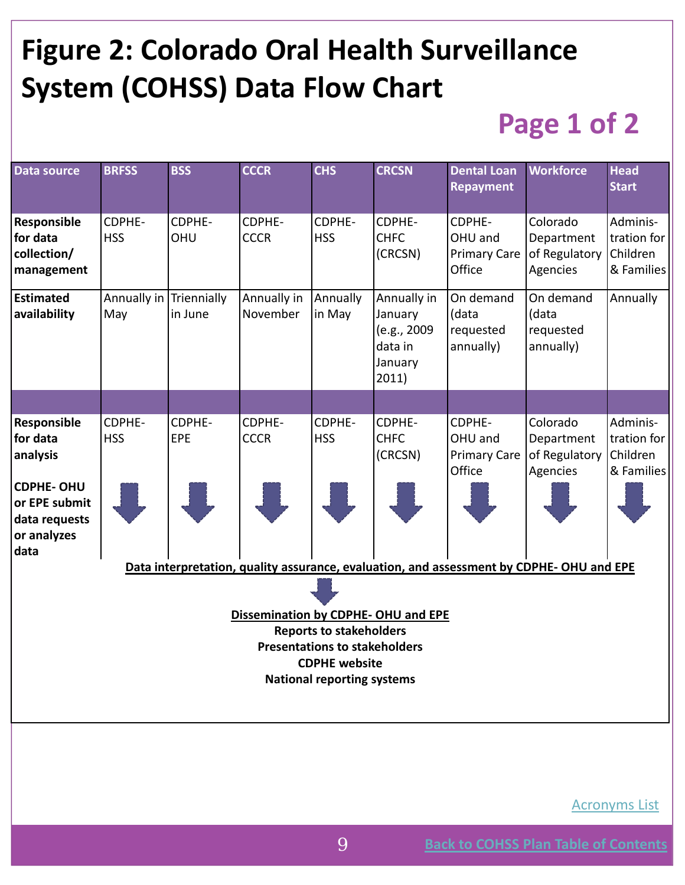# Figure 2: Colorado Oral Health Surveillance System (COHSS) Data Flow Chart

**Page 1 of 2**

| Data source | BRFSS | BSS | CCCR | CHS | CRCSN | Dental Loan Repayment | Workforce | Head Start |
|---|---|---|---|---|---|---|---|---|
| **Responsible for data collection/ management** | CDPHE-HSS | CDPHE-OHU | CDPHE-CCCR | CDPHE-HSS | CDPHE-CHFC (CRCSN) | CDPHE-OHU and Primary Care Office | Colorado Department of Regulatory Agencies | Administration for Children & Families |
| **Estimated availability** | Annually in May | Triennially in June | Annually in November | Annually in May | Annually in January (e.g., 2009 data in January 2011) | On demand (data requested annually) | On demand (data requested annually) | Annually |
| | | | | | | | | |
| **Responsible for data analysis** **CDPHE- OHU or EPE submit data requests or analyzes data** | CDPHE-HSS | CDPHE-EPE | CDPHE-CCCR | CDPHE-HSS | CDPHE-CHFC (CRCSN) | CDPHE-OHU and Primary Care Office | Colorado Department of Regulatory Agencies | Administration for Children & Families |

↓

**Data interpretation, quality assurance, evaluation, and assessment by CDPHE- OHU and EPE**

↓

**Dissemination by CDPHE- OHU and EPE**

**Reports to stakeholders**

**Presentations to stakeholders**

**CDPHE website**

**National reporting systems**

Acronyms List

Back to COHSS Plan Table of Contents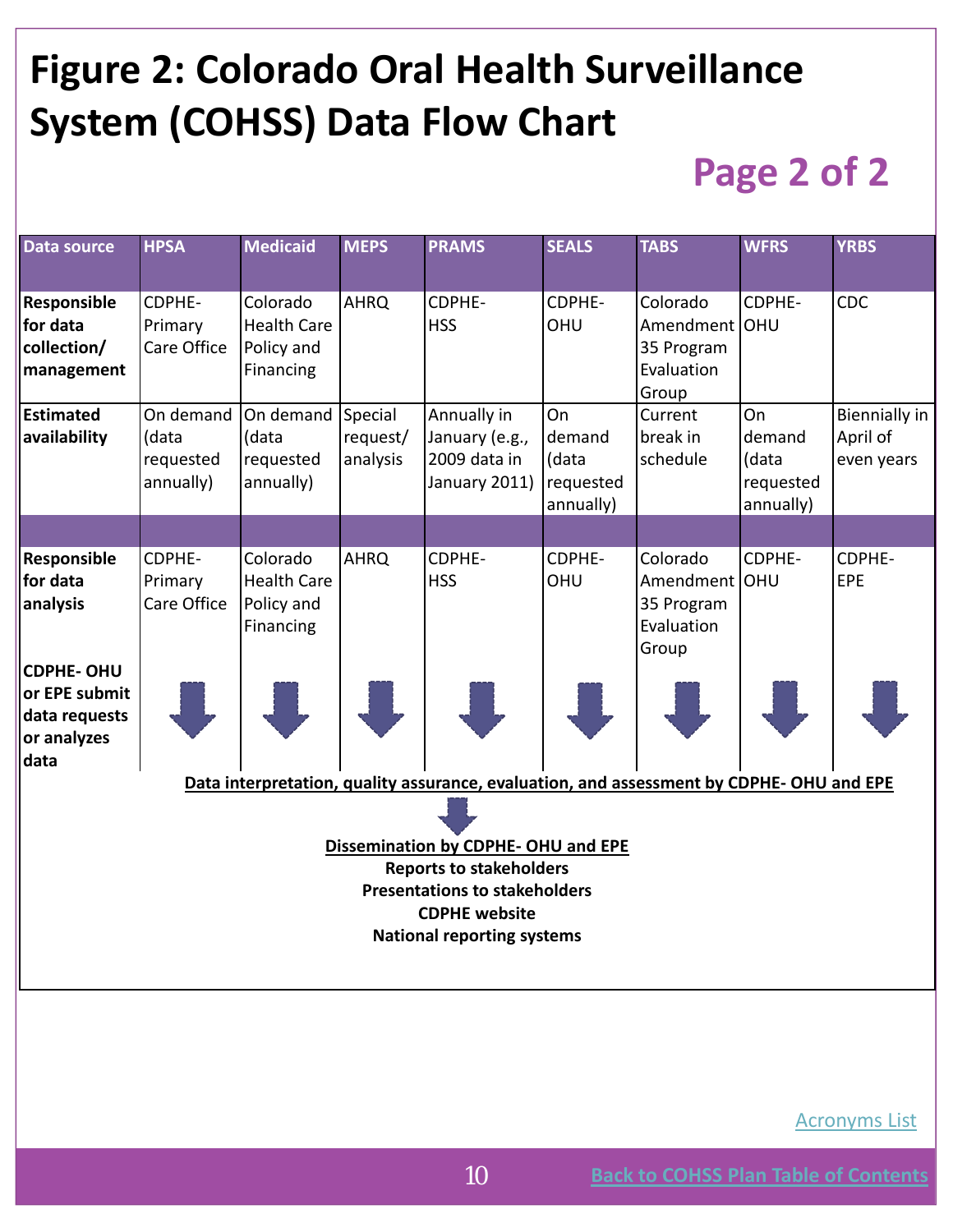# Figure 2: Colorado Oral Health Surveillance System (COHSS) Data Flow Chart

## Page 2 of 2

| Data source | HPSA | Medicaid | MEPS | PRAMS | SEALS | TABS | WFRS | YRBS |
|---|---|---|---|---|---|---|---|---|
| **Responsible for data collection/ management** | CDPHE- Primary Care Office | Colorado Health Care Policy and Financing | AHRQ | CDPHE- HSS | CDPHE- OHU | Colorado Amendment 35 Program Evaluation Group | CDPHE- OHU | CDC |
| **Estimated availability** | On demand (data requested annually) | On demand (data requested annually) | Special request/ analysis | Annually in January (e.g., 2009 data in January 2011) | On demand (data requested annually) | Current break in schedule | On demand (data requested annually) | Biennially in April of even years |
| | | | | | | | | |
| **Responsible for data analysis** | CDPHE- Primary Care Office | Colorado Health Care Policy and Financing | AHRQ | CDPHE- HSS | CDPHE- OHU | Colorado Amendment 35 Program Evaluation Group | CDPHE- OHU | CDPHE- EPE |
| **CDPHE- OHU or EPE submit data requests or analyzes data** | ↓ | ↓ | ↓ | ↓ | ↓ | ↓ | ↓ | ↓ |

**Data interpretation, quality assurance, evaluation, and assessment by CDPHE- OHU and EPE**

↓

**Dissemination by CDPHE- OHU and EPE**

**Reports to stakeholders**

**Presentations to stakeholders**

**CDPHE website**

**National reporting systems**

Acronyms List

Back to COHSS Plan Table of Contents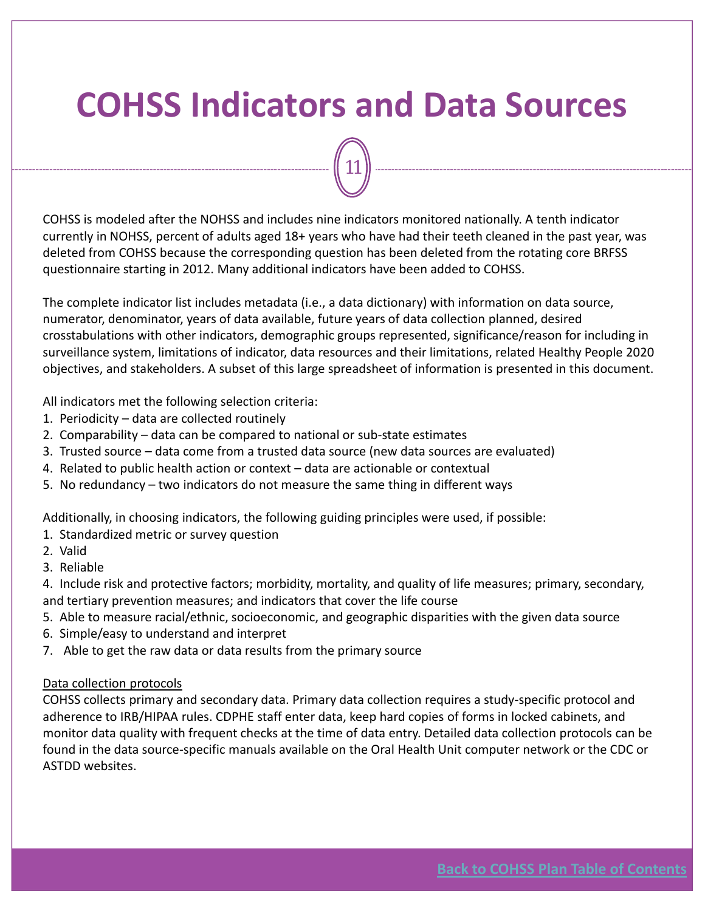# COHSS Indicators and Data Sources

COHSS is modeled after the NOHSS and includes nine indicators monitored nationally. A tenth indicator currently in NOHSS, percent of adults aged 18+ years who have had their teeth cleaned in the past year, was deleted from COHSS because the corresponding question has been deleted from the rotating core BRFSS questionnaire starting in 2012. Many additional indicators have been added to COHSS.

The complete indicator list includes metadata (i.e., a data dictionary) with information on data source, numerator, denominator, years of data available, future years of data collection planned, desired crosstabulations with other indicators, demographic groups represented, significance/reason for including in surveillance system, limitations of indicator, data resources and their limitations, related Healthy People 2020 objectives, and stakeholders. A subset of this large spreadsheet of information is presented in this document.

All indicators met the following selection criteria:

1. Periodicity – data are collected routinely
2. Comparability – data can be compared to national or sub-state estimates
3. Trusted source – data come from a trusted data source (new data sources are evaluated)
4. Related to public health action or context – data are actionable or contextual
5. No redundancy – two indicators do not measure the same thing in different ways

Additionally, in choosing indicators, the following guiding principles were used, if possible:

1. Standardized metric or survey question
2. Valid
3. Reliable
4. Include risk and protective factors; morbidity, mortality, and quality of life measures; primary, secondary, and tertiary prevention measures; and indicators that cover the life course
5. Able to measure racial/ethnic, socioeconomic, and geographic disparities with the given data source
6. Simple/easy to understand and interpret
7. Able to get the raw data or data results from the primary source

<u>Data collection protocols</u>

COHSS collects primary and secondary data. Primary data collection requires a study-specific protocol and adherence to IRB/HIPAA rules. CDPHE staff enter data, keep hard copies of forms in locked cabinets, and monitor data quality with frequent checks at the time of data entry. Detailed data collection protocols can be found in the data source-specific manuals available on the Oral Health Unit computer network or the CDC or ASTDD websites.

Back to COHSS Plan Table of Contents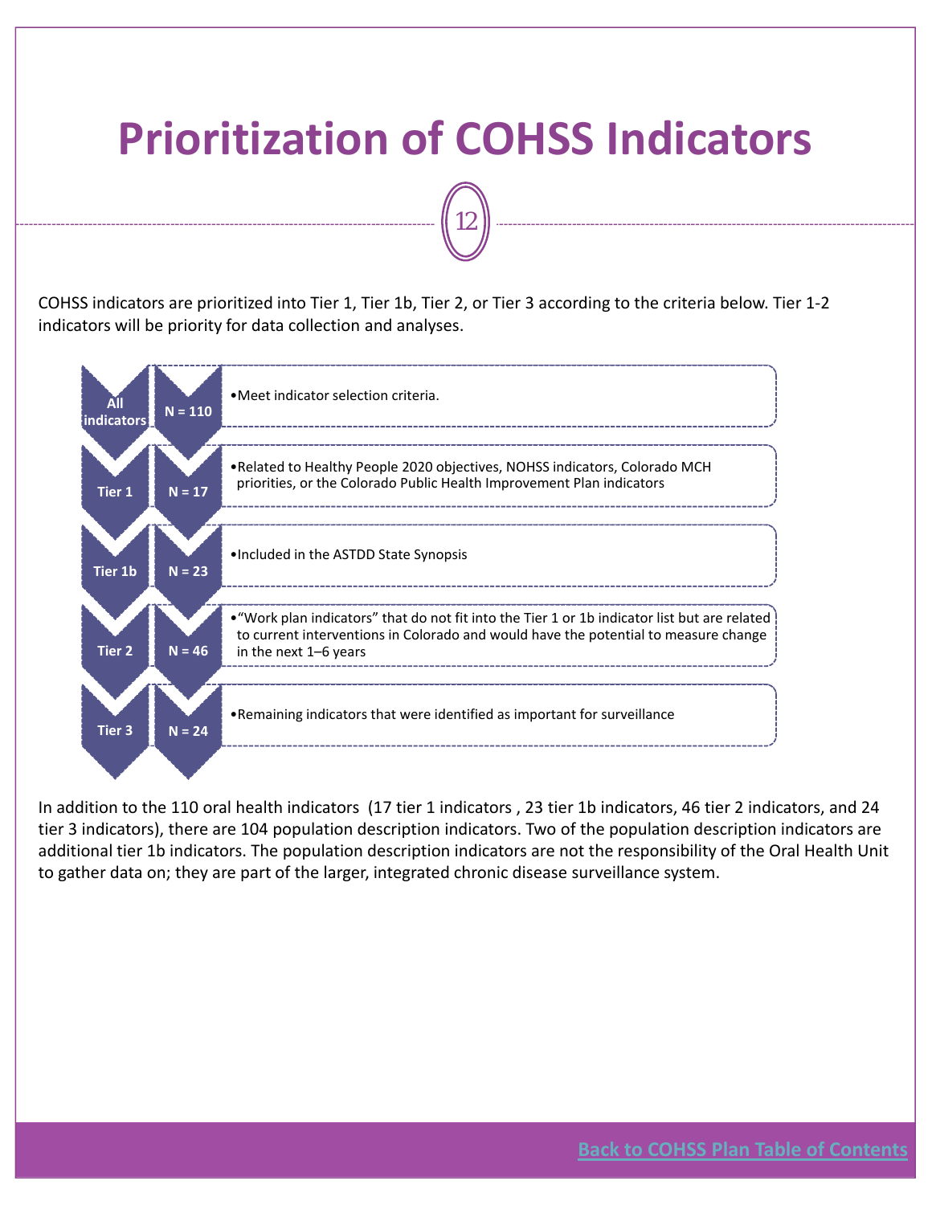# Prioritization of COHSS Indicators

COHSS indicators are prioritized into Tier 1, Tier 1b, Tier 2, or Tier 3 according to the criteria below. Tier 1-2 indicators will be priority for data collection and analyses.

| Tier | N | Criteria |
|---|---|---|
| All indicators | N = 110 | Meet indicator selection criteria. |
| Tier 1 | N = 17 | Related to Healthy People 2020 objectives, NOHSS indicators, Colorado MCH priorities, or the Colorado Public Health Improvement Plan indicators |
| Tier 1b | N = 23 | Included in the ASTDD State Synopsis |
| Tier 2 | N = 46 | "Work plan indicators" that do not fit into the Tier 1 or 1b indicator list but are related to current interventions in Colorado and would have the potential to measure change in the next 1–6 years |
| Tier 3 | N = 24 | Remaining indicators that were identified as important for surveillance |

In addition to the 110 oral health indicators (17 tier 1 indicators , 23 tier 1b indicators, 46 tier 2 indicators, and 24 tier 3 indicators), there are 104 population description indicators. Two of the population description indicators are additional tier 1b indicators. The population description indicators are not the responsibility of the Oral Health Unit to gather data on; they are part of the larger, integrated chronic disease surveillance system.

Back to COHSS Plan Table of Contents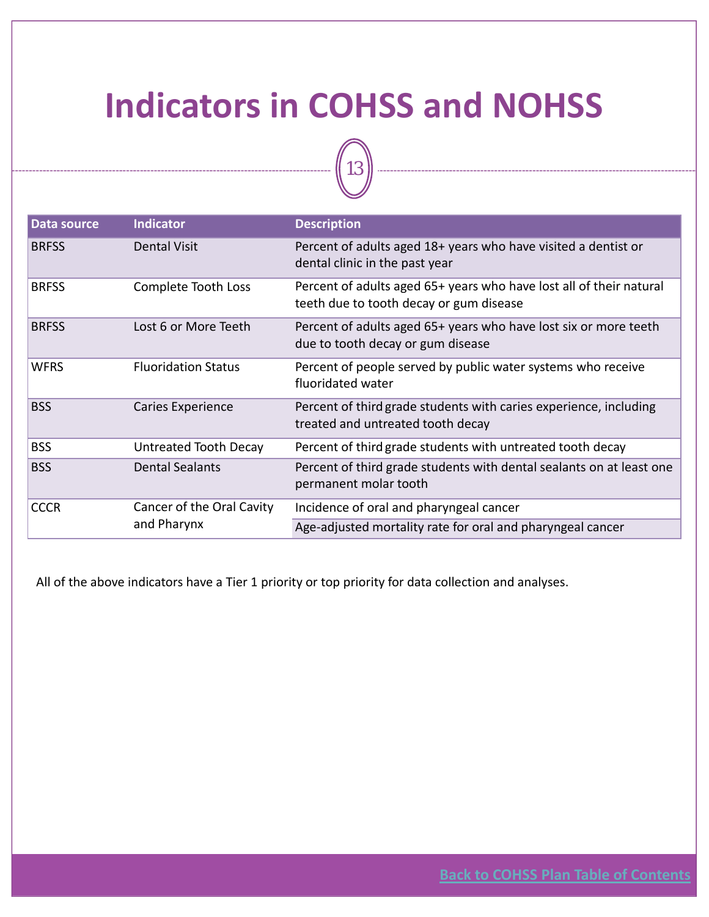# Indicators in COHSS and NOHSS

| Data source | Indicator | Description |
| --- | --- | --- |
| BRFSS | Dental Visit | Percent of adults aged 18+ years who have visited a dentist or dental clinic in the past year |
| BRFSS | Complete Tooth Loss | Percent of adults aged 65+ years who have lost all of their natural teeth due to tooth decay or gum disease |
| BRFSS | Lost 6 or More Teeth | Percent of adults aged 65+ years who have lost six or more teeth due to tooth decay or gum disease |
| WFRS | Fluoridation Status | Percent of people served by public water systems who receive fluoridated water |
| BSS | Caries Experience | Percent of third grade students with caries experience, including treated and untreated tooth decay |
| BSS | Untreated Tooth Decay | Percent of third grade students with untreated tooth decay |
| BSS | Dental Sealants | Percent of third grade students with dental sealants on at least one permanent molar tooth |
| CCCR | Cancer of the Oral Cavity and Pharynx | Incidence of oral and pharyngeal cancer |
| | | Age-adjusted mortality rate for oral and pharyngeal cancer |

All of the above indicators have a Tier 1 priority or top priority for data collection and analyses.

Back to COHSS Plan Table of Contents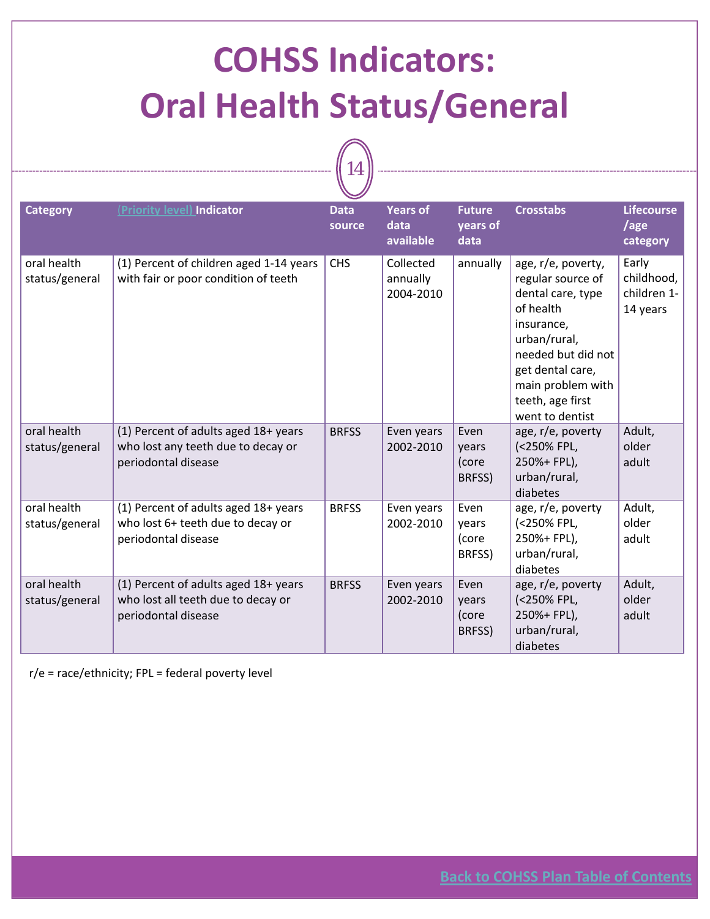# COHSS Indicators: Oral Health Status/General

| Category | (Priority level) Indicator | Data source | Years of data available | Future years of data | Crosstabs | Lifecourse /age category |
|---|---|---|---|---|---|---|
| oral health status/general | (1) Percent of children aged 1-14 years with fair or poor condition of teeth | CHS | Collected annually 2004-2010 | annually | age, r/e, poverty, regular source of dental care, type of health insurance, urban/rural, needed but did not get dental care, main problem with teeth, age first went to dentist | Early childhood, children 1-14 years |
| oral health status/general | (1) Percent of adults aged 18+ years who lost any teeth due to decay or periodontal disease | BRFSS | Even years 2002-2010 | Even years (core BRFSS) | age, r/e, poverty (<250% FPL, 250%+ FPL), urban/rural, diabetes | Adult, older adult |
| oral health status/general | (1) Percent of adults aged 18+ years who lost 6+ teeth due to decay or periodontal disease | BRFSS | Even years 2002-2010 | Even years (core BRFSS) | age, r/e, poverty (<250% FPL, 250%+ FPL), urban/rural, diabetes | Adult, older adult |
| oral health status/general | (1) Percent of adults aged 18+ years who lost all teeth due to decay or periodontal disease | BRFSS | Even years 2002-2010 | Even years (core BRFSS) | age, r/e, poverty (<250% FPL, 250%+ FPL), urban/rural, diabetes | Adult, older adult |

r/e = race/ethnicity; FPL = federal poverty level

Back to COHSS Plan Table of Contents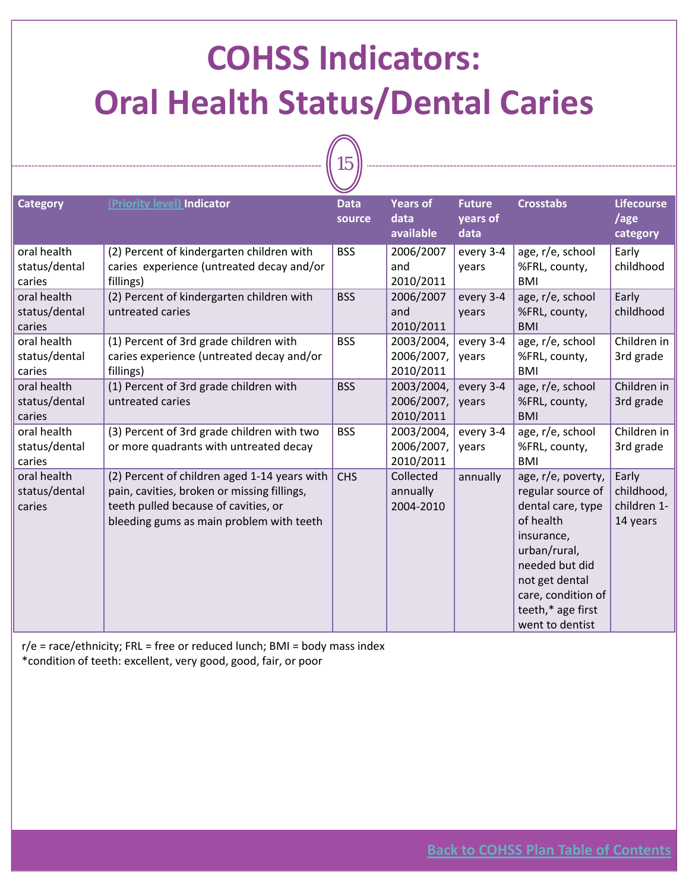# COHSS Indicators: Oral Health Status/Dental Caries

| Category | (Priority level) Indicator | Data source | Years of data available | Future years of data | Crosstabs | Lifecourse /age category |
|---|---|---|---|---|---|---|
| oral health status/dental caries | (2) Percent of kindergarten children with caries experience (untreated decay and/or fillings) | BSS | 2006/2007 and 2010/2011 | every 3-4 years | age, r/e, school %FRL, county, BMI | Early childhood |
| oral health status/dental caries | (2) Percent of kindergarten children with untreated caries | BSS | 2006/2007 and 2010/2011 | every 3-4 years | age, r/e, school %FRL, county, BMI | Early childhood |
| oral health status/dental caries | (1) Percent of 3rd grade children with caries experience (untreated decay and/or fillings) | BSS | 2003/2004, 2006/2007, 2010/2011 | every 3-4 years | age, r/e, school %FRL, county, BMI | Children in 3rd grade |
| oral health status/dental caries | (1) Percent of 3rd grade children with untreated caries | BSS | 2003/2004, 2006/2007, 2010/2011 | every 3-4 years | age, r/e, school %FRL, county, BMI | Children in 3rd grade |
| oral health status/dental caries | (3) Percent of 3rd grade children with two or more quadrants with untreated decay | BSS | 2003/2004, 2006/2007, 2010/2011 | every 3-4 years | age, r/e, school %FRL, county, BMI | Children in 3rd grade |
| oral health status/dental caries | (2) Percent of children aged 1-14 years with pain, cavities, broken or missing fillings, teeth pulled because of cavities, or bleeding gums as main problem with teeth | CHS | Collected annually 2004-2010 | annually | age, r/e, poverty, regular source of dental care, type of health insurance, urban/rural, needed but did not get dental care, condition of teeth,* age first went to dentist | Early childhood, children 1-14 years |

r/e = race/ethnicity; FRL = free or reduced lunch; BMI = body mass index
*condition of teeth: excellent, very good, good, fair, or poor

Back to COHSS Plan Table of Contents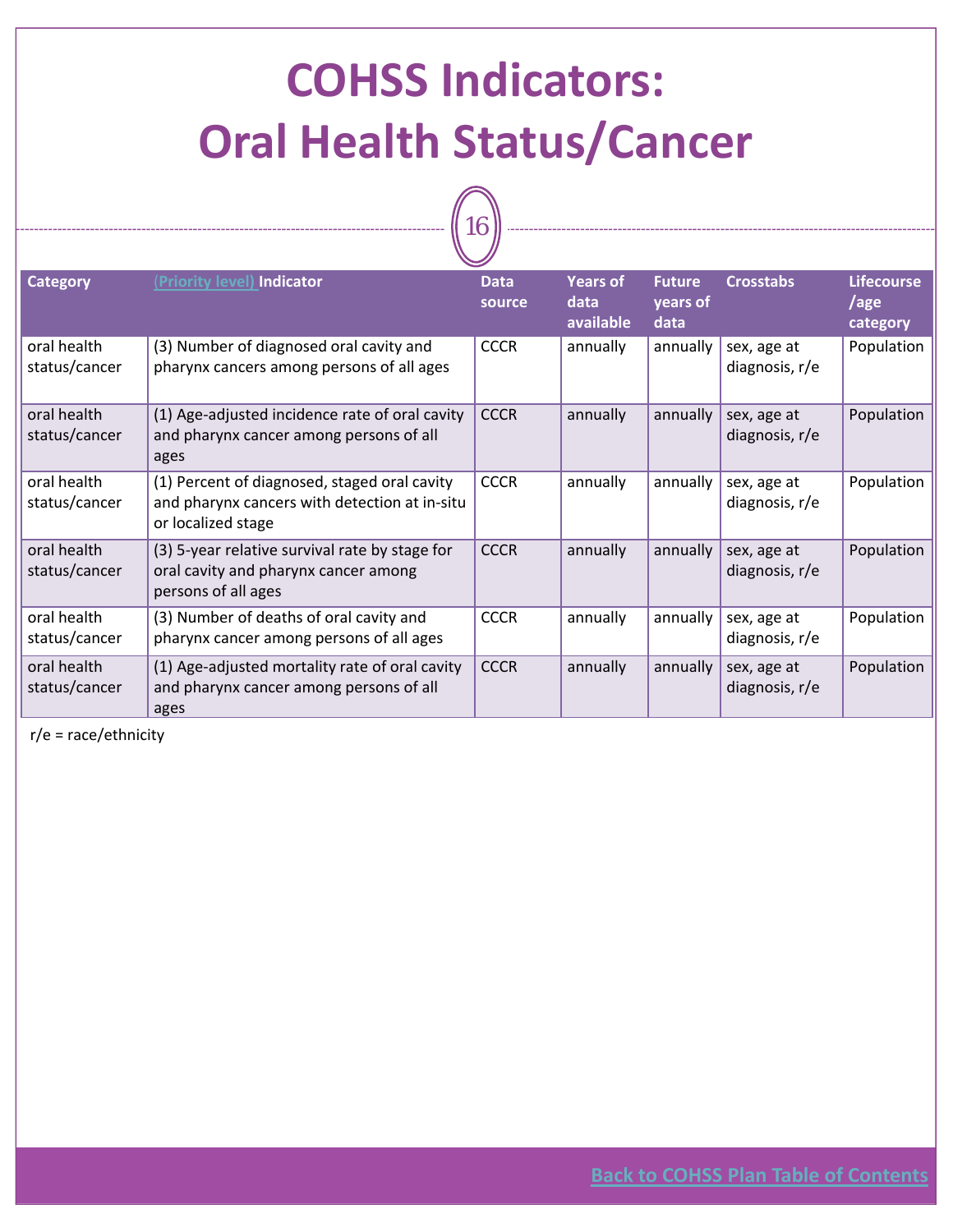# COHSS Indicators: Oral Health Status/Cancer

| Category | (Priority level) Indicator | Data source | Years of data available | Future years of data | Crosstabs | Lifecourse /age category |
|---|---|---|---|---|---|---|
| oral health status/cancer | (3) Number of diagnosed oral cavity and pharynx cancers among persons of all ages | CCCR | annually | annually | sex, age at diagnosis, r/e | Population |
| oral health status/cancer | (1) Age-adjusted incidence rate of oral cavity and pharynx cancer among persons of all ages | CCCR | annually | annually | sex, age at diagnosis, r/e | Population |
| oral health status/cancer | (1) Percent of diagnosed, staged oral cavity and pharynx cancers with detection at in-situ or localized stage | CCCR | annually | annually | sex, age at diagnosis, r/e | Population |
| oral health status/cancer | (3) 5-year relative survival rate by stage for oral cavity and pharynx cancer among persons of all ages | CCCR | annually | annually | sex, age at diagnosis, r/e | Population |
| oral health status/cancer | (3) Number of deaths of oral cavity and pharynx cancer among persons of all ages | CCCR | annually | annually | sex, age at diagnosis, r/e | Population |
| oral health status/cancer | (1) Age-adjusted mortality rate of oral cavity and pharynx cancer among persons of all ages | CCCR | annually | annually | sex, age at diagnosis, r/e | Population |

r/e = race/ethnicity

Back to COHSS Plan Table of Contents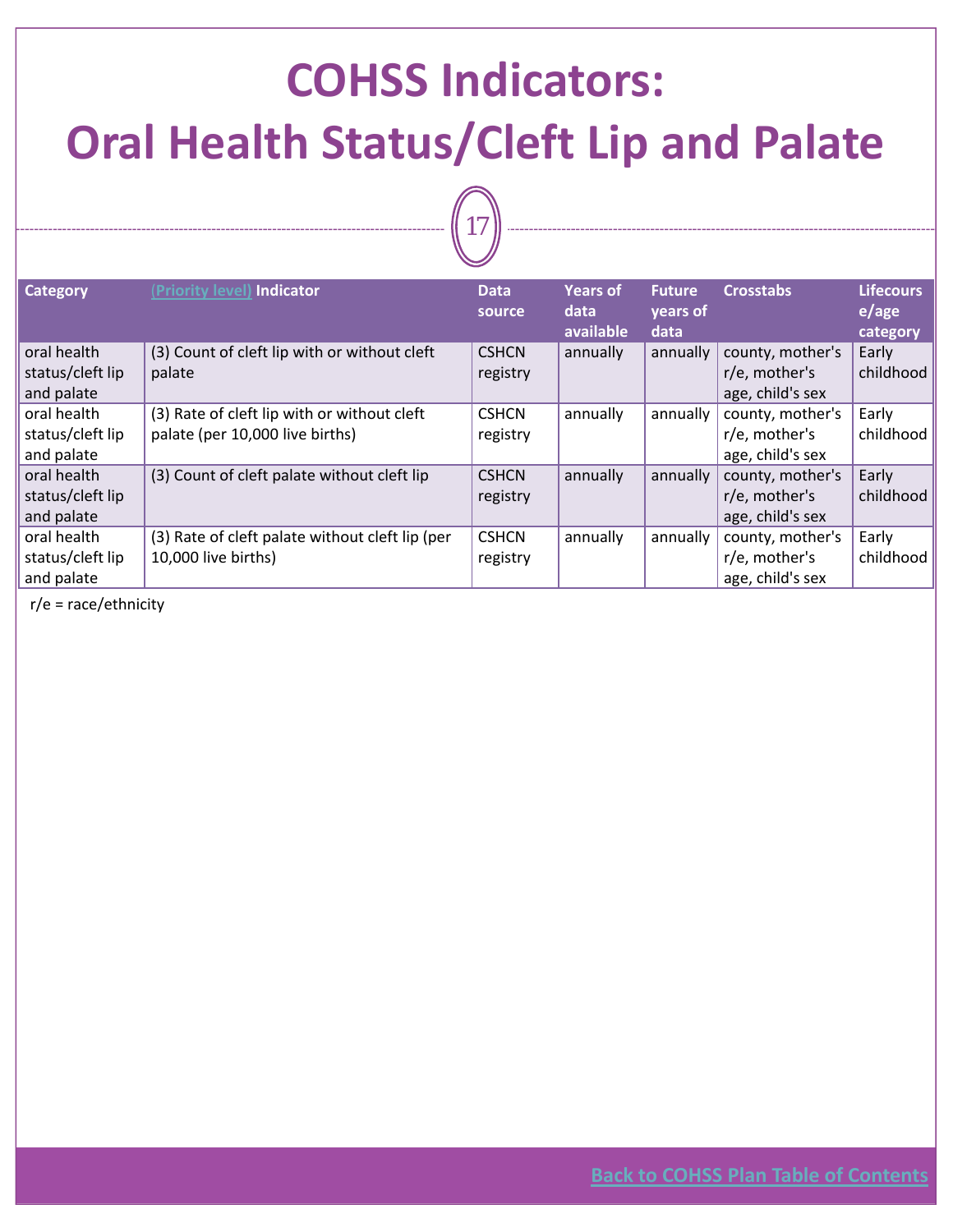# COHSS Indicators: Oral Health Status/Cleft Lip and Palate

| Category | (Priority level) Indicator | Data source | Years of data available | Future years of data | Crosstabs | Lifecourse/age category |
|---|---|---|---|---|---|---|
| oral health status/cleft lip and palate | (3) Count of cleft lip with or without cleft palate | CSHCN registry | annually | annually | county, mother's r/e, mother's age, child's sex | Early childhood |
| oral health status/cleft lip and palate | (3) Rate of cleft lip with or without cleft palate (per 10,000 live births) | CSHCN registry | annually | annually | county, mother's r/e, mother's age, child's sex | Early childhood |
| oral health status/cleft lip and palate | (3) Count of cleft palate without cleft lip | CSHCN registry | annually | annually | county, mother's r/e, mother's age, child's sex | Early childhood |
| oral health status/cleft lip and palate | (3) Rate of cleft palate without cleft lip (per 10,000 live births) | CSHCN registry | annually | annually | county, mother's r/e, mother's age, child's sex | Early childhood |

r/e = race/ethnicity

Back to COHSS Plan Table of Contents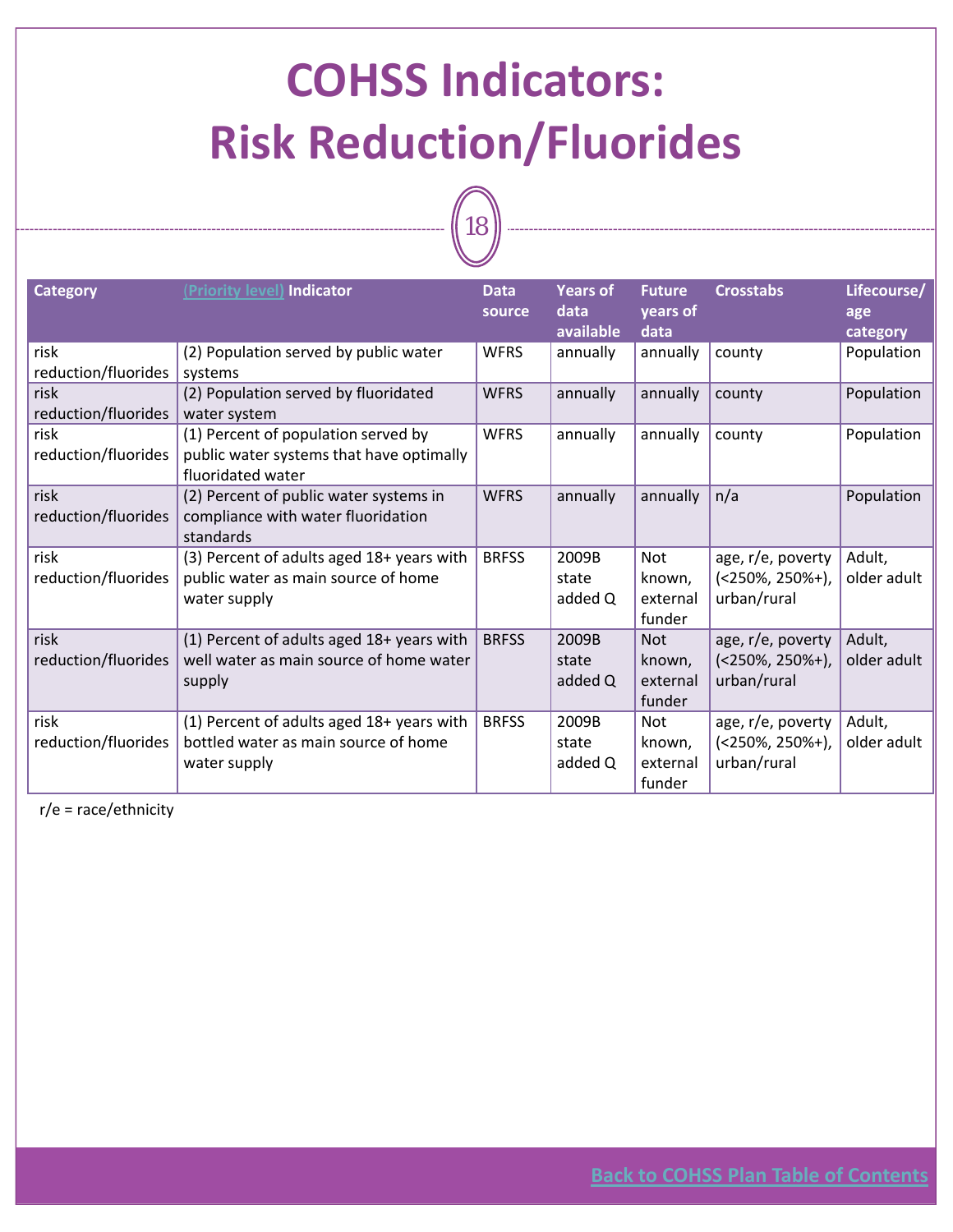# COHSS Indicators: Risk Reduction/Fluorides

| Category | (Priority level) Indicator | Data source | Years of data available | Future years of data | Crosstabs | Lifecourse/ age category |
|---|---|---|---|---|---|---|
| risk reduction/fluorides | (2) Population served by public water systems | WFRS | annually | annually | county | Population |
| risk reduction/fluorides | (2) Population served by fluoridated water system | WFRS | annually | annually | county | Population |
| risk reduction/fluorides | (1) Percent of population served by public water systems that have optimally fluoridated water | WFRS | annually | annually | county | Population |
| risk reduction/fluorides | (2) Percent of public water systems in compliance with water fluoridation standards | WFRS | annually | annually | n/a | Population |
| risk reduction/fluorides | (3) Percent of adults aged 18+ years with public water as main source of home water supply | BRFSS | 2009B state added Q | Not known, external funder | age, r/e, poverty (<250%, 250%+), urban/rural | Adult, older adult |
| risk reduction/fluorides | (1) Percent of adults aged 18+ years with well water as main source of home water supply | BRFSS | 2009B state added Q | Not known, external funder | age, r/e, poverty (<250%, 250%+), urban/rural | Adult, older adult |
| risk reduction/fluorides | (1) Percent of adults aged 18+ years with bottled water as main source of home water supply | BRFSS | 2009B state added Q | Not known, external funder | age, r/e, poverty (<250%, 250%+), urban/rural | Adult, older adult |

r/e = race/ethnicity

Back to COHSS Plan Table of Contents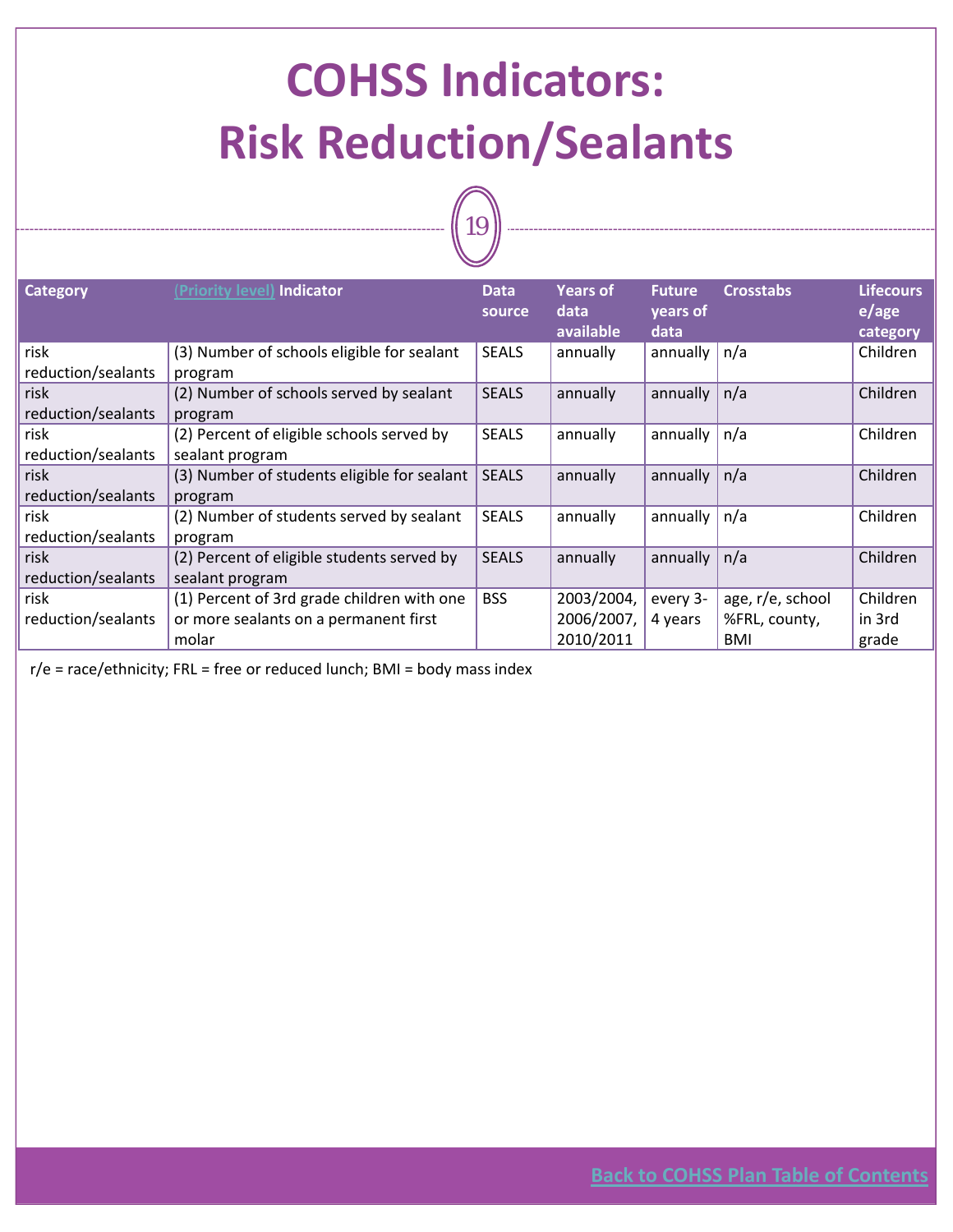# COHSS Indicators: Risk Reduction/Sealants

| Category | (Priority level) Indicator | Data source | Years of data available | Future years of data | Crosstabs | Lifecourse/age category |
|---|---|---|---|---|---|---|
| risk reduction/sealants | (3) Number of schools eligible for sealant program | SEALS | annually | annually | n/a | Children |
| risk reduction/sealants | (2) Number of schools served by sealant program | SEALS | annually | annually | n/a | Children |
| risk reduction/sealants | (2) Percent of eligible schools served by sealant program | SEALS | annually | annually | n/a | Children |
| risk reduction/sealants | (3) Number of students eligible for sealant program | SEALS | annually | annually | n/a | Children |
| risk reduction/sealants | (2) Number of students served by sealant program | SEALS | annually | annually | n/a | Children |
| risk reduction/sealants | (2) Percent of eligible students served by sealant program | SEALS | annually | annually | n/a | Children |
| risk reduction/sealants | (1) Percent of 3rd grade children with one or more sealants on a permanent first molar | BSS | 2003/2004, 2006/2007, 2010/2011 | every 3-4 years | age, r/e, school %FRL, county, BMI | Children in 3rd grade |

r/e = race/ethnicity; FRL = free or reduced lunch; BMI = body mass index

Back to COHSS Plan Table of Contents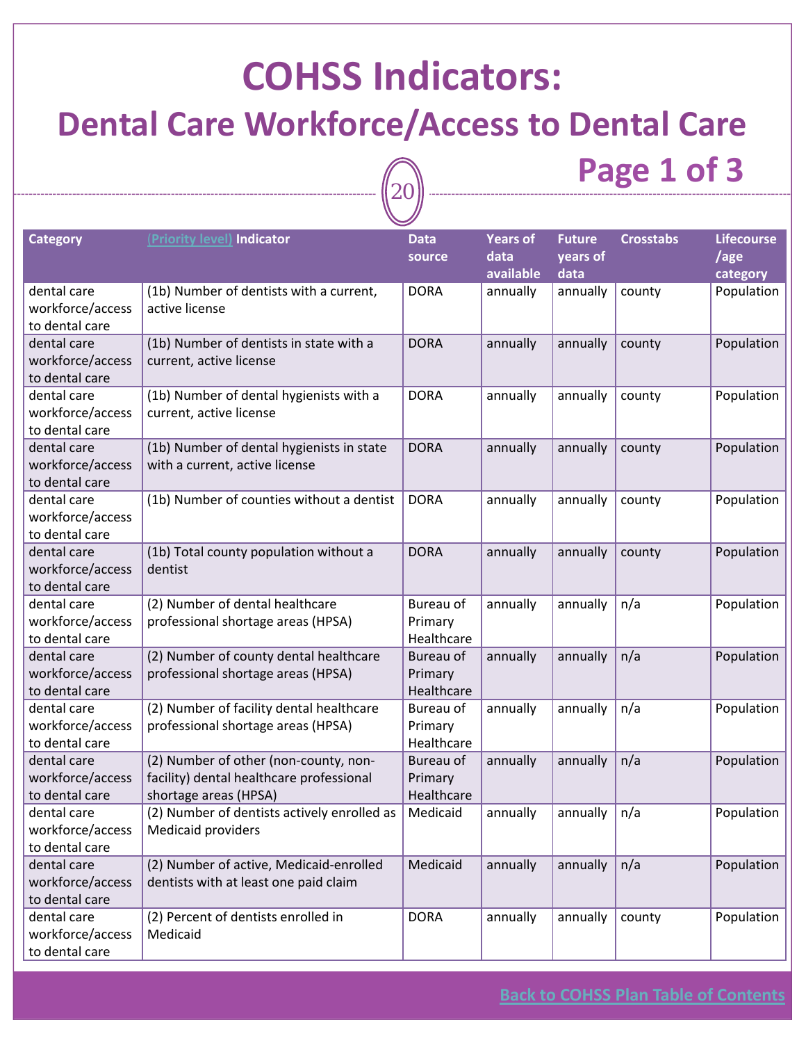# COHSS Indicators:

## Dental Care Workforce/Access to Dental Care

| Category | (Priority level) Indicator | Data source | Years of data available | Future years of data | Crosstabs | Lifecourse /age category |
|---|---|---|---|---|---|---|
| dental care workforce/access to dental care | (1b) Number of dentists with a current, active license | DORA | annually | annually | county | Population |
| dental care workforce/access to dental care | (1b) Number of dentists in state with a current, active license | DORA | annually | annually | county | Population |
| dental care workforce/access to dental care | (1b) Number of dental hygienists with a current, active license | DORA | annually | annually | county | Population |
| dental care workforce/access to dental care | (1b) Number of dental hygienists in state with a current, active license | DORA | annually | annually | county | Population |
| dental care workforce/access to dental care | (1b) Number of counties without a dentist | DORA | annually | annually | county | Population |
| dental care workforce/access to dental care | (1b) Total county population without a dentist | DORA | annually | annually | county | Population |
| dental care workforce/access to dental care | (2) Number of dental healthcare professional shortage areas (HPSA) | Bureau of Primary Healthcare | annually | annually | n/a | Population |
| dental care workforce/access to dental care | (2) Number of county dental healthcare professional shortage areas (HPSA) | Bureau of Primary Healthcare | annually | annually | n/a | Population |
| dental care workforce/access to dental care | (2) Number of facility dental healthcare professional shortage areas (HPSA) | Bureau of Primary Healthcare | annually | annually | n/a | Population |
| dental care workforce/access to dental care | (2) Number of other (non-county, non-facility) dental healthcare professional shortage areas (HPSA) | Bureau of Primary Healthcare | annually | annually | n/a | Population |
| dental care workforce/access to dental care | (2) Number of dentists actively enrolled as Medicaid providers | Medicaid | annually | annually | n/a | Population |
| dental care workforce/access to dental care | (2) Number of active, Medicaid-enrolled dentists with at least one paid claim | Medicaid | annually | annually | n/a | Population |
| dental care workforce/access to dental care | (2) Percent of dentists enrolled in Medicaid | DORA | annually | annually | county | Population |

Back to COHSS Plan Table of Contents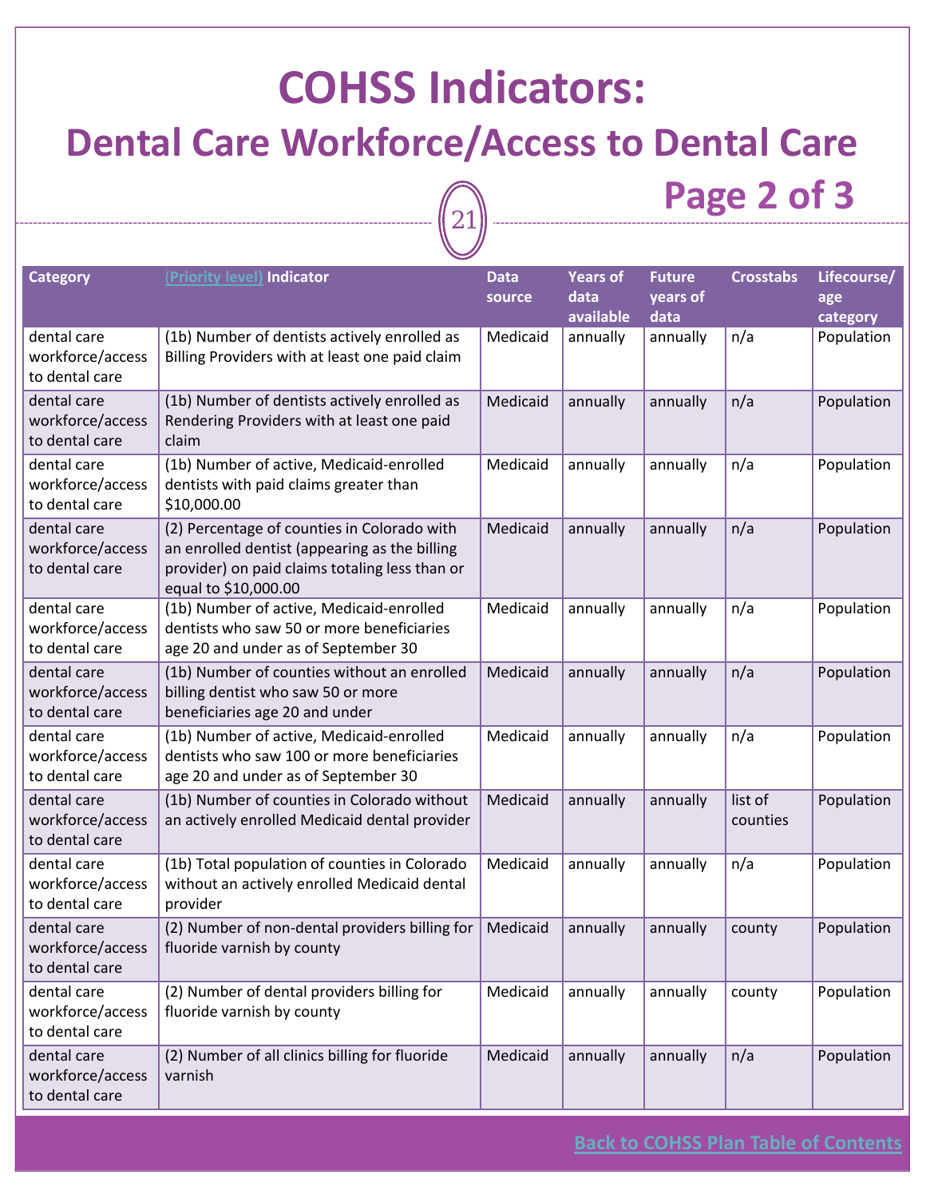# COHSS Indicators:

## Dental Care Workforce/Access to Dental Care

### Page 2 of 3

| Category | (Priority level) Indicator | Data source | Years of data available | Future years of data | Crosstabs | Lifecourse/ age category |
|---|---|---|---|---|---|---|
| dental care workforce/access to dental care | (1b) Number of dentists actively enrolled as Billing Providers with at least one paid claim | Medicaid | annually | annually | n/a | Population |
| dental care workforce/access to dental care | (1b) Number of dentists actively enrolled as Rendering Providers with at least one paid claim | Medicaid | annually | annually | n/a | Population |
| dental care workforce/access to dental care | (1b) Number of active, Medicaid-enrolled dentists with paid claims greater than $10,000.00 | Medicaid | annually | annually | n/a | Population |
| dental care workforce/access to dental care | (2) Percentage of counties in Colorado with an enrolled dentist (appearing as the billing provider) on paid claims totaling less than or equal to $10,000.00 | Medicaid | annually | annually | n/a | Population |
| dental care workforce/access to dental care | (1b) Number of active, Medicaid-enrolled dentists who saw 50 or more beneficiaries age 20 and under as of September 30 | Medicaid | annually | annually | n/a | Population |
| dental care workforce/access to dental care | (1b) Number of counties without an enrolled billing dentist who saw 50 or more beneficiaries age 20 and under | Medicaid | annually | annually | n/a | Population |
| dental care workforce/access to dental care | (1b) Number of active, Medicaid-enrolled dentists who saw 100 or more beneficiaries age 20 and under as of September 30 | Medicaid | annually | annually | n/a | Population |
| dental care workforce/access to dental care | (1b) Number of counties in Colorado without an actively enrolled Medicaid dental provider | Medicaid | annually | annually | list of counties | Population |
| dental care workforce/access to dental care | (1b) Total population of counties in Colorado without an actively enrolled Medicaid dental provider | Medicaid | annually | annually | n/a | Population |
| dental care workforce/access to dental care | (2) Number of non-dental providers billing for fluoride varnish by county | Medicaid | annually | annually | county | Population |
| dental care workforce/access to dental care | (2) Number of dental providers billing for fluoride varnish by county | Medicaid | annually | annually | county | Population |
| dental care workforce/access to dental care | (2) Number of all clinics billing for fluoride varnish | Medicaid | annually | annually | n/a | Population |

Back to COHSS Plan Table of Contents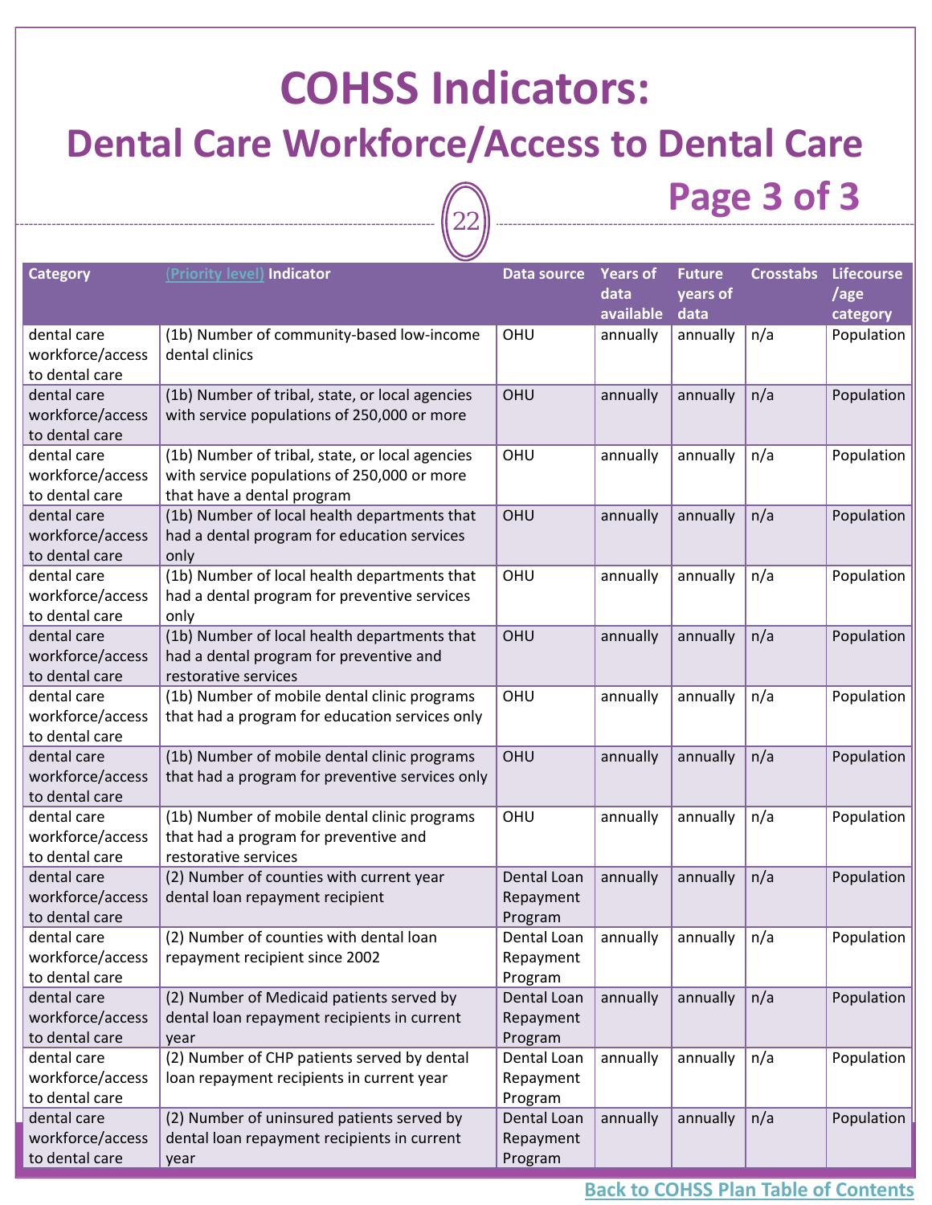# COHSS Indicators:
## Dental Care Workforce/Access to Dental Care
### Page 3 of 3

| Category | (Priority level) Indicator | Data source | Years of data available | Future years of data | Crosstabs | Lifecourse /age category |
|---|---|---|---|---|---|---|
| dental care workforce/access to dental care | (1b) Number of community-based low-income dental clinics | OHU | annually | annually | n/a | Population |
| dental care workforce/access to dental care | (1b) Number of tribal, state, or local agencies with service populations of 250,000 or more | OHU | annually | annually | n/a | Population |
| dental care workforce/access to dental care | (1b) Number of tribal, state, or local agencies with service populations of 250,000 or more that have a dental program | OHU | annually | annually | n/a | Population |
| dental care workforce/access to dental care | (1b) Number of local health departments that had a dental program for education services only | OHU | annually | annually | n/a | Population |
| dental care workforce/access to dental care | (1b) Number of local health departments that had a dental program for preventive services only | OHU | annually | annually | n/a | Population |
| dental care workforce/access to dental care | (1b) Number of local health departments that had a dental program for preventive and restorative services | OHU | annually | annually | n/a | Population |
| dental care workforce/access to dental care | (1b) Number of mobile dental clinic programs that had a program for education services only | OHU | annually | annually | n/a | Population |
| dental care workforce/access to dental care | (1b) Number of mobile dental clinic programs that had a program for preventive services only | OHU | annually | annually | n/a | Population |
| dental care workforce/access to dental care | (1b) Number of mobile dental clinic programs that had a program for preventive and restorative services | OHU | annually | annually | n/a | Population |
| dental care workforce/access to dental care | (2) Number of counties with current year dental loan repayment recipient | Dental Loan Repayment Program | annually | annually | n/a | Population |
| dental care workforce/access to dental care | (2) Number of counties with dental loan repayment recipient since 2002 | Dental Loan Repayment Program | annually | annually | n/a | Population |
| dental care workforce/access to dental care | (2) Number of Medicaid patients served by dental loan repayment recipients in current year | Dental Loan Repayment Program | annually | annually | n/a | Population |
| dental care workforce/access to dental care | (2) Number of CHP patients served by dental loan repayment recipients in current year | Dental Loan Repayment Program | annually | annually | n/a | Population |
| dental care workforce/access to dental care | (2) Number of uninsured patients served by dental loan repayment recipients in current year | Dental Loan Repayment Program | annually | annually | n/a | Population |

Back to COHSS Plan Table of Contents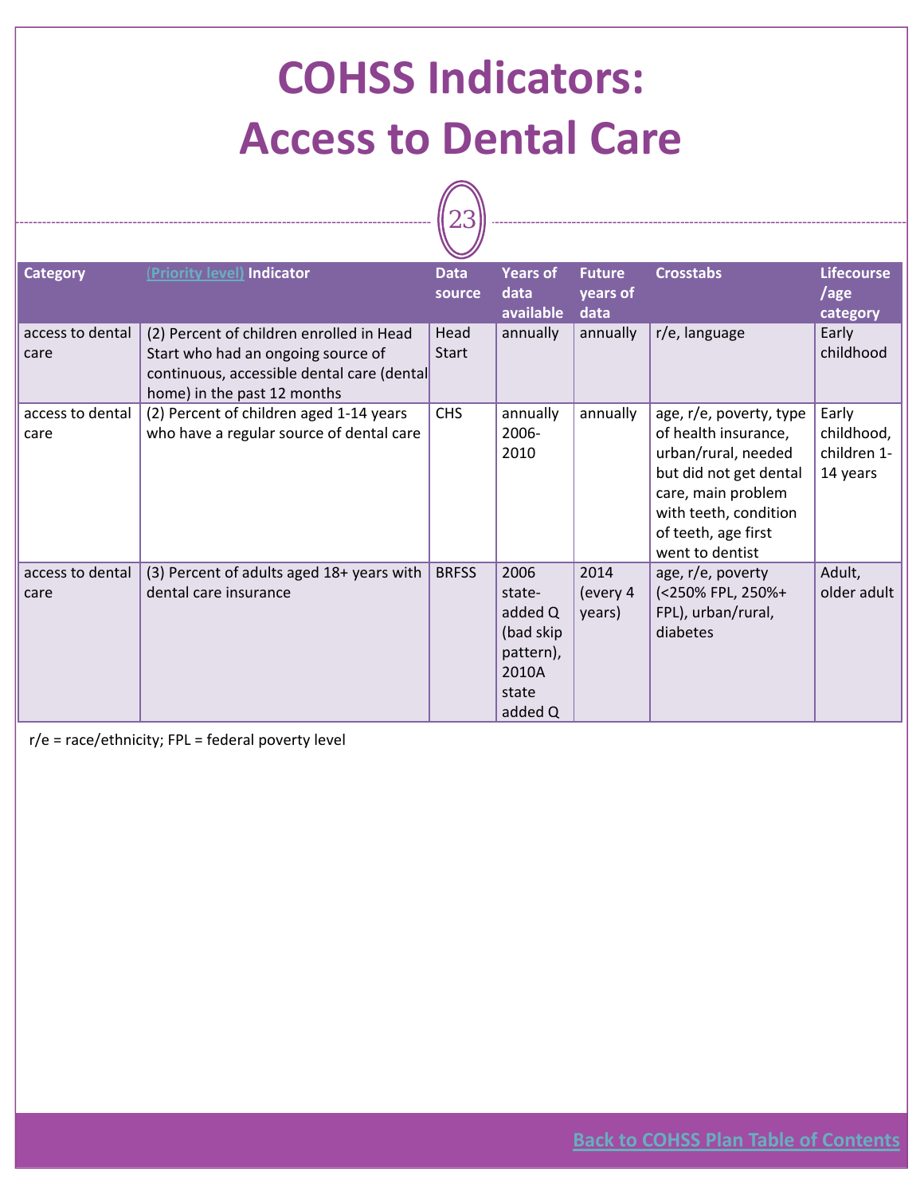# COHSS Indicators: Access to Dental Care

| Category | (Priority level) Indicator | Data source | Years of data available | Future years of data | Crosstabs | Lifecourse /age category |
|---|---|---|---|---|---|---|
| access to dental care | (2) Percent of children enrolled in Head Start who had an ongoing source of continuous, accessible dental care (dental home) in the past 12 months | Head Start | annually | annually | r/e, language | Early childhood |
| access to dental care | (2) Percent of children aged 1-14 years who have a regular source of dental care | CHS | annually 2006-2010 | annually | age, r/e, poverty, type of health insurance, urban/rural, needed but did not get dental care, main problem with teeth, condition of teeth, age first went to dentist | Early childhood, children 1-14 years |
| access to dental care | (3) Percent of adults aged 18+ years with dental care insurance | BRFSS | 2006 state-added Q (bad skip pattern), 2010A state added Q | 2014 (every 4 years) | age, r/e, poverty (<250% FPL, 250%+ FPL), urban/rural, diabetes | Adult, older adult |

r/e = race/ethnicity; FPL = federal poverty level

Back to COHSS Plan Table of Contents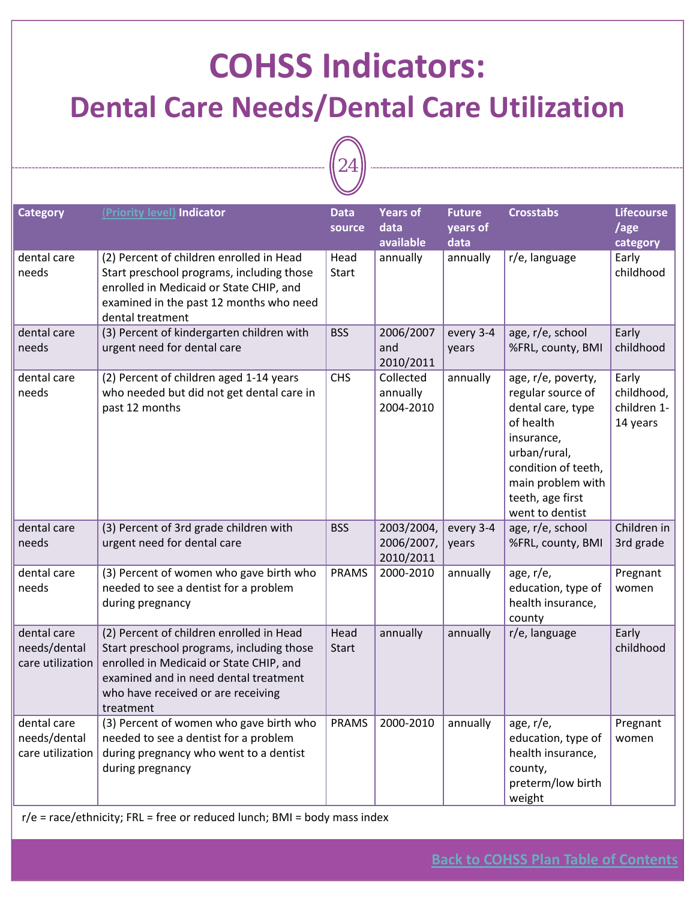# COHSS Indicators:

## Dental Care Needs/Dental Care Utilization

| Category | (Priority level) Indicator | Data source | Years of data available | Future years of data | Crosstabs | Lifecourse /age category |
|---|---|---|---|---|---|---|
| dental care needs | (2) Percent of children enrolled in Head Start preschool programs, including those enrolled in Medicaid or State CHIP, and examined in the past 12 months who need dental treatment | Head Start | annually | annually | r/e, language | Early childhood |
| dental care needs | (3) Percent of kindergarten children with urgent need for dental care | BSS | 2006/2007 and 2010/2011 | every 3-4 years | age, r/e, school %FRL, county, BMI | Early childhood |
| dental care needs | (2) Percent of children aged 1-14 years who needed but did not get dental care in past 12 months | CHS | Collected annually 2004-2010 | annually | age, r/e, poverty, regular source of dental care, type of health insurance, urban/rural, condition of teeth, main problem with teeth, age first went to dentist | Early childhood, children 1-14 years |
| dental care needs | (3) Percent of 3rd grade children with urgent need for dental care | BSS | 2003/2004, 2006/2007, 2010/2011 | every 3-4 years | age, r/e, school %FRL, county, BMI | Children in 3rd grade |
| dental care needs | (3) Percent of women who gave birth who needed to see a dentist for a problem during pregnancy | PRAMS | 2000-2010 | annually | age, r/e, education, type of health insurance, county | Pregnant women |
| dental care needs/dental care utilization | (2) Percent of children enrolled in Head Start preschool programs, including those enrolled in Medicaid or State CHIP, and examined and in need dental treatment who have received or are receiving treatment | Head Start | annually | annually | r/e, language | Early childhood |
| dental care needs/dental care utilization | (3) Percent of women who gave birth who needed to see a dentist for a problem during pregnancy who went to a dentist during pregnancy | PRAMS | 2000-2010 | annually | age, r/e, education, type of health insurance, county, preterm/low birth weight | Pregnant women |

r/e = race/ethnicity; FRL = free or reduced lunch; BMI = body mass index

Back to COHSS Plan Table of Contents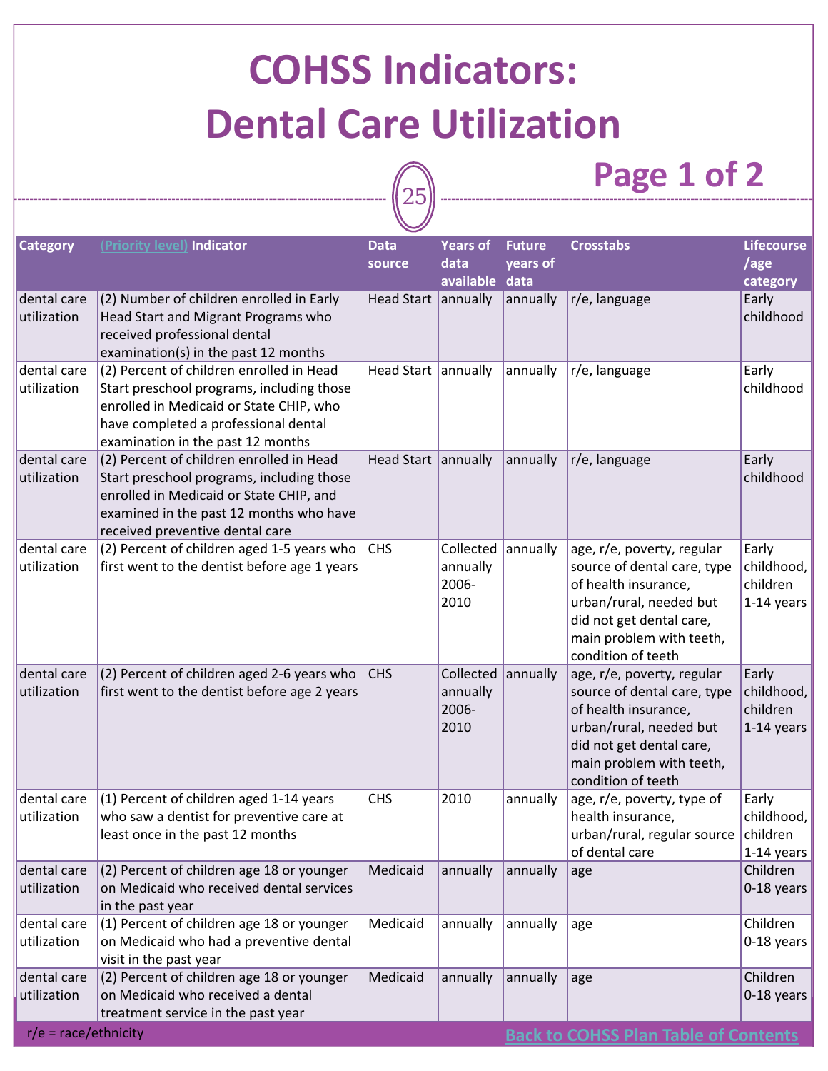# COHSS Indicators: Dental Care Utilization

## Page 1 of 2

| Category | (Priority level) Indicator | Data source | Years of data available | Future years of data | Crosstabs | Lifecourse /age category |
|---|---|---|---|---|---|---|
| dental care utilization | (2) Number of children enrolled in Early Head Start and Migrant Programs who received professional dental examination(s) in the past 12 months | Head Start | annually | annually | r/e, language | Early childhood |
| dental care utilization | (2) Percent of children enrolled in Head Start preschool programs, including those enrolled in Medicaid or State CHIP, who have completed a professional dental examination in the past 12 months | Head Start | annually | annually | r/e, language | Early childhood |
| dental care utilization | (2) Percent of children enrolled in Head Start preschool programs, including those enrolled in Medicaid or State CHIP, and examined in the past 12 months who have received preventive dental care | Head Start | annually | annually | r/e, language | Early childhood |
| dental care utilization | (2) Percent of children aged 1-5 years who first went to the dentist before age 1 years | CHS | Collected annually 2006-2010 | annually | age, r/e, poverty, regular source of dental care, type of health insurance, urban/rural, needed but did not get dental care, main problem with teeth, condition of teeth | Early childhood, children 1-14 years |
| dental care utilization | (2) Percent of children aged 2-6 years who first went to the dentist before age 2 years | CHS | Collected annually 2006-2010 | annually | age, r/e, poverty, regular source of dental care, type of health insurance, urban/rural, needed but did not get dental care, main problem with teeth, condition of teeth | Early childhood, children 1-14 years |
| dental care utilization | (1) Percent of children aged 1-14 years who saw a dentist for preventive care at least once in the past 12 months | CHS | 2010 | annually | age, r/e, poverty, type of health insurance, urban/rural, regular source of dental care | Early childhood, children 1-14 years |
| dental care utilization | (2) Percent of children age 18 or younger on Medicaid who received dental services in the past year | Medicaid | annually | annually | age | Children 0-18 years |
| dental care utilization | (1) Percent of children age 18 or younger on Medicaid who had a preventive dental visit in the past year | Medicaid | annually | annually | age | Children 0-18 years |
| dental care utilization | (2) Percent of children age 18 or younger on Medicaid who received a dental treatment service in the past year | Medicaid | annually | annually | age | Children 0-18 years |

r/e = race/ethnicity

Back to COHSS Plan Table of Contents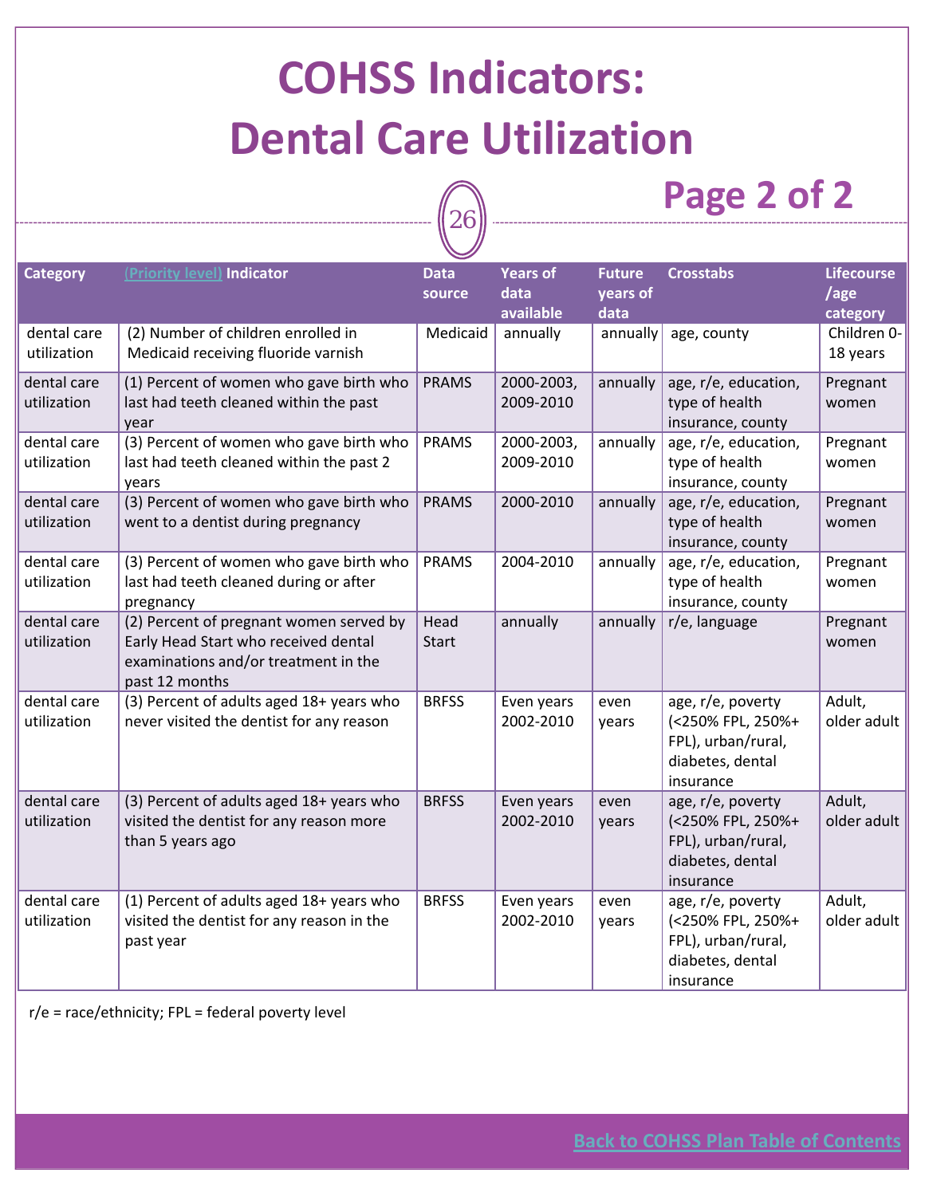# COHSS Indicators: Dental Care Utilization

## Page 2 of 2

| Category | (Priority level) Indicator | Data source | Years of data available | Future years of data | Crosstabs | Lifecourse /age category |
|---|---|---|---|---|---|---|
| dental care utilization | (2) Number of children enrolled in Medicaid receiving fluoride varnish | Medicaid | annually | annually | age, county | Children 0-18 years |
| dental care utilization | (1) Percent of women who gave birth who last had teeth cleaned within the past year | PRAMS | 2000-2003, 2009-2010 | annually | age, r/e, education, type of health insurance, county | Pregnant women |
| dental care utilization | (3) Percent of women who gave birth who last had teeth cleaned within the past 2 years | PRAMS | 2000-2003, 2009-2010 | annually | age, r/e, education, type of health insurance, county | Pregnant women |
| dental care utilization | (3) Percent of women who gave birth who went to a dentist during pregnancy | PRAMS | 2000-2010 | annually | age, r/e, education, type of health insurance, county | Pregnant women |
| dental care utilization | (3) Percent of women who gave birth who last had teeth cleaned during or after pregnancy | PRAMS | 2004-2010 | annually | age, r/e, education, type of health insurance, county | Pregnant women |
| dental care utilization | (2) Percent of pregnant women served by Early Head Start who received dental examinations and/or treatment in the past 12 months | Head Start | annually | annually | r/e, language | Pregnant women |
| dental care utilization | (3) Percent of adults aged 18+ years who never visited the dentist for any reason | BRFSS | Even years 2002-2010 | even years | age, r/e, poverty (<250% FPL, 250%+ FPL), urban/rural, diabetes, dental insurance | Adult, older adult |
| dental care utilization | (3) Percent of adults aged 18+ years who visited the dentist for any reason more than 5 years ago | BRFSS | Even years 2002-2010 | even years | age, r/e, poverty (<250% FPL, 250%+ FPL), urban/rural, diabetes, dental insurance | Adult, older adult |
| dental care utilization | (1) Percent of adults aged 18+ years who visited the dentist for any reason in the past year | BRFSS | Even years 2002-2010 | even years | age, r/e, poverty (<250% FPL, 250%+ FPL), urban/rural, diabetes, dental insurance | Adult, older adult |

r/e = race/ethnicity; FPL = federal poverty level

Back to COHSS Plan Table of Contents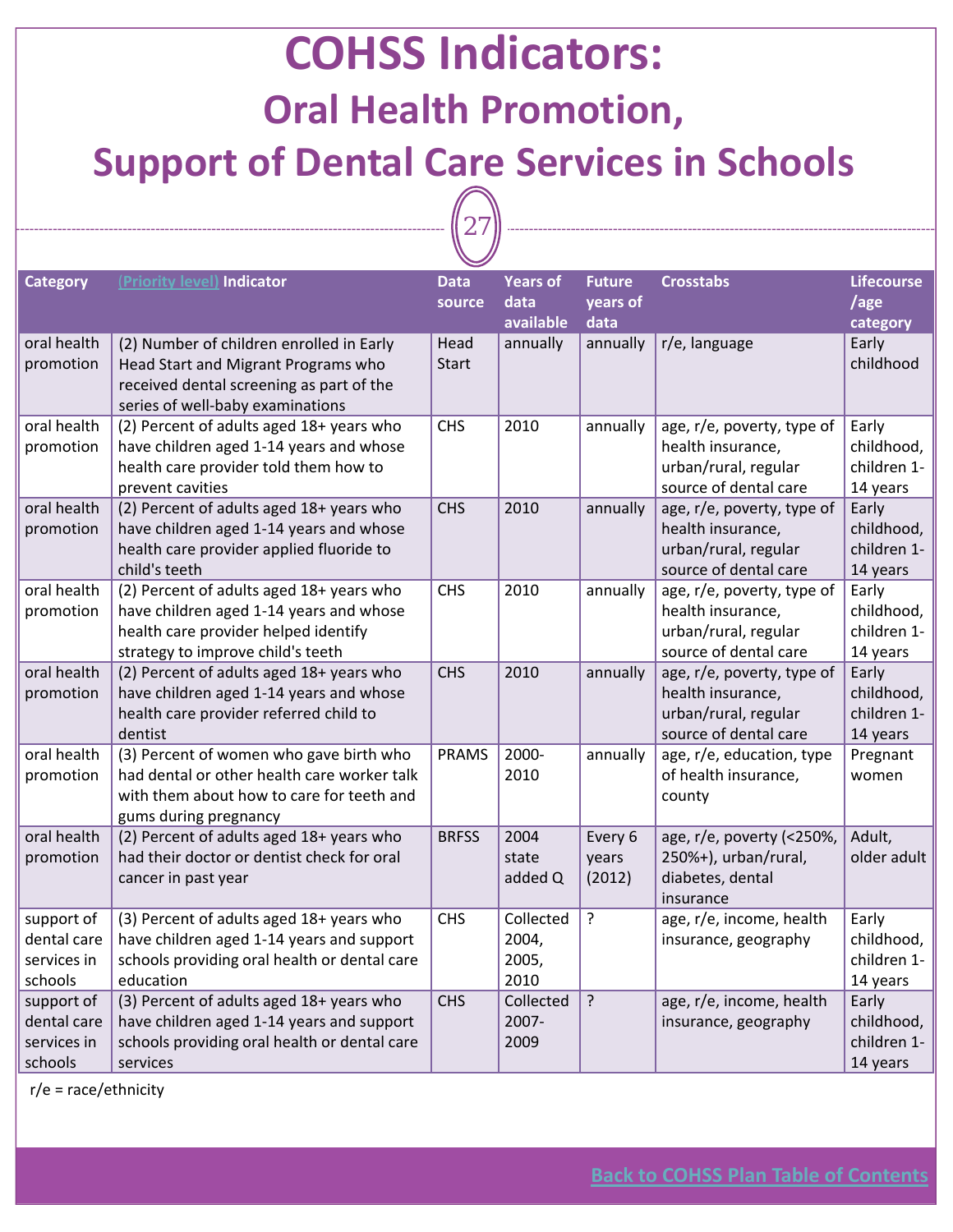# COHSS Indicators:

## Oral Health Promotion, Support of Dental Care Services in Schools

| Category | (Priority level) Indicator | Data source | Years of data available | Future years of data | Crosstabs | Lifecourse /age category |
|---|---|---|---|---|---|---|
| oral health promotion | (2) Number of children enrolled in Early Head Start and Migrant Programs who received dental screening as part of the series of well-baby examinations | Head Start | annually | annually | r/e, language | Early childhood |
| oral health promotion | (2) Percent of adults aged 18+ years who have children aged 1-14 years and whose health care provider told them how to prevent cavities | CHS | 2010 | annually | age, r/e, poverty, type of health insurance, urban/rural, regular source of dental care | Early childhood, children 1-14 years |
| oral health promotion | (2) Percent of adults aged 18+ years who have children aged 1-14 years and whose health care provider applied fluoride to child's teeth | CHS | 2010 | annually | age, r/e, poverty, type of health insurance, urban/rural, regular source of dental care | Early childhood, children 1-14 years |
| oral health promotion | (2) Percent of adults aged 18+ years who have children aged 1-14 years and whose health care provider helped identify strategy to improve child's teeth | CHS | 2010 | annually | age, r/e, poverty, type of health insurance, urban/rural, regular source of dental care | Early childhood, children 1-14 years |
| oral health promotion | (2) Percent of adults aged 18+ years who have children aged 1-14 years and whose health care provider referred child to dentist | CHS | 2010 | annually | age, r/e, poverty, type of health insurance, urban/rural, regular source of dental care | Early childhood, children 1-14 years |
| oral health promotion | (3) Percent of women who gave birth who had dental or other health care worker talk with them about how to care for teeth and gums during pregnancy | PRAMS | 2000-2010 | annually | age, r/e, education, type of health insurance, county | Pregnant women |
| oral health promotion | (2) Percent of adults aged 18+ years who had their doctor or dentist check for oral cancer in past year | BRFSS | 2004 state added Q | Every 6 years (2012) | age, r/e, poverty (<250%, 250%+), urban/rural, diabetes, dental insurance | Adult, older adult |
| support of dental care services in schools | (3) Percent of adults aged 18+ years who have children aged 1-14 years and support schools providing oral health or dental care education | CHS | Collected 2004, 2005, 2010 | ? | age, r/e, income, health insurance, geography | Early childhood, children 1-14 years |
| support of dental care services in schools | (3) Percent of adults aged 18+ years who have children aged 1-14 years and support schools providing oral health or dental care services | CHS | Collected 2007-2009 | ? | age, r/e, income, health insurance, geography | Early childhood, children 1-14 years |

r/e = race/ethnicity

Back to COHSS Plan Table of Contents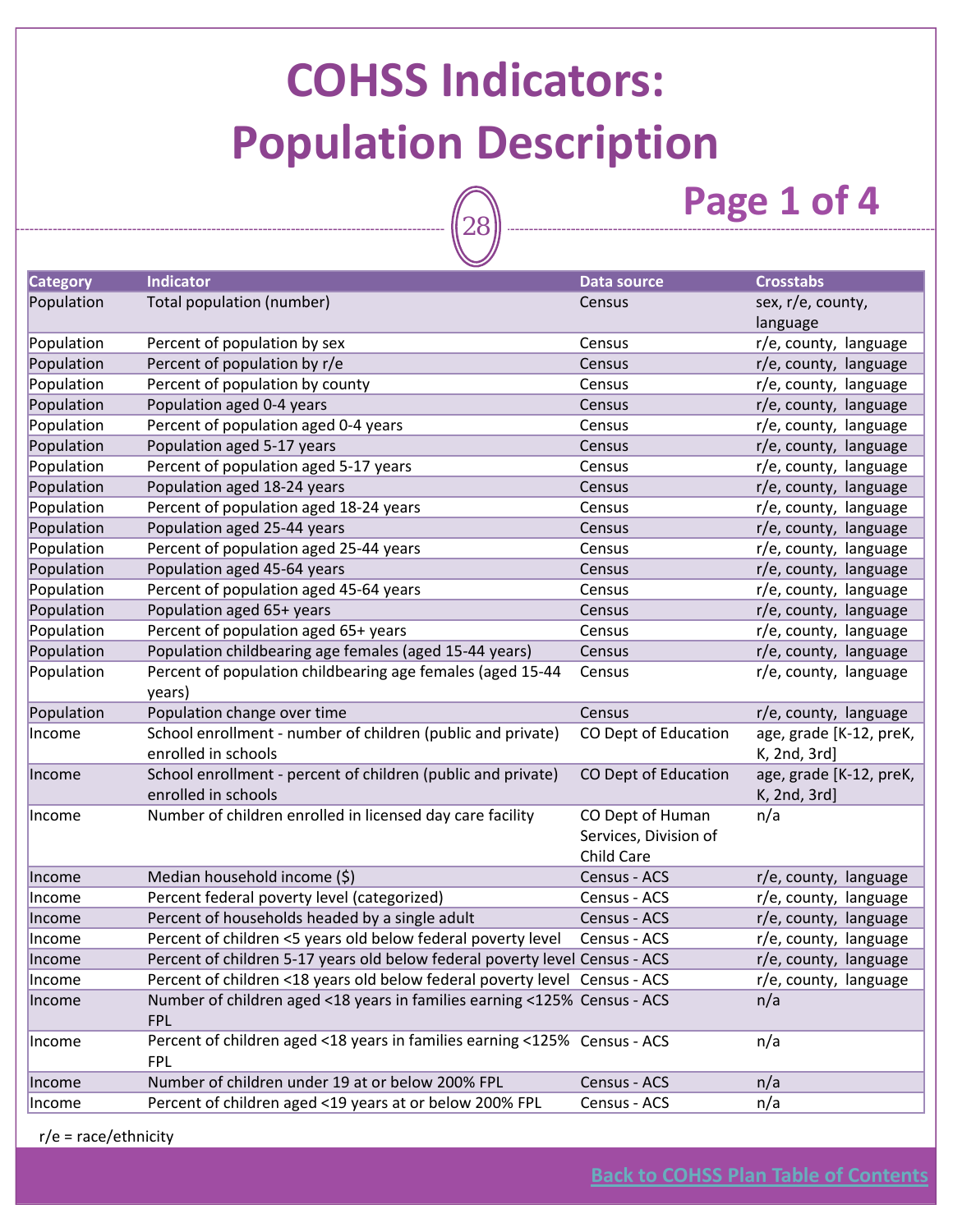# COHSS Indicators: Population Description

## Page 1 of 4

| Category | Indicator | Data source | Crosstabs |
|---|---|---|---|
| Population | Total population (number) | Census | sex, r/e, county, language |
| Population | Percent of population by sex | Census | r/e, county, language |
| Population | Percent of population by r/e | Census | r/e, county, language |
| Population | Percent of population by county | Census | r/e, county, language |
| Population | Population aged 0-4 years | Census | r/e, county, language |
| Population | Percent of population aged 0-4 years | Census | r/e, county, language |
| Population | Population aged 5-17 years | Census | r/e, county, language |
| Population | Percent of population aged 5-17 years | Census | r/e, county, language |
| Population | Population aged 18-24 years | Census | r/e, county, language |
| Population | Percent of population aged 18-24 years | Census | r/e, county, language |
| Population | Population aged 25-44 years | Census | r/e, county, language |
| Population | Percent of population aged 25-44 years | Census | r/e, county, language |
| Population | Population aged 45-64 years | Census | r/e, county, language |
| Population | Percent of population aged 45-64 years | Census | r/e, county, language |
| Population | Population aged 65+ years | Census | r/e, county, language |
| Population | Percent of population aged 65+ years | Census | r/e, county, language |
| Population | Population childbearing age females (aged 15-44 years) | Census | r/e, county, language |
| Population | Percent of population childbearing age females (aged 15-44 years) | Census | r/e, county, language |
| Population | Population change over time | Census | r/e, county, language |
| Income | School enrollment - number of children (public and private) enrolled in schools | CO Dept of Education | age, grade [K-12, preK, K, 2nd, 3rd] |
| Income | School enrollment - percent of children (public and private) enrolled in schools | CO Dept of Education | age, grade [K-12, preK, K, 2nd, 3rd] |
| Income | Number of children enrolled in licensed day care facility | CO Dept of Human Services, Division of Child Care | n/a |
| Income | Median household income ($) | Census - ACS | r/e, county, language |
| Income | Percent federal poverty level (categorized) | Census - ACS | r/e, county, language |
| Income | Percent of households headed by a single adult | Census - ACS | r/e, county, language |
| Income | Percent of children <5 years old below federal poverty level | Census - ACS | r/e, county, language |
| Income | Percent of children 5-17 years old below federal poverty level | Census - ACS | r/e, county, language |
| Income | Percent of children <18 years old below federal poverty level | Census - ACS | r/e, county, language |
| Income | Number of children aged <18 years in families earning <125% FPL | Census - ACS | n/a |
| Income | Percent of children aged <18 years in families earning <125% FPL | Census - ACS | n/a |
| Income | Number of children under 19 at or below 200% FPL | Census - ACS | n/a |
| Income | Percent of children aged <19 years at or below 200% FPL | Census - ACS | n/a |

r/e = race/ethnicity

Back to COHSS Plan Table of Contents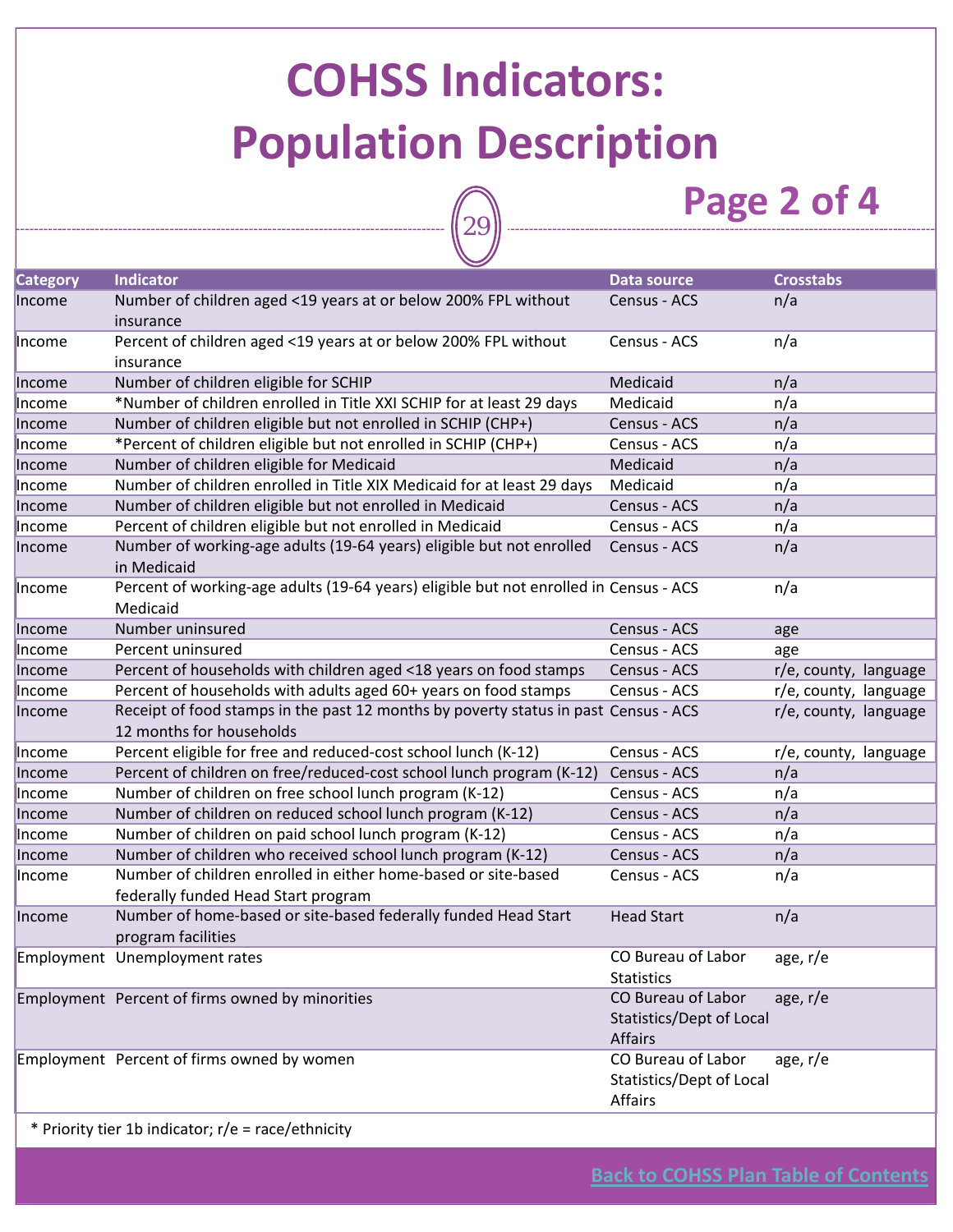# COHSS Indicators: Population Description

## Page 2 of 4

| Category | Indicator | Data source | Crosstabs |
|---|---|---|---|
| Income | Number of children aged <19 years at or below 200% FPL without insurance | Census - ACS | n/a |
| Income | Percent of children aged <19 years at or below 200% FPL without insurance | Census - ACS | n/a |
| Income | Number of children eligible for SCHIP | Medicaid | n/a |
| Income | *Number of children enrolled in Title XXI SCHIP for at least 29 days | Medicaid | n/a |
| Income | Number of children eligible but not enrolled in SCHIP (CHP+) | Census - ACS | n/a |
| Income | *Percent of children eligible but not enrolled in SCHIP (CHP+) | Census - ACS | n/a |
| Income | Number of children eligible for Medicaid | Medicaid | n/a |
| Income | Number of children enrolled in Title XIX Medicaid for at least 29 days | Medicaid | n/a |
| Income | Number of children eligible but not enrolled in Medicaid | Census - ACS | n/a |
| Income | Percent of children eligible but not enrolled in Medicaid | Census - ACS | n/a |
| Income | Number of working-age adults (19-64 years) eligible but not enrolled in Medicaid | Census - ACS | n/a |
| Income | Percent of working-age adults (19-64 years) eligible but not enrolled in Medicaid | Census - ACS | n/a |
| Income | Number uninsured | Census - ACS | age |
| Income | Percent uninsured | Census - ACS | age |
| Income | Percent of households with children aged <18 years on food stamps | Census - ACS | r/e, county, language |
| Income | Percent of households with adults aged 60+ years on food stamps | Census - ACS | r/e, county, language |
| Income | Receipt of food stamps in the past 12 months by poverty status in past 12 months for households | Census - ACS | r/e, county, language |
| Income | Percent eligible for free and reduced-cost school lunch (K-12) | Census - ACS | r/e, county, language |
| Income | Percent of children on free/reduced-cost school lunch program (K-12) | Census - ACS | n/a |
| Income | Number of children on free school lunch program (K-12) | Census - ACS | n/a |
| Income | Number of children on reduced school lunch program (K-12) | Census - ACS | n/a |
| Income | Number of children on paid school lunch program (K-12) | Census - ACS | n/a |
| Income | Number of children who received school lunch program (K-12) | Census - ACS | n/a |
| Income | Number of children enrolled in either home-based or site-based federally funded Head Start program | Census - ACS | n/a |
| Income | Number of home-based or site-based federally funded Head Start program facilities | Head Start | n/a |
| Employment | Unemployment rates | CO Bureau of Labor Statistics | age, r/e |
| Employment | Percent of firms owned by minorities | CO Bureau of Labor Statistics/Dept of Local Affairs | age, r/e |
| Employment | Percent of firms owned by women | CO Bureau of Labor Statistics/Dept of Local Affairs | age, r/e |

* Priority tier 1b indicator; r/e = race/ethnicity

Back to COHSS Plan Table of Contents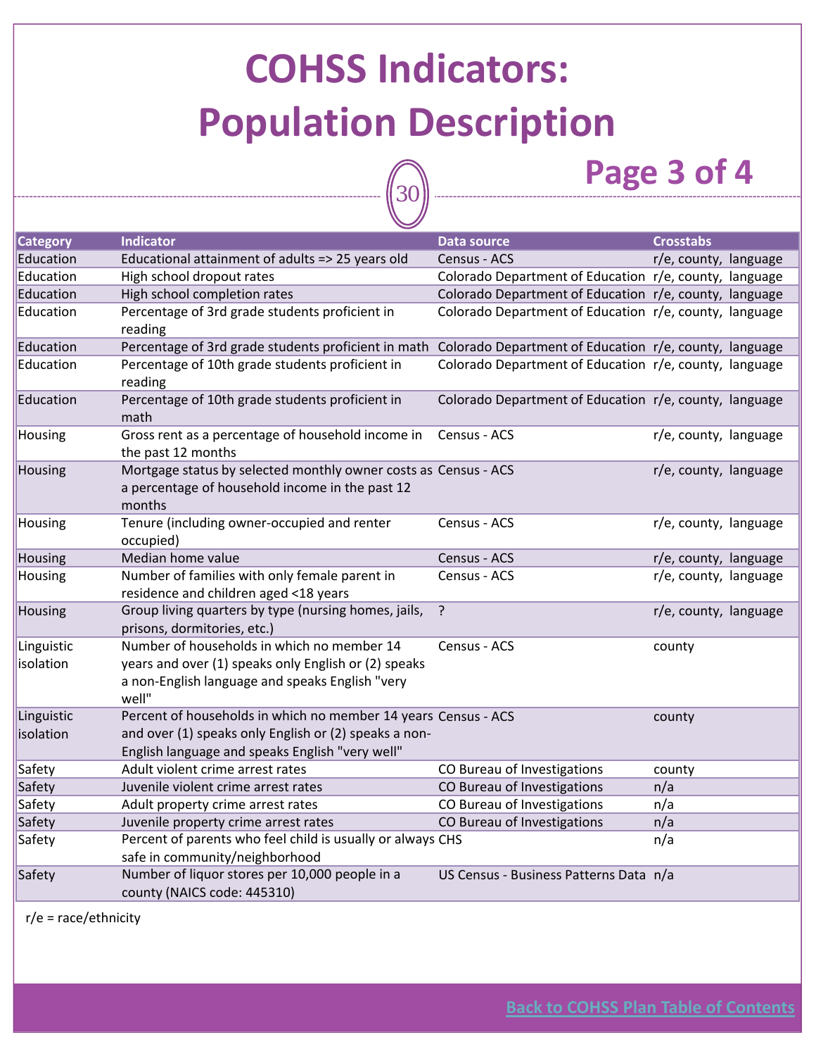# COHSS Indicators: Population Description

## Page 3 of 4

| Category | Indicator | Data source | Crosstabs |
|---|---|---|---|
| Education | Educational attainment of adults => 25 years old | Census - ACS | r/e, county, language |
| Education | High school dropout rates | Colorado Department of Education | r/e, county, language |
| Education | High school completion rates | Colorado Department of Education | r/e, county, language |
| Education | Percentage of 3rd grade students proficient in reading | Colorado Department of Education | r/e, county, language |
| Education | Percentage of 3rd grade students proficient in math | Colorado Department of Education | r/e, county, language |
| Education | Percentage of 10th grade students proficient in reading | Colorado Department of Education | r/e, county, language |
| Education | Percentage of 10th grade students proficient in math | Colorado Department of Education | r/e, county, language |
| Housing | Gross rent as a percentage of household income in the past 12 months | Census - ACS | r/e, county, language |
| Housing | Mortgage status by selected monthly owner costs as a percentage of household income in the past 12 months | Census - ACS | r/e, county, language |
| Housing | Tenure (including owner-occupied and renter occupied) | Census - ACS | r/e, county, language |
| Housing | Median home value | Census - ACS | r/e, county, language |
| Housing | Number of families with only female parent in residence and children aged <18 years | Census - ACS | r/e, county, language |
| Housing | Group living quarters by type (nursing homes, jails, prisons, dormitories, etc.) | ? | r/e, county, language |
| Linguistic isolation | Number of households in which no member 14 years and over (1) speaks only English or (2) speaks a non-English language and speaks English "very well" | Census - ACS | county |
| Linguistic isolation | Percent of households in which no member 14 years and over (1) speaks only English or (2) speaks a non-English language and speaks English "very well" | Census - ACS | county |
| Safety | Adult violent crime arrest rates | CO Bureau of Investigations | county |
| Safety | Juvenile violent crime arrest rates | CO Bureau of Investigations | n/a |
| Safety | Adult property crime arrest rates | CO Bureau of Investigations | n/a |
| Safety | Juvenile property crime arrest rates | CO Bureau of Investigations | n/a |
| Safety | Percent of parents who feel child is usually or always safe in community/neighborhood | CHS | n/a |
| Safety | Number of liquor stores per 10,000 people in a county (NAICS code: 445310) | US Census - Business Patterns Data | n/a |

r/e = race/ethnicity

Back to COHSS Plan Table of Contents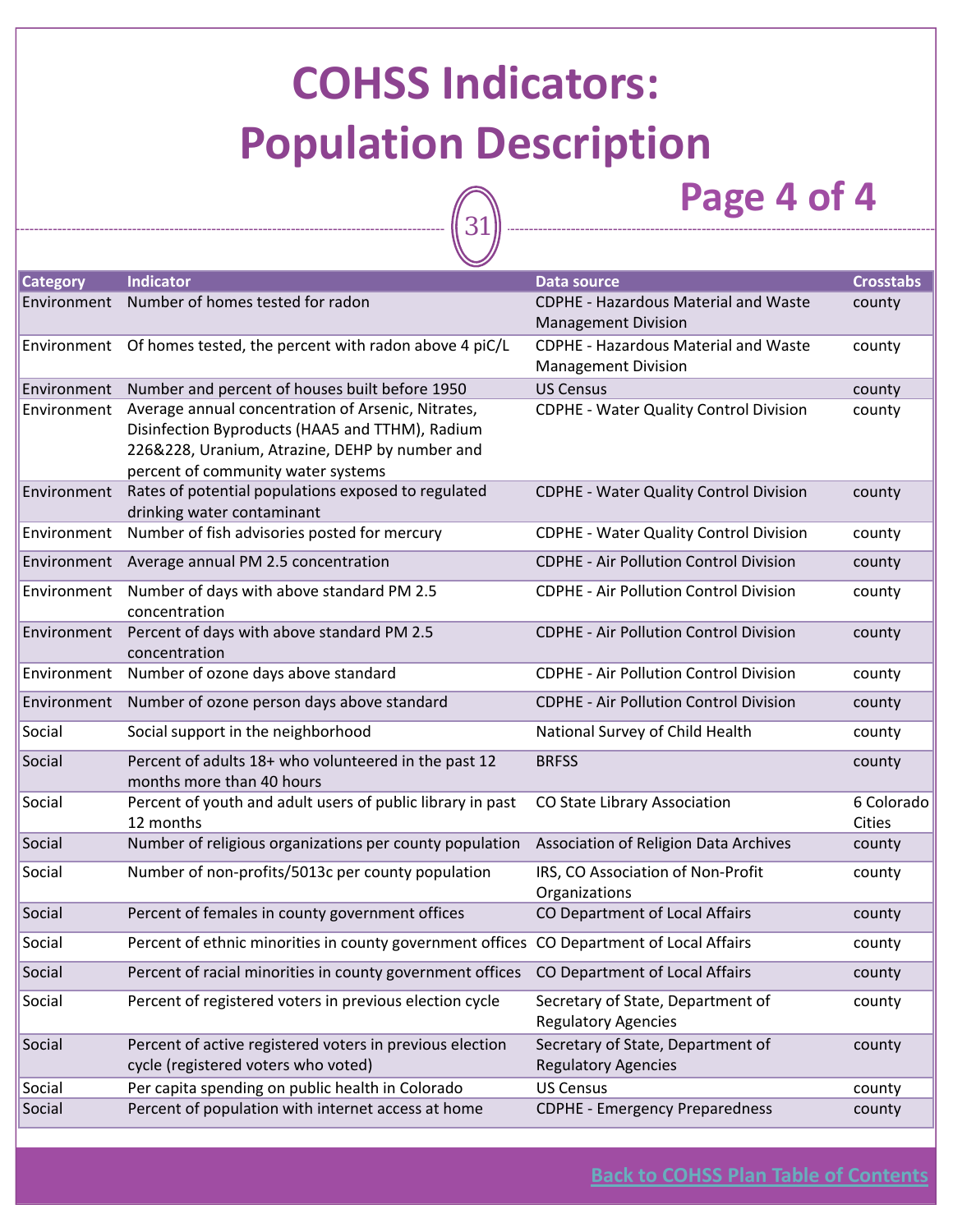# COHSS Indicators: Population Description

## Page 4 of 4

| Category | Indicator | Data source | Crosstabs |
|---|---|---|---|
| Environment | Number of homes tested for radon | CDPHE - Hazardous Material and Waste Management Division | county |
| Environment | Of homes tested, the percent with radon above 4 piC/L | CDPHE - Hazardous Material and Waste Management Division | county |
| Environment | Number and percent of houses built before 1950 | US Census | county |
| Environment | Average annual concentration of Arsenic, Nitrates, Disinfection Byproducts (HAA5 and TTHM), Radium 226&228, Uranium, Atrazine, DEHP by number and percent of community water systems | CDPHE - Water Quality Control Division | county |
| Environment | Rates of potential populations exposed to regulated drinking water contaminant | CDPHE - Water Quality Control Division | county |
| Environment | Number of fish advisories posted for mercury | CDPHE - Water Quality Control Division | county |
| Environment | Average annual PM 2.5 concentration | CDPHE - Air Pollution Control Division | county |
| Environment | Number of days with above standard PM 2.5 concentration | CDPHE - Air Pollution Control Division | county |
| Environment | Percent of days with above standard PM 2.5 concentration | CDPHE - Air Pollution Control Division | county |
| Environment | Number of ozone days above standard | CDPHE - Air Pollution Control Division | county |
| Environment | Number of ozone person days above standard | CDPHE - Air Pollution Control Division | county |
| Social | Social support in the neighborhood | National Survey of Child Health | county |
| Social | Percent of adults 18+ who volunteered in the past 12 months more than 40 hours | BRFSS | county |
| Social | Percent of youth and adult users of public library in past 12 months | CO State Library Association | 6 Colorado Cities |
| Social | Number of religious organizations per county population | Association of Religion Data Archives | county |
| Social | Number of non-profits/5013c per county population | IRS, CO Association of Non-Profit Organizations | county |
| Social | Percent of females in county government offices | CO Department of Local Affairs | county |
| Social | Percent of ethnic minorities in county government offices | CO Department of Local Affairs | county |
| Social | Percent of racial minorities in county government offices | CO Department of Local Affairs | county |
| Social | Percent of registered voters in previous election cycle | Secretary of State, Department of Regulatory Agencies | county |
| Social | Percent of active registered voters in previous election cycle (registered voters who voted) | Secretary of State, Department of Regulatory Agencies | county |
| Social | Per capita spending on public health in Colorado | US Census | county |
| Social | Percent of population with internet access at home | CDPHE - Emergency Preparedness | county |

Back to COHSS Plan Table of Contents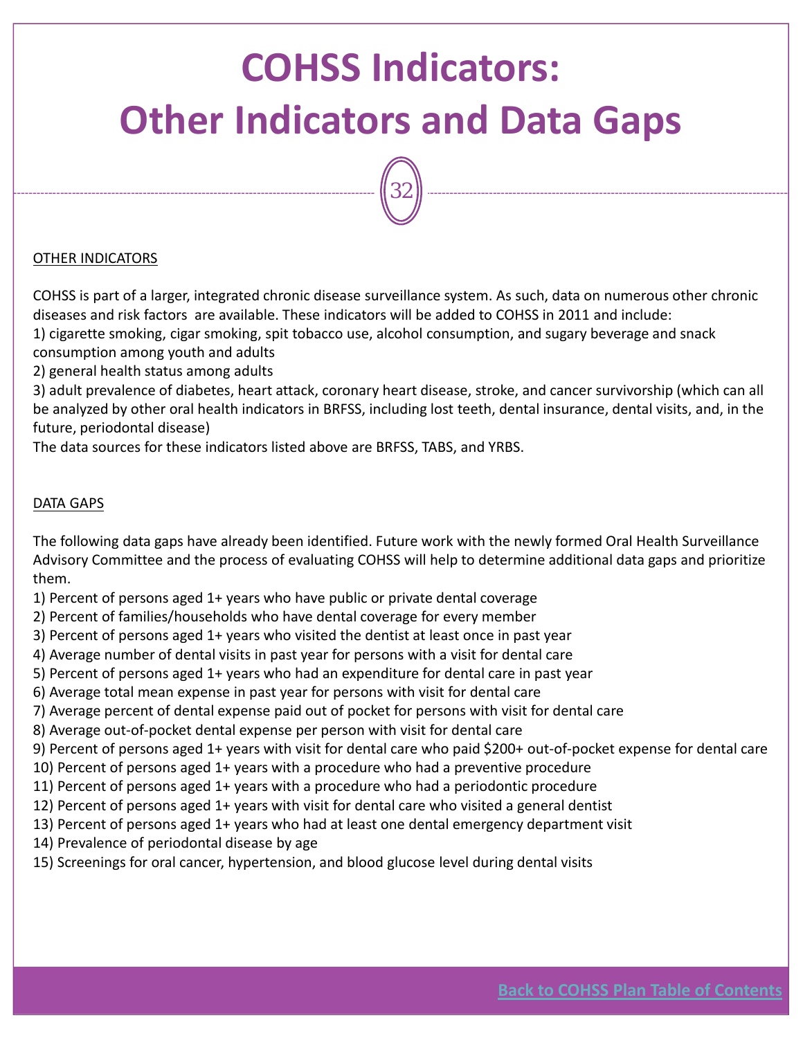# COHSS Indicators: Other Indicators and Data Gaps

## OTHER INDICATORS

COHSS is part of a larger, integrated chronic disease surveillance system. As such, data on numerous other chronic diseases and risk factors are available. These indicators will be added to COHSS in 2011 and include:

1) cigarette smoking, cigar smoking, spit tobacco use, alcohol consumption, and sugary beverage and snack consumption among youth and adults
2) general health status among adults
3) adult prevalence of diabetes, heart attack, coronary heart disease, stroke, and cancer survivorship (which can all be analyzed by other oral health indicators in BRFSS, including lost teeth, dental insurance, dental visits, and, in the future, periodontal disease)

The data sources for these indicators listed above are BRFSS, TABS, and YRBS.

## DATA GAPS

The following data gaps have already been identified. Future work with the newly formed Oral Health Surveillance Advisory Committee and the process of evaluating COHSS will help to determine additional data gaps and prioritize them.

1) Percent of persons aged 1+ years who have public or private dental coverage
2) Percent of families/households who have dental coverage for every member
3) Percent of persons aged 1+ years who visited the dentist at least once in past year
4) Average number of dental visits in past year for persons with a visit for dental care
5) Percent of persons aged 1+ years who had an expenditure for dental care in past year
6) Average total mean expense in past year for persons with visit for dental care
7) Average percent of dental expense paid out of pocket for persons with visit for dental care
8) Average out-of-pocket dental expense per person with visit for dental care
9) Percent of persons aged 1+ years with visit for dental care who paid $200+ out-of-pocket expense for dental care
10) Percent of persons aged 1+ years with a procedure who had a preventive procedure
11) Percent of persons aged 1+ years with a procedure who had a periodontic procedure
12) Percent of persons aged 1+ years with visit for dental care who visited a general dentist
13) Percent of persons aged 1+ years who had at least one dental emergency department visit
14) Prevalence of periodontal disease by age
15) Screenings for oral cancer, hypertension, and blood glucose level during dental visits

Back to COHSS Plan Table of Contents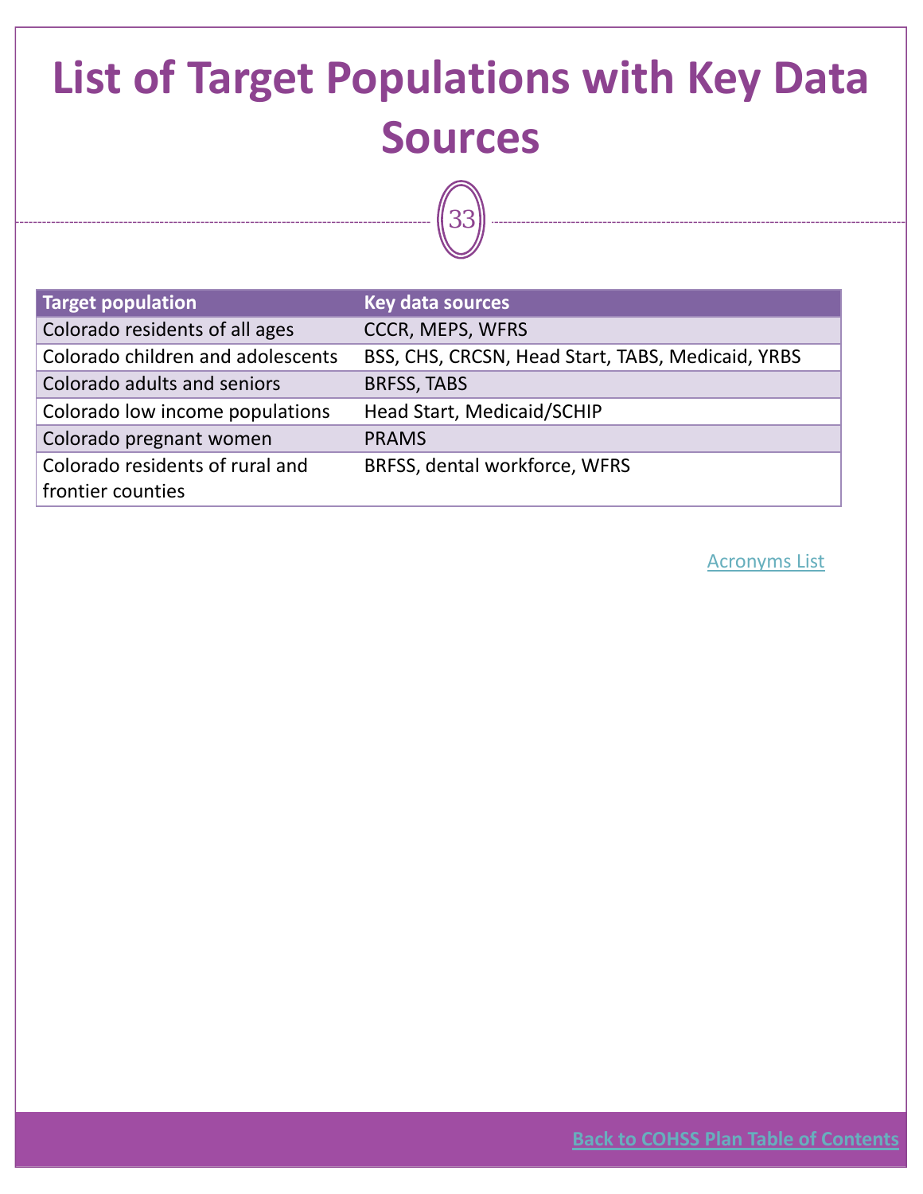# List of Target Populations with Key Data Sources

| Target population | Key data sources |
|---|---|
| Colorado residents of all ages | CCCR, MEPS, WFRS |
| Colorado children and adolescents | BSS, CHS, CRCSN, Head Start, TABS, Medicaid, YRBS |
| Colorado adults and seniors | BRFSS, TABS |
| Colorado low income populations | Head Start, Medicaid/SCHIP |
| Colorado pregnant women | PRAMS |
| Colorado residents of rural and frontier counties | BRFSS, dental workforce, WFRS |

Acronyms List

Back to COHSS Plan Table of Contents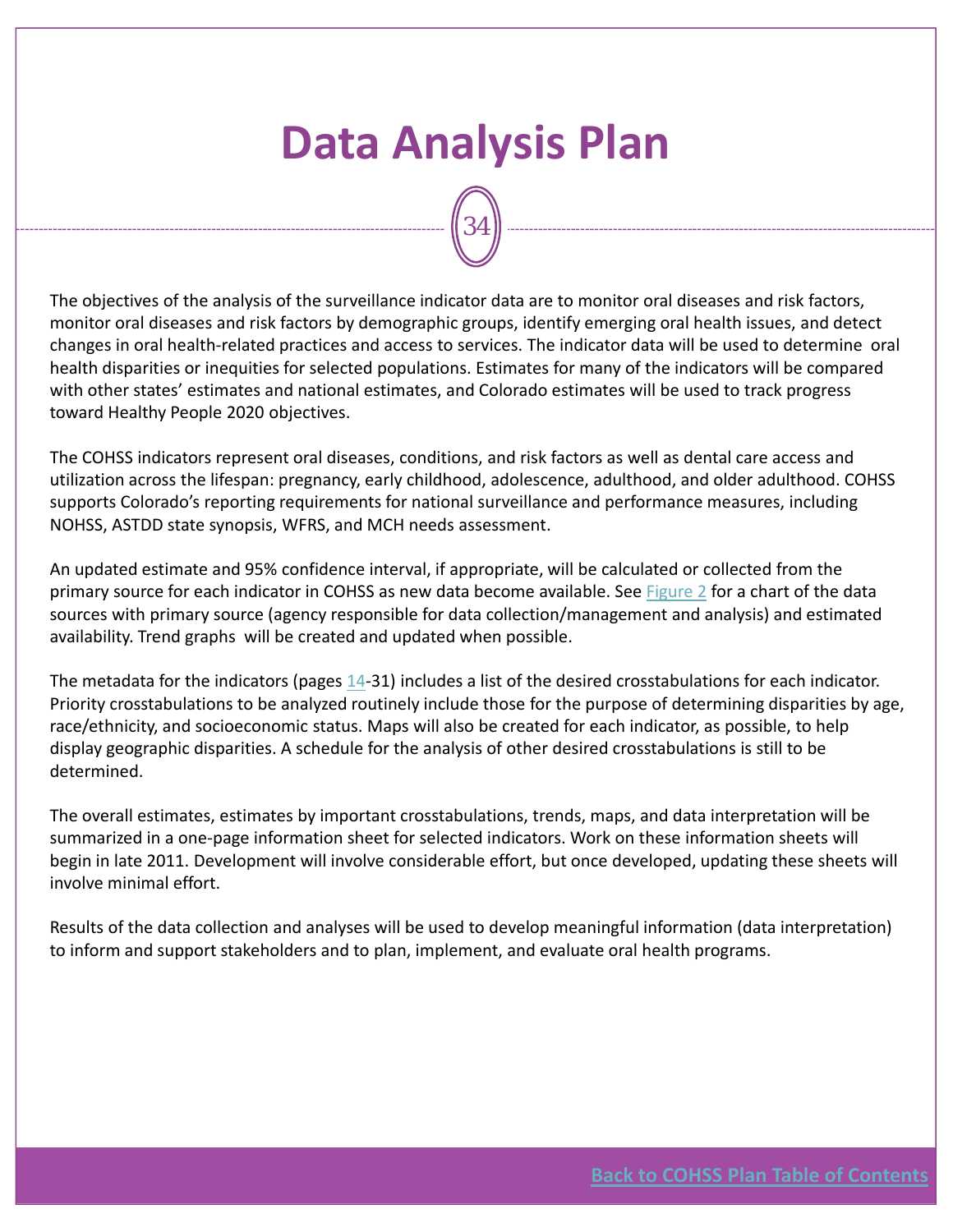# Data Analysis Plan

The objectives of the analysis of the surveillance indicator data are to monitor oral diseases and risk factors, monitor oral diseases and risk factors by demographic groups, identify emerging oral health issues, and detect changes in oral health-related practices and access to services. The indicator data will be used to determine oral health disparities or inequities for selected populations. Estimates for many of the indicators will be compared with other states' estimates and national estimates, and Colorado estimates will be used to track progress toward Healthy People 2020 objectives.

The COHSS indicators represent oral diseases, conditions, and risk factors as well as dental care access and utilization across the lifespan: pregnancy, early childhood, adolescence, adulthood, and older adulthood. COHSS supports Colorado's reporting requirements for national surveillance and performance measures, including NOHSS, ASTDD state synopsis, WFRS, and MCH needs assessment.

An updated estimate and 95% confidence interval, if appropriate, will be calculated or collected from the primary source for each indicator in COHSS as new data become available. See Figure 2 for a chart of the data sources with primary source (agency responsible for data collection/management and analysis) and estimated availability. Trend graphs will be created and updated when possible.

The metadata for the indicators (pages 14-31) includes a list of the desired crosstabulations for each indicator. Priority crosstabulations to be analyzed routinely include those for the purpose of determining disparities by age, race/ethnicity, and socioeconomic status. Maps will also be created for each indicator, as possible, to help display geographic disparities. A schedule for the analysis of other desired crosstabulations is still to be determined.

The overall estimates, estimates by important crosstabulations, trends, maps, and data interpretation will be summarized in a one-page information sheet for selected indicators. Work on these information sheets will begin in late 2011. Development will involve considerable effort, but once developed, updating these sheets will involve minimal effort.

Results of the data collection and analyses will be used to develop meaningful information (data interpretation) to inform and support stakeholders and to plan, implement, and evaluate oral health programs.

Back to COHSS Plan Table of Contents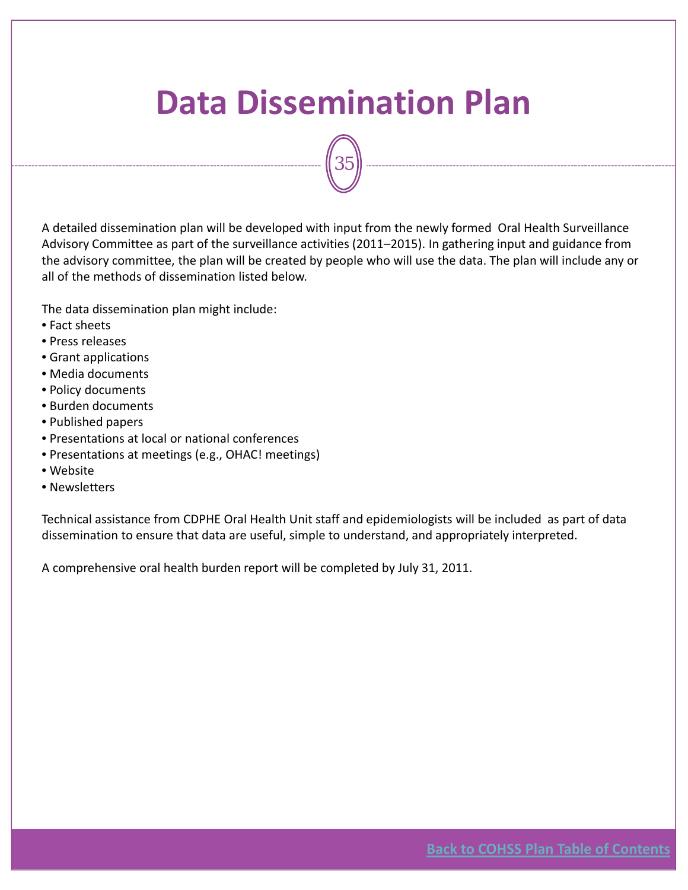# Data Dissemination Plan

A detailed dissemination plan will be developed with input from the newly formed Oral Health Surveillance Advisory Committee as part of the surveillance activities (2011–2015). In gathering input and guidance from the advisory committee, the plan will be created by people who will use the data. The plan will include any or all of the methods of dissemination listed below.

The data dissemination plan might include:

- Fact sheets
- Press releases
- Grant applications
- Media documents
- Policy documents
- Burden documents
- Published papers
- Presentations at local or national conferences
- Presentations at meetings (e.g., OHAC! meetings)
- Website
- Newsletters

Technical assistance from CDPHE Oral Health Unit staff and epidemiologists will be included as part of data dissemination to ensure that data are useful, simple to understand, and appropriately interpreted.

A comprehensive oral health burden report will be completed by July 31, 2011.

Back to COHSS Plan Table of Contents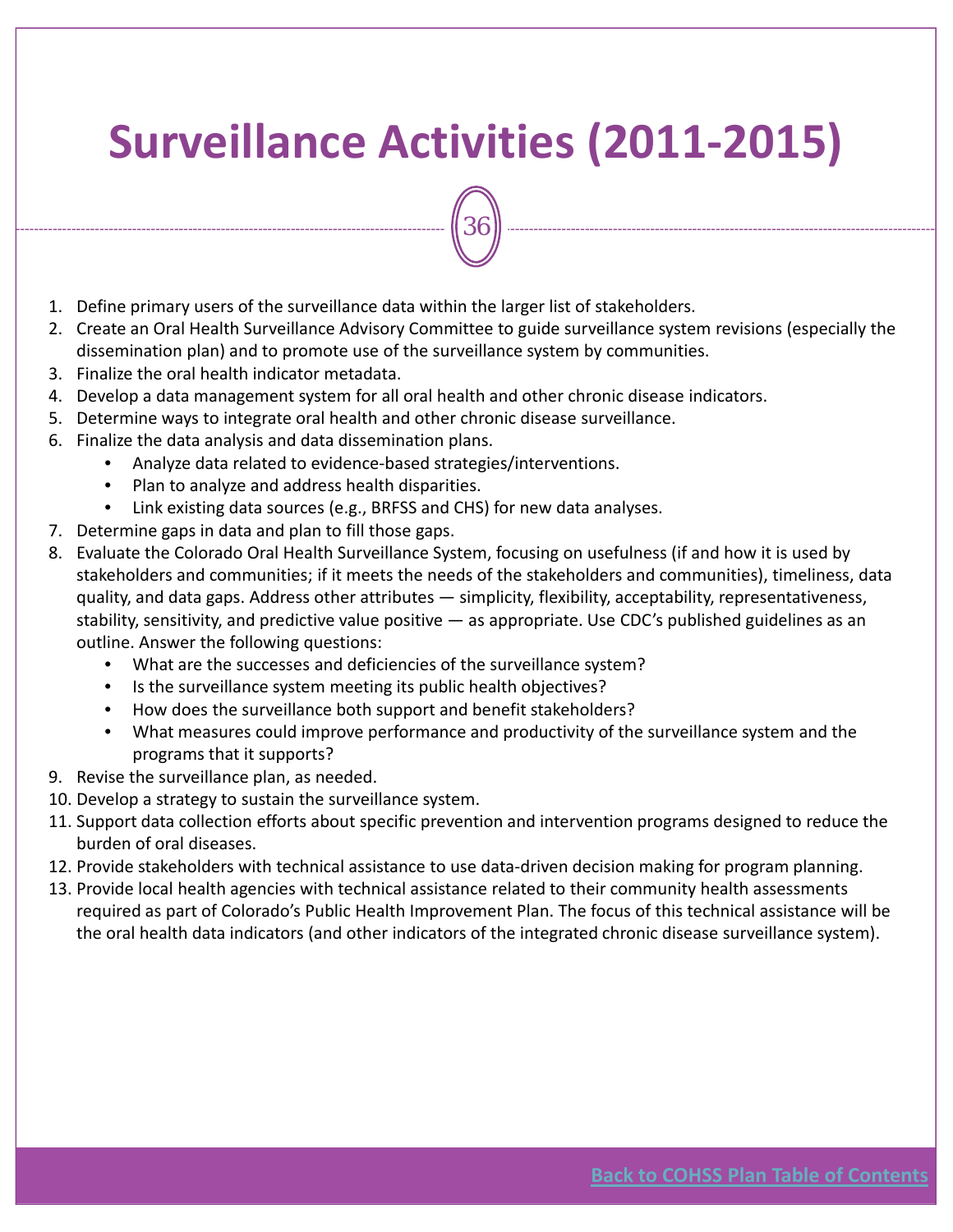# Surveillance Activities (2011-2015)

1. Define primary users of the surveillance data within the larger list of stakeholders.
2. Create an Oral Health Surveillance Advisory Committee to guide surveillance system revisions (especially the dissemination plan) and to promote use of the surveillance system by communities.
3. Finalize the oral health indicator metadata.
4. Develop a data management system for all oral health and other chronic disease indicators.
5. Determine ways to integrate oral health and other chronic disease surveillance.
6. Finalize the data analysis and data dissemination plans.
   - Analyze data related to evidence-based strategies/interventions.
   - Plan to analyze and address health disparities.
   - Link existing data sources (e.g., BRFSS and CHS) for new data analyses.
7. Determine gaps in data and plan to fill those gaps.
8. Evaluate the Colorado Oral Health Surveillance System, focusing on usefulness (if and how it is used by stakeholders and communities; if it meets the needs of the stakeholders and communities), timeliness, data quality, and data gaps. Address other attributes — simplicity, flexibility, acceptability, representativeness, stability, sensitivity, and predictive value positive — as appropriate. Use CDC's published guidelines as an outline. Answer the following questions:
   - What are the successes and deficiencies of the surveillance system?
   - Is the surveillance system meeting its public health objectives?
   - How does the surveillance both support and benefit stakeholders?
   - What measures could improve performance and productivity of the surveillance system and the programs that it supports?
9. Revise the surveillance plan, as needed.
10. Develop a strategy to sustain the surveillance system.
11. Support data collection efforts about specific prevention and intervention programs designed to reduce the burden of oral diseases.
12. Provide stakeholders with technical assistance to use data-driven decision making for program planning.
13. Provide local health agencies with technical assistance related to their community health assessments required as part of Colorado's Public Health Improvement Plan. The focus of this technical assistance will be the oral health data indicators (and other indicators of the integrated chronic disease surveillance system).

Back to COHSS Plan Table of Contents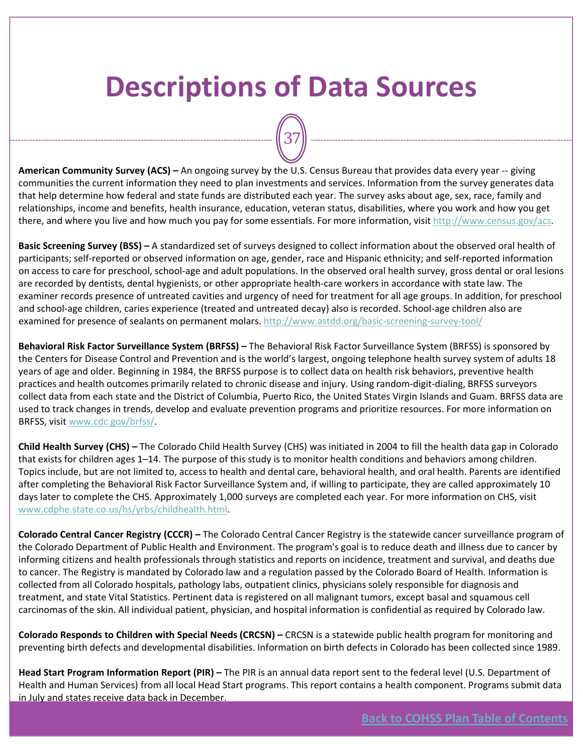# Descriptions of Data Sources

**American Community Survey (ACS) –** An ongoing survey by the U.S. Census Bureau that provides data every year -- giving communities the current information they need to plan investments and services. Information from the survey generates data that help determine how federal and state funds are distributed each year. The survey asks about age, sex, race, family and relationships, income and benefits, health insurance, education, veteran status, disabilities, where you work and how you get there, and where you live and how much you pay for some essentials. For more information, visit http://www.census.gov/acs.

**Basic Screening Survey (BSS) –** A standardized set of surveys designed to collect information about the observed oral health of participants; self-reported or observed information on age, gender, race and Hispanic ethnicity; and self-reported information on access to care for preschool, school-age and adult populations. In the observed oral health survey, gross dental or oral lesions are recorded by dentists, dental hygienists, or other appropriate health-care workers in accordance with state law. The examiner records presence of untreated cavities and urgency of need for treatment for all age groups. In addition, for preschool and school-age children, caries experience (treated and untreated decay) also is recorded. School-age children also are examined for presence of sealants on permanent molars. http://www.astdd.org/basic-screening-survey-tool/

**Behavioral Risk Factor Surveillance System (BRFSS) –** The Behavioral Risk Factor Surveillance System (BRFSS) is sponsored by the Centers for Disease Control and Prevention and is the world's largest, ongoing telephone health survey system of adults 18 years of age and older. Beginning in 1984, the BRFSS purpose is to collect data on health risk behaviors, preventive health practices and health outcomes primarily related to chronic disease and injury. Using random-digit-dialing, BRFSS surveyors collect data from each state and the District of Columbia, Puerto Rico, the United States Virgin Islands and Guam. BRFSS data are used to track changes in trends, develop and evaluate prevention programs and prioritize resources. For more information on BRFSS, visit www.cdc.gov/brfss/.

**Child Health Survey (CHS) –** The Colorado Child Health Survey (CHS) was initiated in 2004 to fill the health data gap in Colorado that exists for children ages 1–14. The purpose of this study is to monitor health conditions and behaviors among children. Topics include, but are not limited to, access to health and dental care, behavioral health, and oral health. Parents are identified after completing the Behavioral Risk Factor Surveillance System and, if willing to participate, they are called approximately 10 days later to complete the CHS. Approximately 1,000 surveys are completed each year. For more information on CHS, visit www.cdphe.state.co.us/hs/yrbs/childhealth.html.

**Colorado Central Cancer Registry (CCCR) –** The Colorado Central Cancer Registry is the statewide cancer surveillance program of the Colorado Department of Public Health and Environment. The program's goal is to reduce death and illness due to cancer by informing citizens and health professionals through statistics and reports on incidence, treatment and survival, and deaths due to cancer. The Registry is mandated by Colorado law and a regulation passed by the Colorado Board of Health. Information is collected from all Colorado hospitals, pathology labs, outpatient clinics, physicians solely responsible for diagnosis and treatment, and state Vital Statistics. Pertinent data is registered on all malignant tumors, except basal and squamous cell carcinomas of the skin. All individual patient, physician, and hospital information is confidential as required by Colorado law.

**Colorado Responds to Children with Special Needs (CRCSN) –** CRCSN is a statewide public health program for monitoring and preventing birth defects and developmental disabilities. Information on birth defects in Colorado has been collected since 1989.

**Head Start Program Information Report (PIR) –** The PIR is an annual data report sent to the federal level (U.S. Department of Health and Human Services) from all local Head Start programs. This report contains a health component. Programs submit data in July and states receive data back in December.

Back to COHSS Plan Table of Contents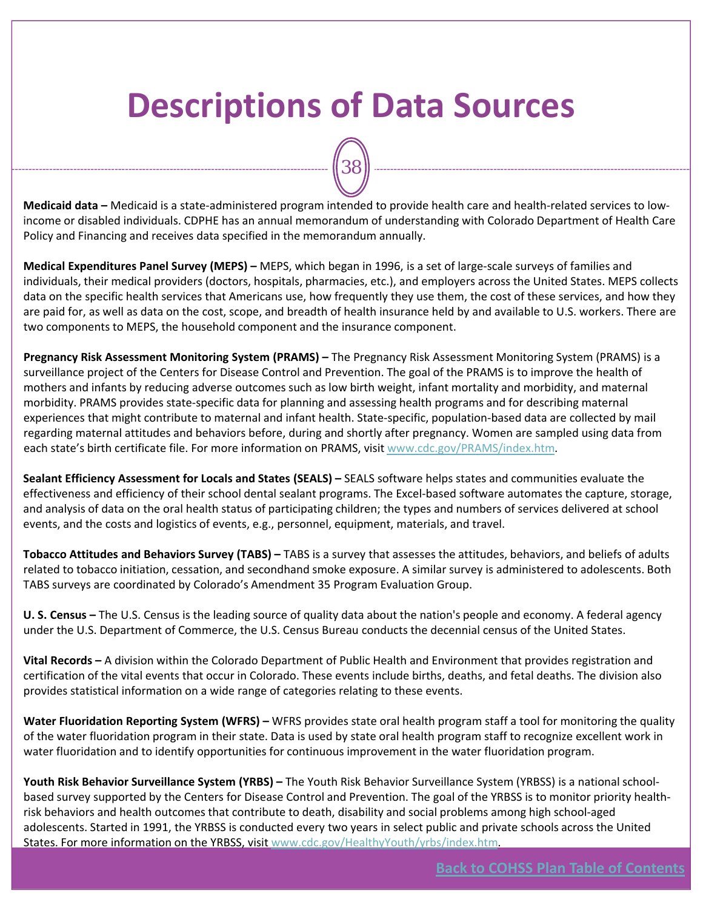# Descriptions of Data Sources

**Medicaid data –** Medicaid is a state-administered program intended to provide health care and health-related services to low-income or disabled individuals. CDPHE has an annual memorandum of understanding with Colorado Department of Health Care Policy and Financing and receives data specified in the memorandum annually.

**Medical Expenditures Panel Survey (MEPS) –** MEPS, which began in 1996, is a set of large-scale surveys of families and individuals, their medical providers (doctors, hospitals, pharmacies, etc.), and employers across the United States. MEPS collects data on the specific health services that Americans use, how frequently they use them, the cost of these services, and how they are paid for, as well as data on the cost, scope, and breadth of health insurance held by and available to U.S. workers. There are two components to MEPS, the household component and the insurance component.

**Pregnancy Risk Assessment Monitoring System (PRAMS) –** The Pregnancy Risk Assessment Monitoring System (PRAMS) is a surveillance project of the Centers for Disease Control and Prevention. The goal of the PRAMS is to improve the health of mothers and infants by reducing adverse outcomes such as low birth weight, infant mortality and morbidity, and maternal morbidity. PRAMS provides state-specific data for planning and assessing health programs and for describing maternal experiences that might contribute to maternal and infant health. State-specific, population-based data are collected by mail regarding maternal attitudes and behaviors before, during and shortly after pregnancy. Women are sampled using data from each state's birth certificate file. For more information on PRAMS, visit www.cdc.gov/PRAMS/index.htm.

**Sealant Efficiency Assessment for Locals and States (SEALS) –** SEALS software helps states and communities evaluate the effectiveness and efficiency of their school dental sealant programs. The Excel-based software automates the capture, storage, and analysis of data on the oral health status of participating children; the types and numbers of services delivered at school events, and the costs and logistics of events, e.g., personnel, equipment, materials, and travel.

**Tobacco Attitudes and Behaviors Survey (TABS) –** TABS is a survey that assesses the attitudes, behaviors, and beliefs of adults related to tobacco initiation, cessation, and secondhand smoke exposure. A similar survey is administered to adolescents. Both TABS surveys are coordinated by Colorado's Amendment 35 Program Evaluation Group.

**U. S. Census –** The U.S. Census is the leading source of quality data about the nation's people and economy. A federal agency under the U.S. Department of Commerce, the U.S. Census Bureau conducts the decennial census of the United States.

**Vital Records –** A division within the Colorado Department of Public Health and Environment that provides registration and certification of the vital events that occur in Colorado. These events include births, deaths, and fetal deaths. The division also provides statistical information on a wide range of categories relating to these events.

**Water Fluoridation Reporting System (WFRS) –** WFRS provides state oral health program staff a tool for monitoring the quality of the water fluoridation program in their state. Data is used by state oral health program staff to recognize excellent work in water fluoridation and to identify opportunities for continuous improvement in the water fluoridation program.

**Youth Risk Behavior Surveillance System (YRBS) –** The Youth Risk Behavior Surveillance System (YRBSS) is a national school-based survey supported by the Centers for Disease Control and Prevention. The goal of the YRBSS is to monitor priority health-risk behaviors and health outcomes that contribute to death, disability and social problems among high school-aged adolescents. Started in 1991, the YRBSS is conducted every two years in select public and private schools across the United States. For more information on the YRBSS, visit www.cdc.gov/HealthyYouth/yrbs/index.htm.

Back to COHSS Plan Table of Contents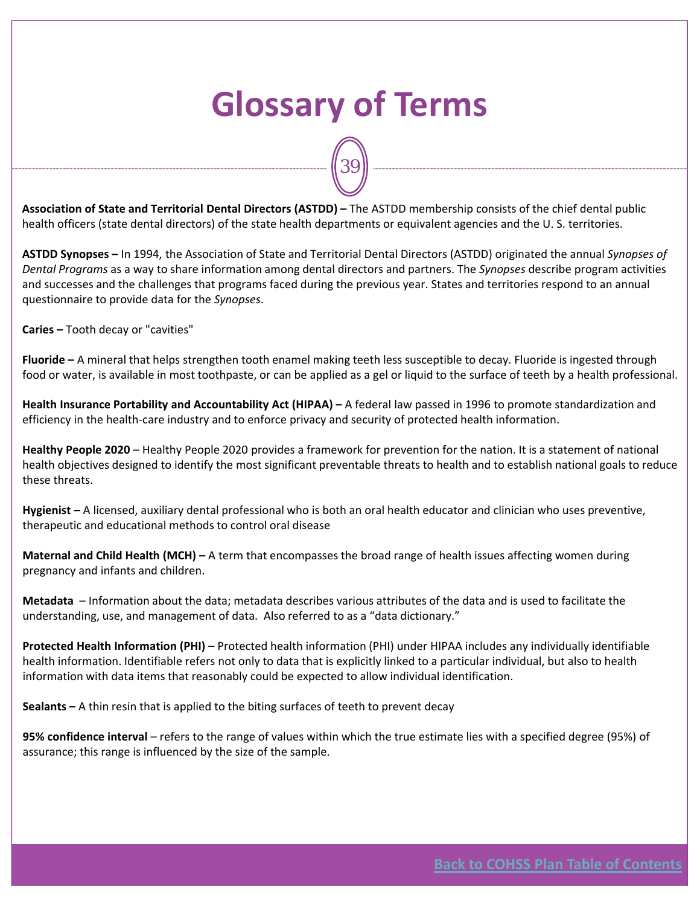# Glossary of Terms

**Association of State and Territorial Dental Directors (ASTDD) –** The ASTDD membership consists of the chief dental public health officers (state dental directors) of the state health departments or equivalent agencies and the U. S. territories.

**ASTDD Synopses –** In 1994, the Association of State and Territorial Dental Directors (ASTDD) originated the annual *Synopses of Dental Programs* as a way to share information among dental directors and partners. The *Synopses* describe program activities and successes and the challenges that programs faced during the previous year. States and territories respond to an annual questionnaire to provide data for the *Synopses*.

**Caries –** Tooth decay or "cavities"

**Fluoride –** A mineral that helps strengthen tooth enamel making teeth less susceptible to decay. Fluoride is ingested through food or water, is available in most toothpaste, or can be applied as a gel or liquid to the surface of teeth by a health professional.

**Health Insurance Portability and Accountability Act (HIPAA) –** A federal law passed in 1996 to promote standardization and efficiency in the health-care industry and to enforce privacy and security of protected health information.

**Healthy People 2020** – Healthy People 2020 provides a framework for prevention for the nation. It is a statement of national health objectives designed to identify the most significant preventable threats to health and to establish national goals to reduce these threats.

**Hygienist –** A licensed, auxiliary dental professional who is both an oral health educator and clinician who uses preventive, therapeutic and educational methods to control oral disease

**Maternal and Child Health (MCH) –** A term that encompasses the broad range of health issues affecting women during pregnancy and infants and children.

**Metadata** – Information about the data; metadata describes various attributes of the data and is used to facilitate the understanding, use, and management of data. Also referred to as a "data dictionary."

**Protected Health Information (PHI)** – Protected health information (PHI) under HIPAA includes any individually identifiable health information. Identifiable refers not only to data that is explicitly linked to a particular individual, but also to health information with data items that reasonably could be expected to allow individual identification.

**Sealants –** A thin resin that is applied to the biting surfaces of teeth to prevent decay

**95% confidence interval** – refers to the range of values within which the true estimate lies with a specified degree (95%) of assurance; this range is influenced by the size of the sample.

Back to COHSS Plan Table of Contents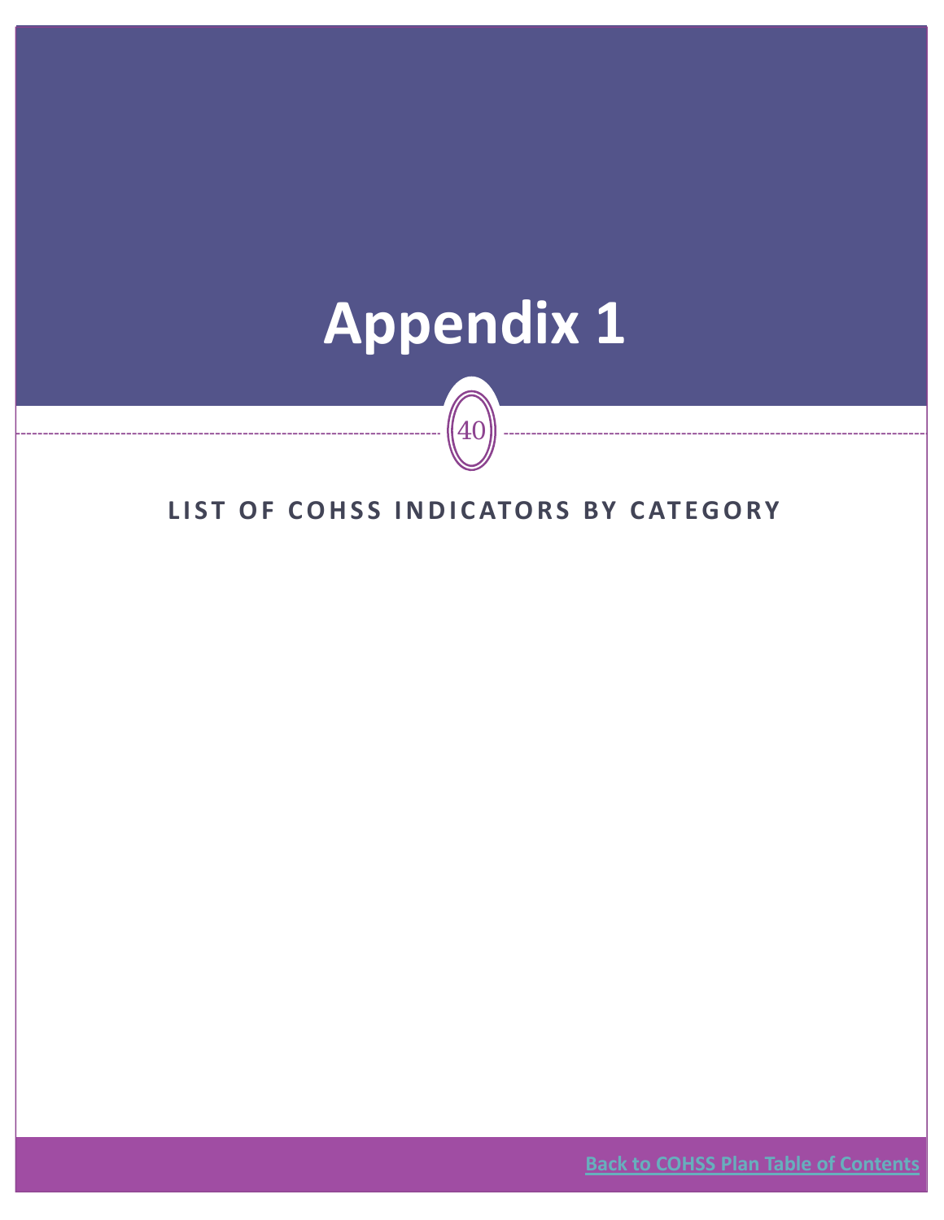# Appendix 1

## LIST OF COHSS INDICATORS BY CATEGORY

[Back to COHSS Plan Table of Contents]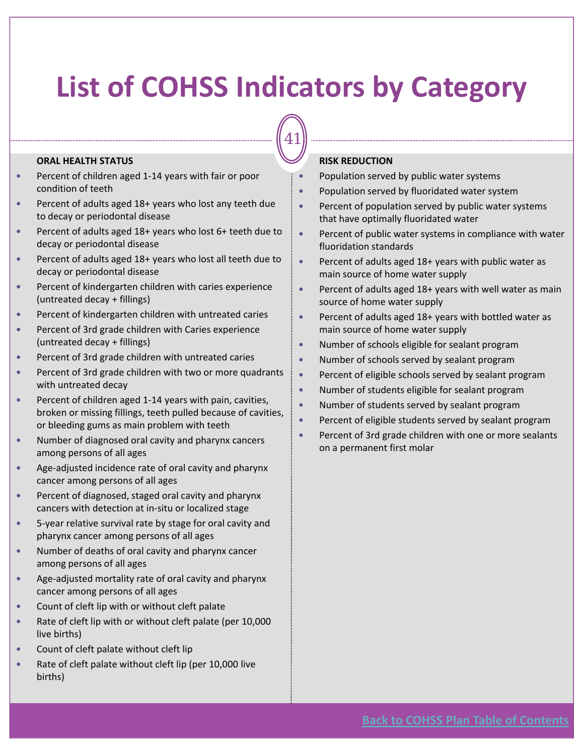# List of COHSS Indicators by Category

**ORAL HEALTH STATUS**

- Percent of children aged 1-14 years with fair or poor condition of teeth
- Percent of adults aged 18+ years who lost any teeth due to decay or periodontal disease
- Percent of adults aged 18+ years who lost 6+ teeth due to decay or periodontal disease
- Percent of adults aged 18+ years who lost all teeth due to decay or periodontal disease
- Percent of kindergarten children with caries experience (untreated decay + fillings)
- Percent of kindergarten children with untreated caries
- Percent of 3rd grade children with Caries experience (untreated decay + fillings)
- Percent of 3rd grade children with untreated caries
- Percent of 3rd grade children with two or more quadrants with untreated decay
- Percent of children aged 1-14 years with pain, cavities, broken or missing fillings, teeth pulled because of cavities, or bleeding gums as main problem with teeth
- Number of diagnosed oral cavity and pharynx cancers among persons of all ages
- Age-adjusted incidence rate of oral cavity and pharynx cancer among persons of all ages
- Percent of diagnosed, staged oral cavity and pharynx cancers with detection at in-situ or localized stage
- 5-year relative survival rate by stage for oral cavity and pharynx cancer among persons of all ages
- Number of deaths of oral cavity and pharynx cancer among persons of all ages
- Age-adjusted mortality rate of oral cavity and pharynx cancer among persons of all ages
- Count of cleft lip with or without cleft palate
- Rate of cleft lip with or without cleft palate (per 10,000 live births)
- Count of cleft palate without cleft lip
- Rate of cleft palate without cleft lip (per 10,000 live births)

**RISK REDUCTION**

- Population served by public water systems
- Population served by fluoridated water system
- Percent of population served by public water systems that have optimally fluoridated water
- Percent of public water systems in compliance with water fluoridation standards
- Percent of adults aged 18+ years with public water as main source of home water supply
- Percent of adults aged 18+ years with well water as main source of home water supply
- Percent of adults aged 18+ years with bottled water as main source of home water supply
- Number of schools eligible for sealant program
- Number of schools served by sealant program
- Percent of eligible schools served by sealant program
- Number of students eligible for sealant program
- Number of students served by sealant program
- Percent of eligible students served by sealant program
- Percent of 3rd grade children with one or more sealants on a permanent first molar

[Back to COHSS Plan Table of Contents]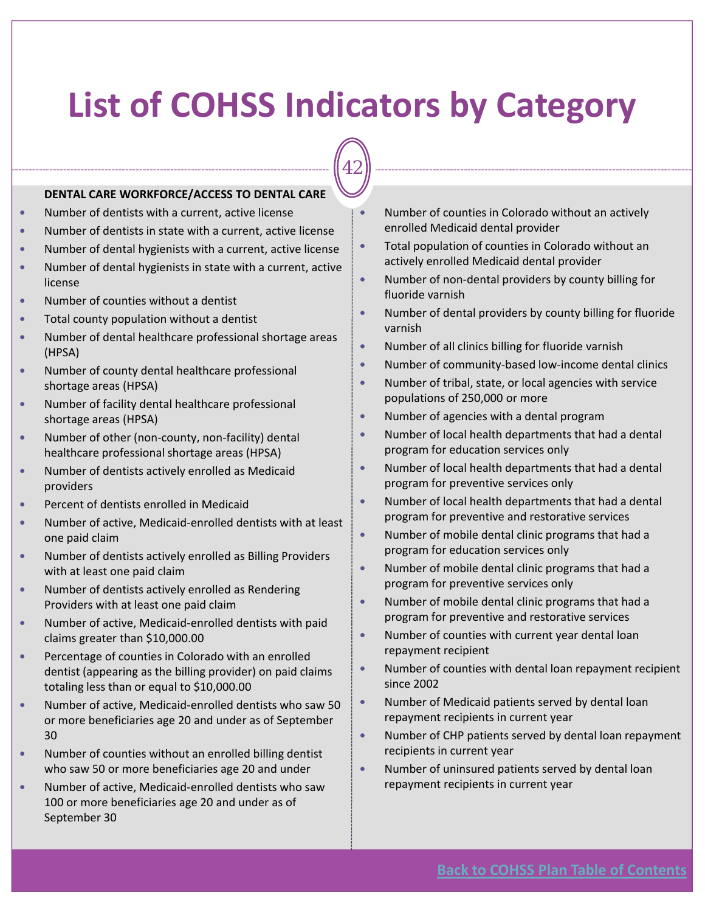# List of COHSS Indicators by Category

**DENTAL CARE WORKFORCE/ACCESS TO DENTAL CARE**

- Number of dentists with a current, active license
- Number of dentists in state with a current, active license
- Number of dental hygienists with a current, active license
- Number of dental hygienists in state with a current, active license
- Number of counties without a dentist
- Total county population without a dentist
- Number of dental healthcare professional shortage areas (HPSA)
- Number of county dental healthcare professional shortage areas (HPSA)
- Number of facility dental healthcare professional shortage areas (HPSA)
- Number of other (non-county, non-facility) dental healthcare professional shortage areas (HPSA)
- Number of dentists actively enrolled as Medicaid providers
- Percent of dentists enrolled in Medicaid
- Number of active, Medicaid-enrolled dentists with at least one paid claim
- Number of dentists actively enrolled as Billing Providers with at least one paid claim
- Number of dentists actively enrolled as Rendering Providers with at least one paid claim
- Number of active, Medicaid-enrolled dentists with paid claims greater than $10,000.00
- Percentage of counties in Colorado with an enrolled dentist (appearing as the billing provider) on paid claims totaling less than or equal to $10,000.00
- Number of active, Medicaid-enrolled dentists who saw 50 or more beneficiaries age 20 and under as of September 30
- Number of counties without an enrolled billing dentist who saw 50 or more beneficiaries age 20 and under
- Number of active, Medicaid-enrolled dentists who saw 100 or more beneficiaries age 20 and under as of September 30
- Number of counties in Colorado without an actively enrolled Medicaid dental provider
- Total population of counties in Colorado without an actively enrolled Medicaid dental provider
- Number of non-dental providers by county billing for fluoride varnish
- Number of dental providers by county billing for fluoride varnish
- Number of all clinics billing for fluoride varnish
- Number of community-based low-income dental clinics
- Number of tribal, state, or local agencies with service populations of 250,000 or more
- Number of agencies with a dental program
- Number of local health departments that had a dental program for education services only
- Number of local health departments that had a dental program for preventive services only
- Number of local health departments that had a dental program for preventive and restorative services
- Number of mobile dental clinic programs that had a program for education services only
- Number of mobile dental clinic programs that had a program for preventive services only
- Number of mobile dental clinic programs that had a program for preventive and restorative services
- Number of counties with current year dental loan repayment recipient
- Number of counties with dental loan repayment recipient since 2002
- Number of Medicaid patients served by dental loan repayment recipients in current year
- Number of CHP patients served by dental loan repayment recipients in current year
- Number of uninsured patients served by dental loan repayment recipients in current year

[Back to COHSS Plan Table of Contents]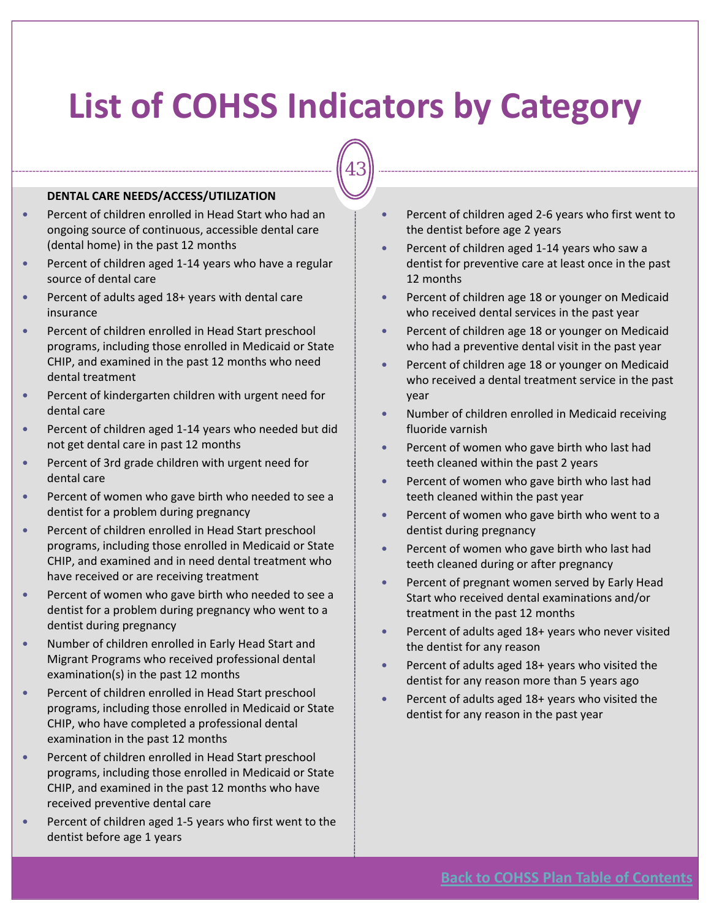# List of COHSS Indicators by Category

**DENTAL CARE NEEDS/ACCESS/UTILIZATION**

- Percent of children enrolled in Head Start who had an ongoing source of continuous, accessible dental care (dental home) in the past 12 months
- Percent of children aged 1-14 years who have a regular source of dental care
- Percent of adults aged 18+ years with dental care insurance
- Percent of children enrolled in Head Start preschool programs, including those enrolled in Medicaid or State CHIP, and examined in the past 12 months who need dental treatment
- Percent of kindergarten children with urgent need for dental care
- Percent of children aged 1-14 years who needed but did not get dental care in past 12 months
- Percent of 3rd grade children with urgent need for dental care
- Percent of women who gave birth who needed to see a dentist for a problem during pregnancy
- Percent of children enrolled in Head Start preschool programs, including those enrolled in Medicaid or State CHIP, and examined and in need dental treatment who have received or are receiving treatment
- Percent of women who gave birth who needed to see a dentist for a problem during pregnancy who went to a dentist during pregnancy
- Number of children enrolled in Early Head Start and Migrant Programs who received professional dental examination(s) in the past 12 months
- Percent of children enrolled in Head Start preschool programs, including those enrolled in Medicaid or State CHIP, who have completed a professional dental examination in the past 12 months
- Percent of children enrolled in Head Start preschool programs, including those enrolled in Medicaid or State CHIP, and examined in the past 12 months who have received preventive dental care
- Percent of children aged 1-5 years who first went to the dentist before age 1 years
- Percent of children aged 2-6 years who first went to the dentist before age 2 years
- Percent of children aged 1-14 years who saw a dentist for preventive care at least once in the past 12 months
- Percent of children age 18 or younger on Medicaid who received dental services in the past year
- Percent of children age 18 or younger on Medicaid who had a preventive dental visit in the past year
- Percent of children age 18 or younger on Medicaid who received a dental treatment service in the past year
- Number of children enrolled in Medicaid receiving fluoride varnish
- Percent of women who gave birth who last had teeth cleaned within the past 2 years
- Percent of women who gave birth who last had teeth cleaned within the past year
- Percent of women who gave birth who went to a dentist during pregnancy
- Percent of women who gave birth who last had teeth cleaned during or after pregnancy
- Percent of pregnant women served by Early Head Start who received dental examinations and/or treatment in the past 12 months
- Percent of adults aged 18+ years who never visited the dentist for any reason
- Percent of adults aged 18+ years who visited the dentist for any reason more than 5 years ago
- Percent of adults aged 18+ years who visited the dentist for any reason in the past year

[Back to COHSS Plan Table of Contents]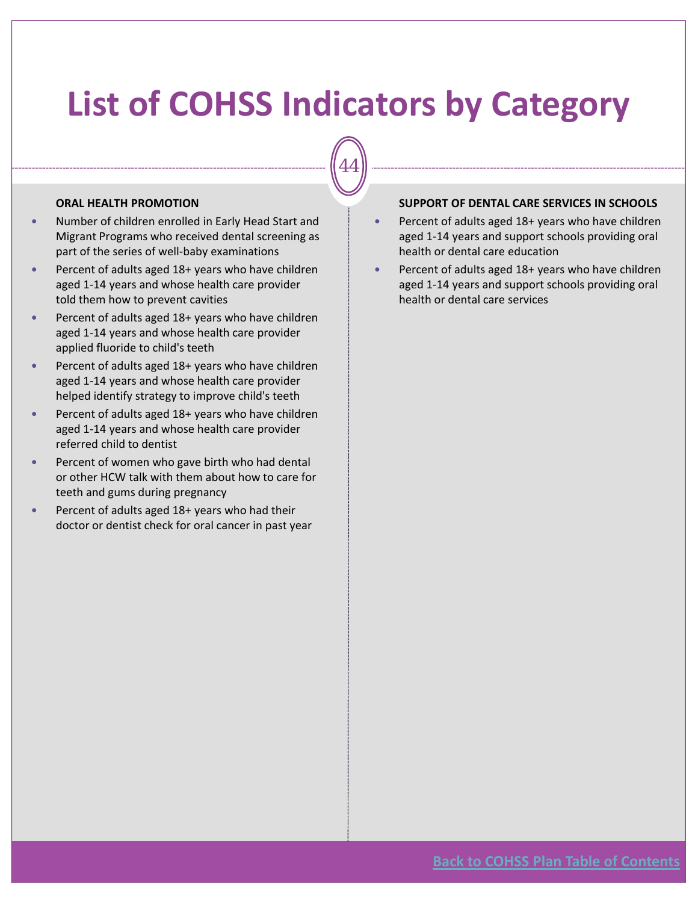# List of COHSS Indicators by Category

**ORAL HEALTH PROMOTION**

- Number of children enrolled in Early Head Start and Migrant Programs who received dental screening as part of the series of well-baby examinations
- Percent of adults aged 18+ years who have children aged 1-14 years and whose health care provider told them how to prevent cavities
- Percent of adults aged 18+ years who have children aged 1-14 years and whose health care provider applied fluoride to child's teeth
- Percent of adults aged 18+ years who have children aged 1-14 years and whose health care provider helped identify strategy to improve child's teeth
- Percent of adults aged 18+ years who have children aged 1-14 years and whose health care provider referred child to dentist
- Percent of women who gave birth who had dental or other HCW talk with them about how to care for teeth and gums during pregnancy
- Percent of adults aged 18+ years who had their doctor or dentist check for oral cancer in past year

**SUPPORT OF DENTAL CARE SERVICES IN SCHOOLS**

- Percent of adults aged 18+ years who have children aged 1-14 years and support schools providing oral health or dental care education
- Percent of adults aged 18+ years who have children aged 1-14 years and support schools providing oral health or dental care services

[Back to COHSS Plan Table of Contents]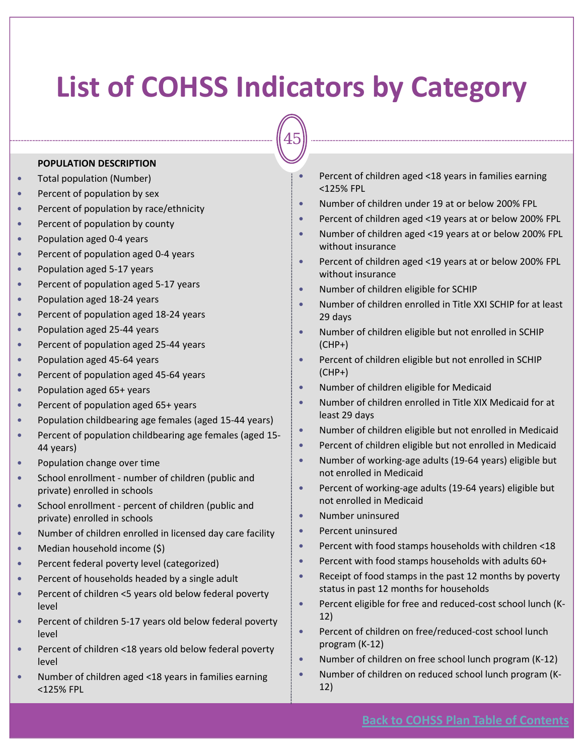# List of COHSS Indicators by Category

**POPULATION DESCRIPTION**

- Total population (Number)
- Percent of population by sex
- Percent of population by race/ethnicity
- Percent of population by county
- Population aged 0-4 years
- Percent of population aged 0-4 years
- Population aged 5-17 years
- Percent of population aged 5-17 years
- Population aged 18-24 years
- Percent of population aged 18-24 years
- Population aged 25-44 years
- Percent of population aged 25-44 years
- Population aged 45-64 years
- Percent of population aged 45-64 years
- Population aged 65+ years
- Percent of population aged 65+ years
- Population childbearing age females (aged 15-44 years)
- Percent of population childbearing age females (aged 15-44 years)
- Population change over time
- School enrollment - number of children (public and private) enrolled in schools
- School enrollment - percent of children (public and private) enrolled in schools
- Number of children enrolled in licensed day care facility
- Median household income ($)
- Percent federal poverty level (categorized)
- Percent of households headed by a single adult
- Percent of children <5 years old below federal poverty level
- Percent of children 5-17 years old below federal poverty level
- Percent of children <18 years old below federal poverty level
- Number of children aged <18 years in families earning <125% FPL
- Percent of children aged <18 years in families earning <125% FPL
- Number of children under 19 at or below 200% FPL
- Percent of children aged <19 years at or below 200% FPL
- Number of children aged <19 years at or below 200% FPL without insurance
- Percent of children aged <19 years at or below 200% FPL without insurance
- Number of children eligible for SCHIP
- Number of children enrolled in Title XXI SCHIP for at least 29 days
- Number of children eligible but not enrolled in SCHIP (CHP+)
- Percent of children eligible but not enrolled in SCHIP (CHP+)
- Number of children eligible for Medicaid
- Number of children enrolled in Title XIX Medicaid for at least 29 days
- Number of children eligible but not enrolled in Medicaid
- Percent of children eligible but not enrolled in Medicaid
- Number of working-age adults (19-64 years) eligible but not enrolled in Medicaid
- Percent of working-age adults (19-64 years) eligible but not enrolled in Medicaid
- Number uninsured
- Percent uninsured
- Percent with food stamps households with children <18
- Percent with food stamps households with adults 60+
- Receipt of food stamps in the past 12 months by poverty status in past 12 months for households
- Percent eligible for free and reduced-cost school lunch (K-12)
- Percent of children on free/reduced-cost school lunch program (K-12)
- Number of children on free school lunch program (K-12)
- Number of children on reduced school lunch program (K-12)

Back to COHSS Plan Table of Contents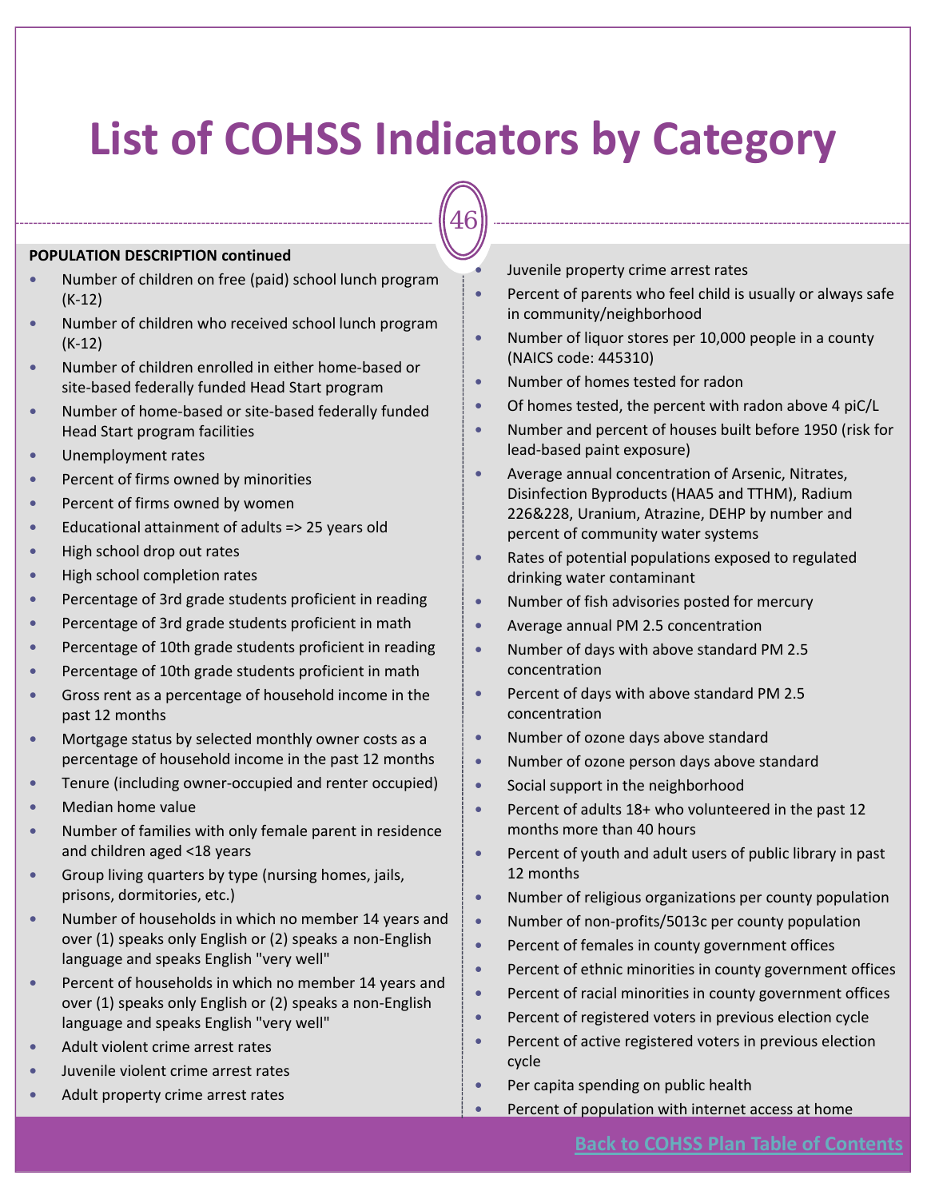# List of COHSS Indicators by Category

**POPULATION DESCRIPTION continued**

- Number of children on free (paid) school lunch program (K-12)
- Number of children who received school lunch program (K-12)
- Number of children enrolled in either home-based or site-based federally funded Head Start program
- Number of home-based or site-based federally funded Head Start program facilities
- Unemployment rates
- Percent of firms owned by minorities
- Percent of firms owned by women
- Educational attainment of adults => 25 years old
- High school drop out rates
- High school completion rates
- Percentage of 3rd grade students proficient in reading
- Percentage of 3rd grade students proficient in math
- Percentage of 10th grade students proficient in reading
- Percentage of 10th grade students proficient in math
- Gross rent as a percentage of household income in the past 12 months
- Mortgage status by selected monthly owner costs as a percentage of household income in the past 12 months
- Tenure (including owner-occupied and renter occupied)
- Median home value
- Number of families with only female parent in residence and children aged <18 years
- Group living quarters by type (nursing homes, jails, prisons, dormitories, etc.)
- Number of households in which no member 14 years and over (1) speaks only English or (2) speaks a non-English language and speaks English "very well"
- Percent of households in which no member 14 years and over (1) speaks only English or (2) speaks a non-English language and speaks English "very well"
- Adult violent crime arrest rates
- Juvenile violent crime arrest rates
- Adult property crime arrest rates
- Juvenile property crime arrest rates
- Percent of parents who feel child is usually or always safe in community/neighborhood
- Number of liquor stores per 10,000 people in a county (NAICS code: 445310)
- Number of homes tested for radon
- Of homes tested, the percent with radon above 4 piC/L
- Number and percent of houses built before 1950 (risk for lead-based paint exposure)
- Average annual concentration of Arsenic, Nitrates, Disinfection Byproducts (HAA5 and TTHM), Radium 226&228, Uranium, Atrazine, DEHP by number and percent of community water systems
- Rates of potential populations exposed to regulated drinking water contaminant
- Number of fish advisories posted for mercury
- Average annual PM 2.5 concentration
- Number of days with above standard PM 2.5 concentration
- Percent of days with above standard PM 2.5 concentration
- Number of ozone days above standard
- Number of ozone person days above standard
- Social support in the neighborhood
- Percent of adults 18+ who volunteered in the past 12 months more than 40 hours
- Percent of youth and adult users of public library in past 12 months
- Number of religious organizations per county population
- Number of non-profits/5013c per county population
- Percent of females in county government offices
- Percent of ethnic minorities in county government offices
- Percent of racial minorities in county government offices
- Percent of registered voters in previous election cycle
- Percent of active registered voters in previous election cycle
- Per capita spending on public health
- Percent of population with internet access at home

Back to COHSS Plan Table of Contents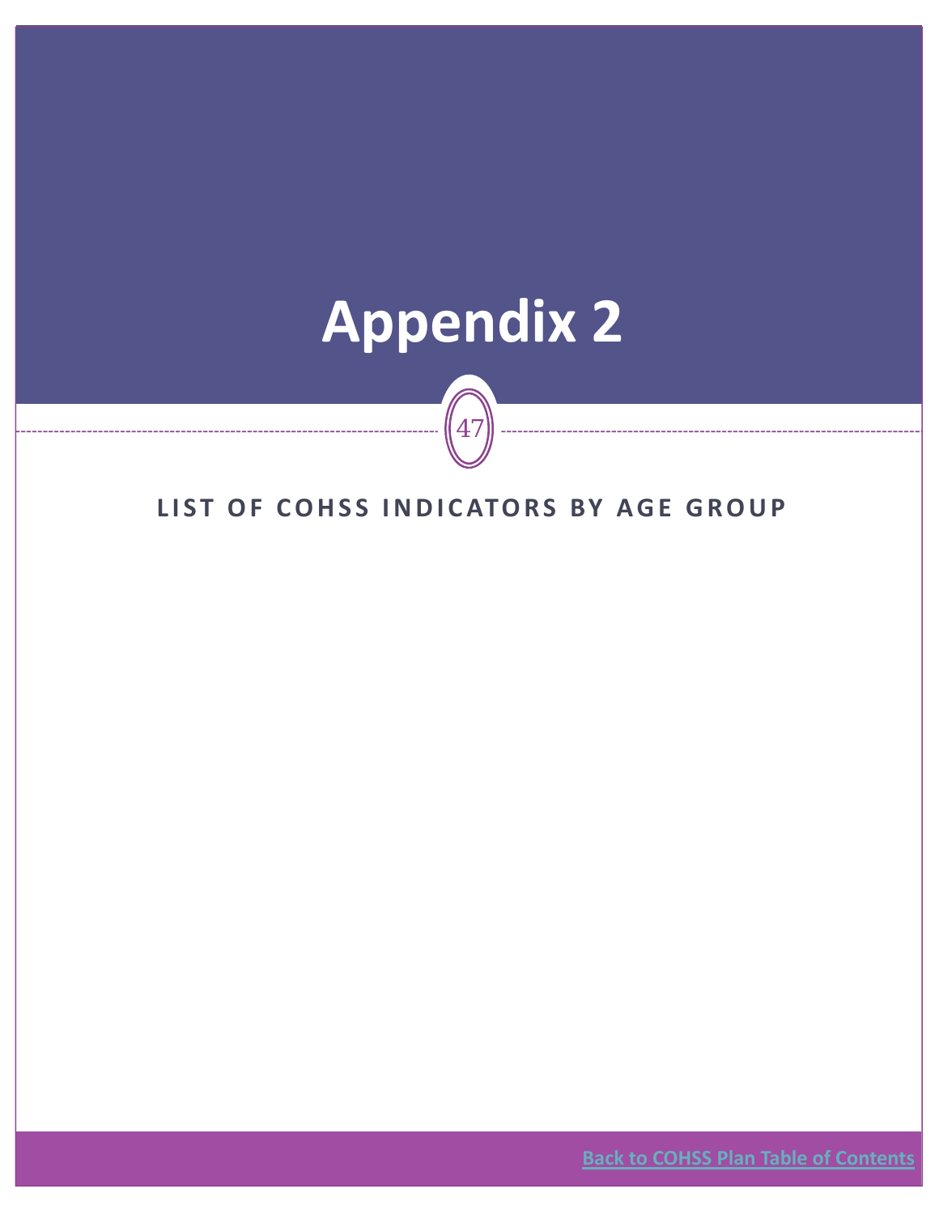# Appendix 2

## LIST OF COHSS INDICATORS BY AGE GROUP

Back to COHSS Plan Table of Contents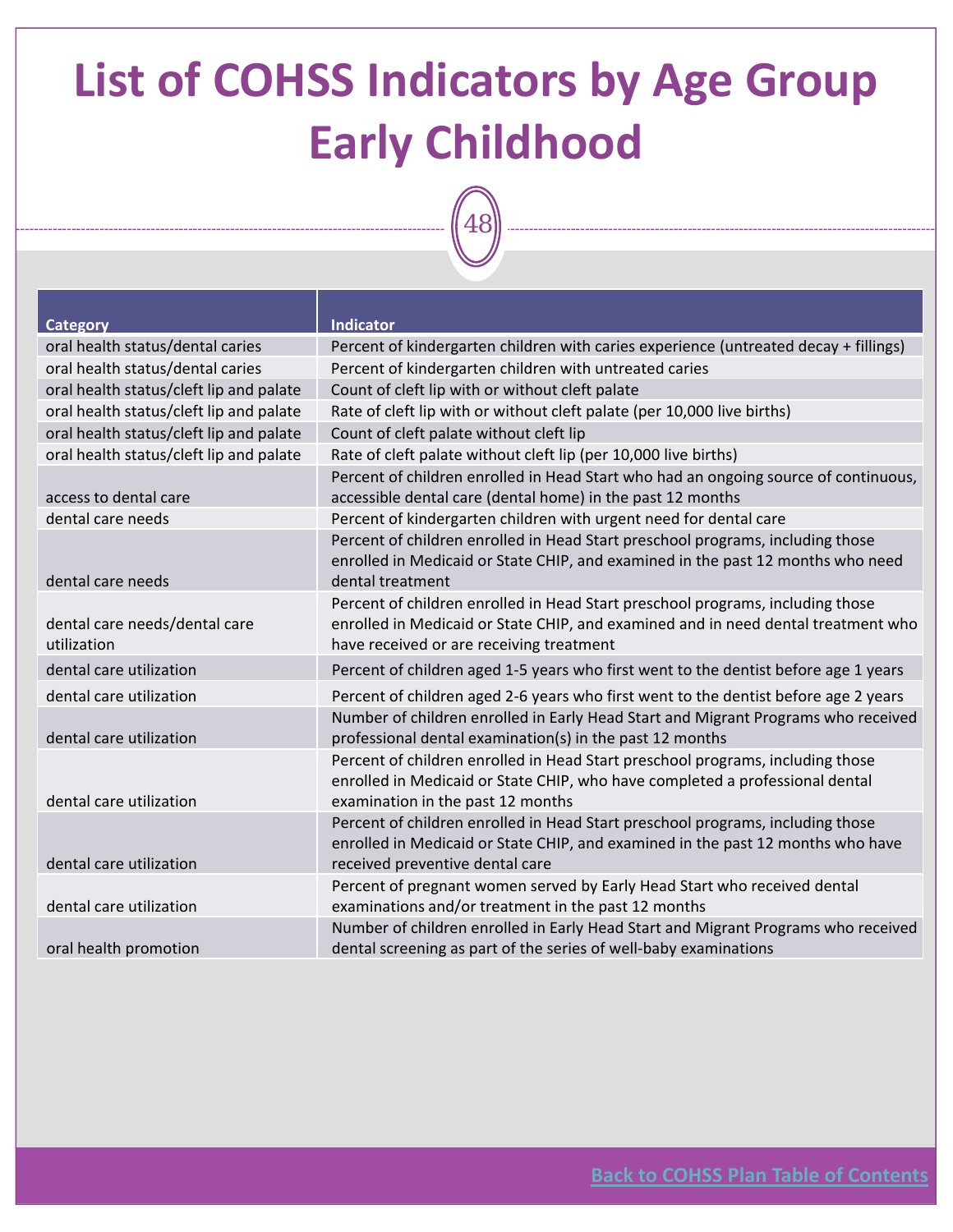# List of COHSS Indicators by Age Group Early Childhood

| Category | Indicator |
|---|---|
| oral health status/dental caries | Percent of kindergarten children with caries experience (untreated decay + fillings) |
| oral health status/dental caries | Percent of kindergarten children with untreated caries |
| oral health status/cleft lip and palate | Count of cleft lip with or without cleft palate |
| oral health status/cleft lip and palate | Rate of cleft lip with or without cleft palate (per 10,000 live births) |
| oral health status/cleft lip and palate | Count of cleft palate without cleft lip |
| oral health status/cleft lip and palate | Rate of cleft palate without cleft lip (per 10,000 live births) |
| access to dental care | Percent of children enrolled in Head Start who had an ongoing source of continuous, accessible dental care (dental home) in the past 12 months |
| dental care needs | Percent of kindergarten children with urgent need for dental care |
| dental care needs | Percent of children enrolled in Head Start preschool programs, including those enrolled in Medicaid or State CHIP, and examined in the past 12 months who need dental treatment |
| dental care needs/dental care utilization | Percent of children enrolled in Head Start preschool programs, including those enrolled in Medicaid or State CHIP, and examined and in need dental treatment who have received or are receiving treatment |
| dental care utilization | Percent of children aged 1-5 years who first went to the dentist before age 1 years |
| dental care utilization | Percent of children aged 2-6 years who first went to the dentist before age 2 years |
| dental care utilization | Number of children enrolled in Early Head Start and Migrant Programs who received professional dental examination(s) in the past 12 months |
| dental care utilization | Percent of children enrolled in Head Start preschool programs, including those enrolled in Medicaid or State CHIP, who have completed a professional dental examination in the past 12 months |
| dental care utilization | Percent of children enrolled in Head Start preschool programs, including those enrolled in Medicaid or State CHIP, and examined in the past 12 months who have received preventive dental care |
| dental care utilization | Percent of pregnant women served by Early Head Start who received dental examinations and/or treatment in the past 12 months |
| oral health promotion | Number of children enrolled in Early Head Start and Migrant Programs who received dental screening as part of the series of well-baby examinations |

[Back to COHSS Plan Table of Contents]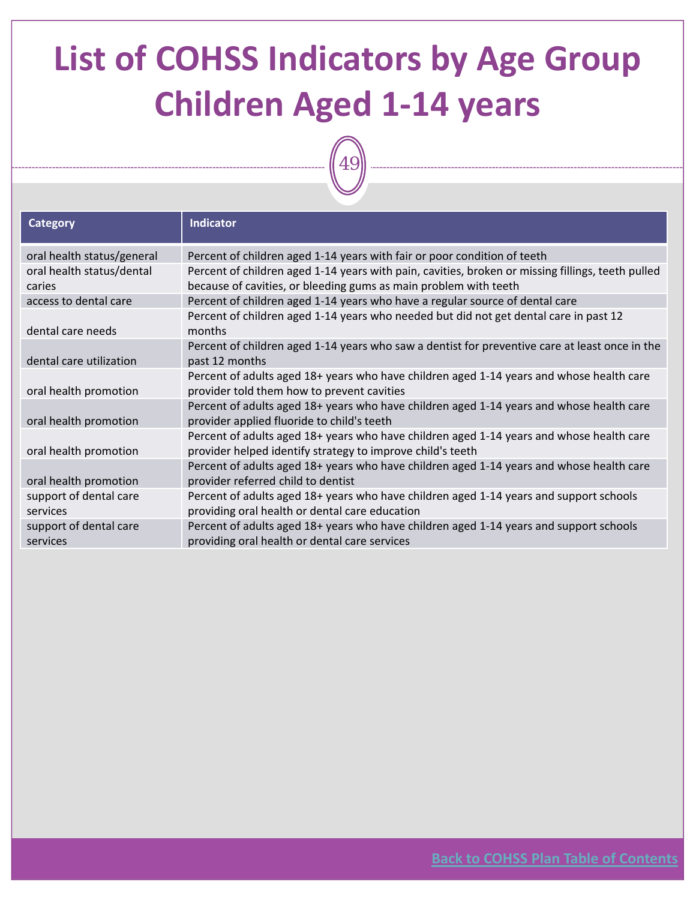# List of COHSS Indicators by Age Group Children Aged 1-14 years

| Category | Indicator |
|---|---|
| oral health status/general | Percent of children aged 1-14 years with fair or poor condition of teeth |
| oral health status/dental caries | Percent of children aged 1-14 years with pain, cavities, broken or missing fillings, teeth pulled because of cavities, or bleeding gums as main problem with teeth |
| access to dental care | Percent of children aged 1-14 years who have a regular source of dental care |
| dental care needs | Percent of children aged 1-14 years who needed but did not get dental care in past 12 months |
| dental care utilization | Percent of children aged 1-14 years who saw a dentist for preventive care at least once in the past 12 months |
| oral health promotion | Percent of adults aged 18+ years who have children aged 1-14 years and whose health care provider told them how to prevent cavities |
| oral health promotion | Percent of adults aged 18+ years who have children aged 1-14 years and whose health care provider applied fluoride to child's teeth |
| oral health promotion | Percent of adults aged 18+ years who have children aged 1-14 years and whose health care provider helped identify strategy to improve child's teeth |
| oral health promotion | Percent of adults aged 18+ years who have children aged 1-14 years and whose health care provider referred child to dentist |
| support of dental care services | Percent of adults aged 18+ years who have children aged 1-14 years and support schools providing oral health or dental care education |
| support of dental care services | Percent of adults aged 18+ years who have children aged 1-14 years and support schools providing oral health or dental care services |

Back to COHSS Plan Table of Contents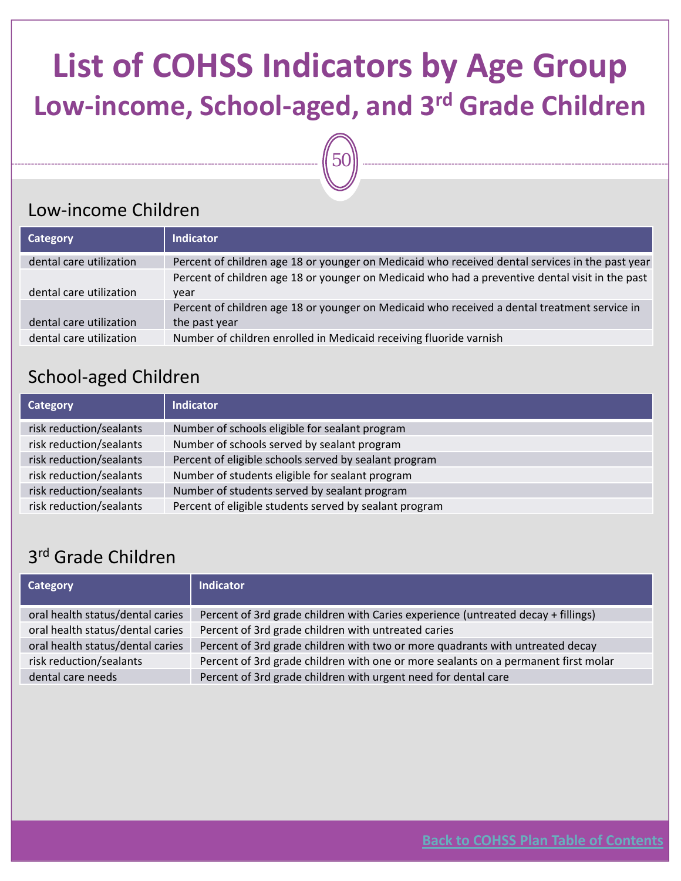# List of COHSS Indicators by Age Group

## Low-income, School-aged, and 3rd Grade Children

### Low-income Children

| Category | Indicator |
|---|---|
| dental care utilization | Percent of children age 18 or younger on Medicaid who received dental services in the past year |
| dental care utilization | Percent of children age 18 or younger on Medicaid who had a preventive dental visit in the past year |
| dental care utilization | Percent of children age 18 or younger on Medicaid who received a dental treatment service in the past year |
| dental care utilization | Number of children enrolled in Medicaid receiving fluoride varnish |

### School-aged Children

| Category | Indicator |
|---|---|
| risk reduction/sealants | Number of schools eligible for sealant program |
| risk reduction/sealants | Number of schools served by sealant program |
| risk reduction/sealants | Percent of eligible schools served by sealant program |
| risk reduction/sealants | Number of students eligible for sealant program |
| risk reduction/sealants | Number of students served by sealant program |
| risk reduction/sealants | Percent of eligible students served by sealant program |

### 3rd Grade Children

| Category | Indicator |
|---|---|
| oral health status/dental caries | Percent of 3rd grade children with Caries experience (untreated decay + fillings) |
| oral health status/dental caries | Percent of 3rd grade children with untreated caries |
| oral health status/dental caries | Percent of 3rd grade children with two or more quadrants with untreated decay |
| risk reduction/sealants | Percent of 3rd grade children with one or more sealants on a permanent first molar |
| dental care needs | Percent of 3rd grade children with urgent need for dental care |

Back to COHSS Plan Table of Contents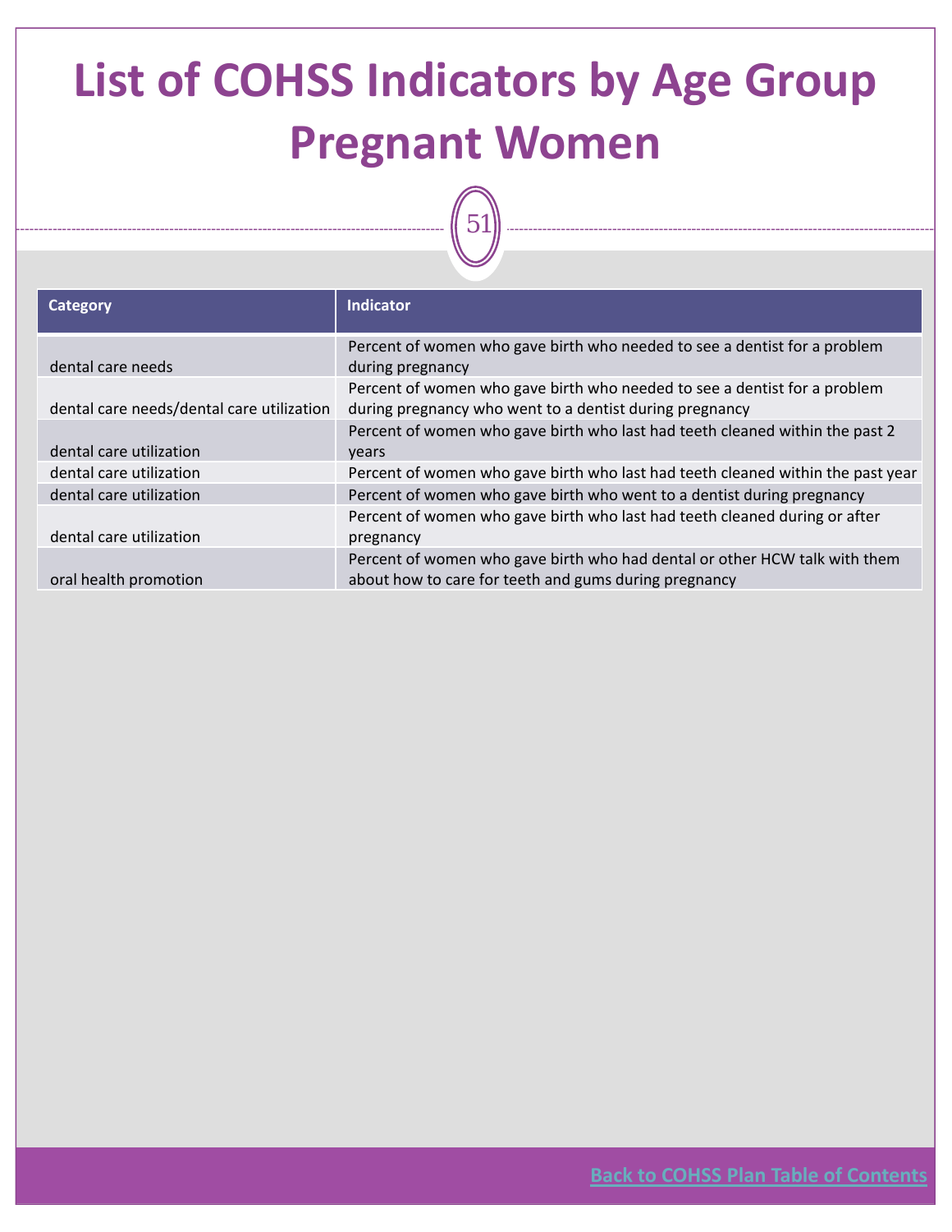# List of COHSS Indicators by Age Group Pregnant Women

| Category | Indicator |
|---|---|
| dental care needs | Percent of women who gave birth who needed to see a dentist for a problem during pregnancy |
| dental care needs/dental care utilization | Percent of women who gave birth who needed to see a dentist for a problem during pregnancy who went to a dentist during pregnancy |
| dental care utilization | Percent of women who gave birth who last had teeth cleaned within the past 2 years |
| dental care utilization | Percent of women who gave birth who last had teeth cleaned within the past year |
| dental care utilization | Percent of women who gave birth who went to a dentist during pregnancy |
| dental care utilization | Percent of women who gave birth who last had teeth cleaned during or after pregnancy |
| oral health promotion | Percent of women who gave birth who had dental or other HCW talk with them about how to care for teeth and gums during pregnancy |

Back to COHSS Plan Table of Contents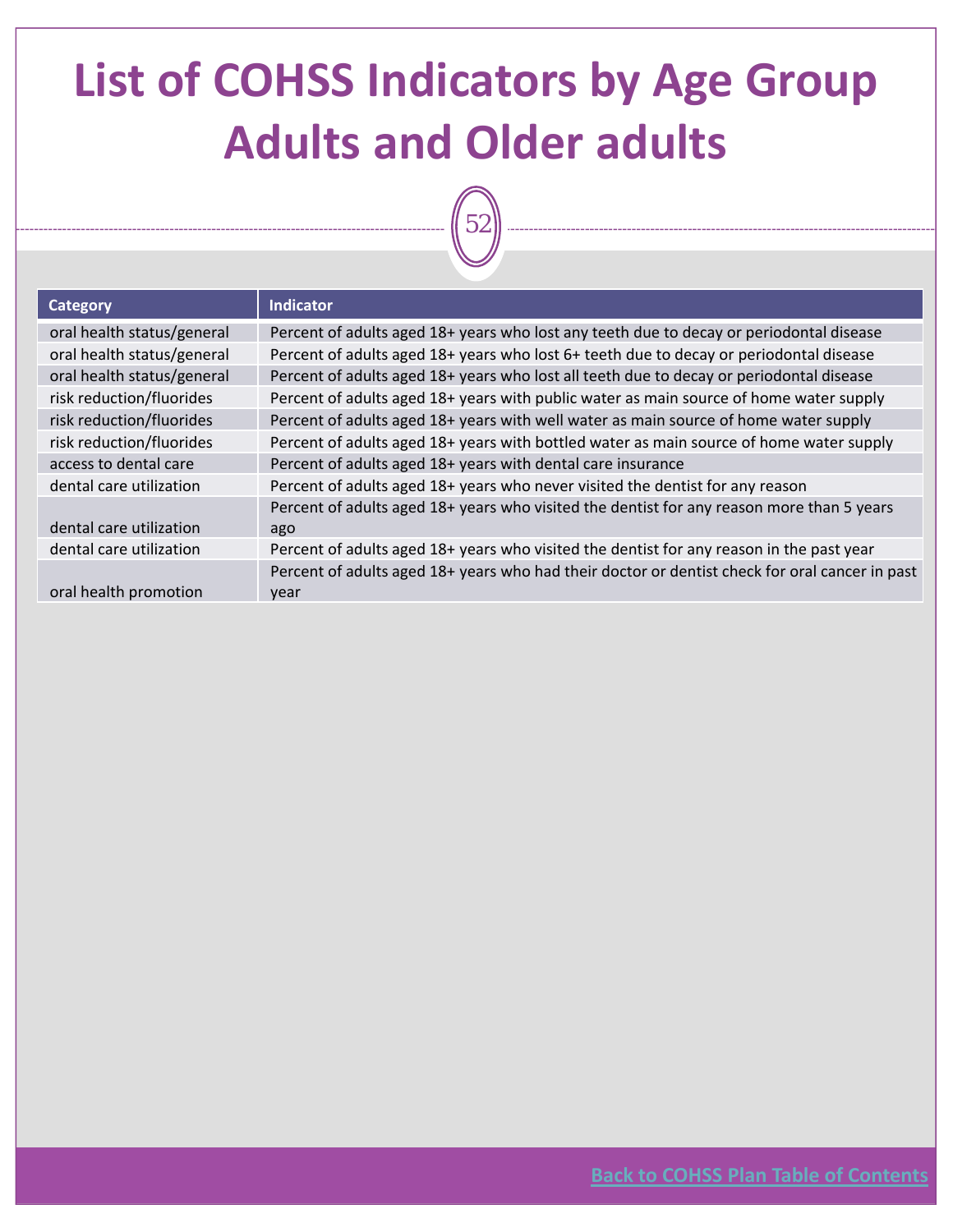# List of COHSS Indicators by Age Group Adults and Older adults

| Category | Indicator |
|---|---|
| oral health status/general | Percent of adults aged 18+ years who lost any teeth due to decay or periodontal disease |
| oral health status/general | Percent of adults aged 18+ years who lost 6+ teeth due to decay or periodontal disease |
| oral health status/general | Percent of adults aged 18+ years who lost all teeth due to decay or periodontal disease |
| risk reduction/fluorides | Percent of adults aged 18+ years with public water as main source of home water supply |
| risk reduction/fluorides | Percent of adults aged 18+ years with well water as main source of home water supply |
| risk reduction/fluorides | Percent of adults aged 18+ years with bottled water as main source of home water supply |
| access to dental care | Percent of adults aged 18+ years with dental care insurance |
| dental care utilization | Percent of adults aged 18+ years who never visited the dentist for any reason |
| dental care utilization | Percent of adults aged 18+ years who visited the dentist for any reason more than 5 years ago |
| dental care utilization | Percent of adults aged 18+ years who visited the dentist for any reason in the past year |
| oral health promotion | Percent of adults aged 18+ years who had their doctor or dentist check for oral cancer in past year |

Back to COHSS Plan Table of Contents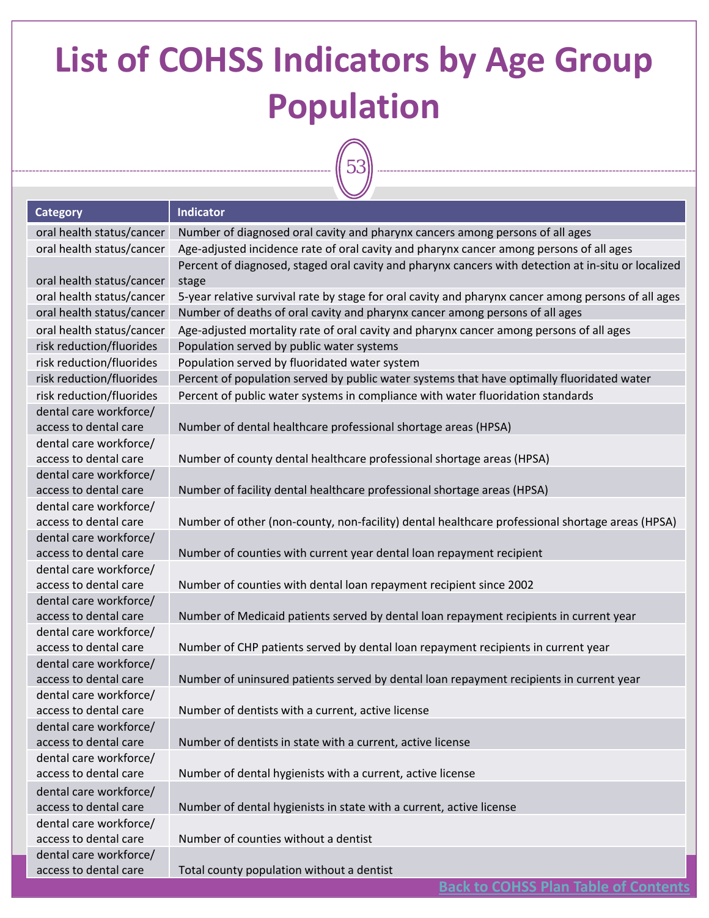# List of COHSS Indicators by Age Group Population

| Category | Indicator |
|---|---|
| oral health status/cancer | Number of diagnosed oral cavity and pharynx cancers among persons of all ages |
| oral health status/cancer | Age-adjusted incidence rate of oral cavity and pharynx cancer among persons of all ages |
| oral health status/cancer | Percent of diagnosed, staged oral cavity and pharynx cancers with detection at in-situ or localized stage |
| oral health status/cancer | 5-year relative survival rate by stage for oral cavity and pharynx cancer among persons of all ages |
| oral health status/cancer | Number of deaths of oral cavity and pharynx cancer among persons of all ages |
| oral health status/cancer | Age-adjusted mortality rate of oral cavity and pharynx cancer among persons of all ages |
| risk reduction/fluorides | Population served by public water systems |
| risk reduction/fluorides | Population served by fluoridated water system |
| risk reduction/fluorides | Percent of population served by public water systems that have optimally fluoridated water |
| risk reduction/fluorides | Percent of public water systems in compliance with water fluoridation standards |
| dental care workforce/ access to dental care | Number of dental healthcare professional shortage areas (HPSA) |
| dental care workforce/ access to dental care | Number of county dental healthcare professional shortage areas (HPSA) |
| dental care workforce/ access to dental care | Number of facility dental healthcare professional shortage areas (HPSA) |
| dental care workforce/ access to dental care | Number of other (non-county, non-facility) dental healthcare professional shortage areas (HPSA) |
| dental care workforce/ access to dental care | Number of counties with current year dental loan repayment recipient |
| dental care workforce/ access to dental care | Number of counties with dental loan repayment recipient since 2002 |
| dental care workforce/ access to dental care | Number of Medicaid patients served by dental loan repayment recipients in current year |
| dental care workforce/ access to dental care | Number of CHP patients served by dental loan repayment recipients in current year |
| dental care workforce/ access to dental care | Number of uninsured patients served by dental loan repayment recipients in current year |
| dental care workforce/ access to dental care | Number of dentists with a current, active license |
| dental care workforce/ access to dental care | Number of dentists in state with a current, active license |
| dental care workforce/ access to dental care | Number of dental hygienists with a current, active license |
| dental care workforce/ access to dental care | Number of dental hygienists in state with a current, active license |
| dental care workforce/ access to dental care | Number of counties without a dentist |
| dental care workforce/ access to dental care | Total county population without a dentist |

Back to COHSS Plan Table of Contents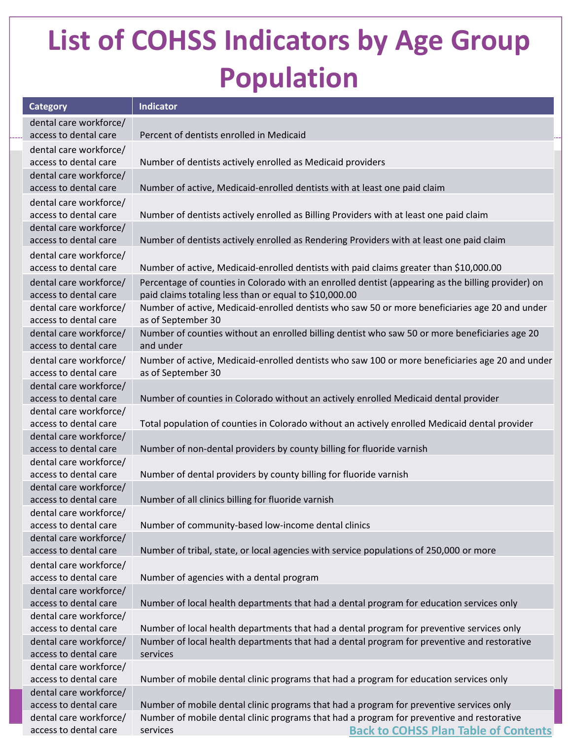# List of COHSS Indicators by Age Group Population

| Category | Indicator |
| --- | --- |
| dental care workforce/ access to dental care | Percent of dentists enrolled in Medicaid |
| dental care workforce/ access to dental care | Number of dentists actively enrolled as Medicaid providers |
| dental care workforce/ access to dental care | Number of active, Medicaid-enrolled dentists with at least one paid claim |
| dental care workforce/ access to dental care | Number of dentists actively enrolled as Billing Providers with at least one paid claim |
| dental care workforce/ access to dental care | Number of dentists actively enrolled as Rendering Providers with at least one paid claim |
| dental care workforce/ access to dental care | Number of active, Medicaid-enrolled dentists with paid claims greater than $10,000.00 |
| dental care workforce/ access to dental care | Percentage of counties in Colorado with an enrolled dentist (appearing as the billing provider) on paid claims totaling less than or equal to $10,000.00 |
| dental care workforce/ access to dental care | Number of active, Medicaid-enrolled dentists who saw 50 or more beneficiaries age 20 and under as of September 30 |
| dental care workforce/ access to dental care | Number of counties without an enrolled billing dentist who saw 50 or more beneficiaries age 20 and under |
| dental care workforce/ access to dental care | Number of active, Medicaid-enrolled dentists who saw 100 or more beneficiaries age 20 and under as of September 30 |
| dental care workforce/ access to dental care | Number of counties in Colorado without an actively enrolled Medicaid dental provider |
| dental care workforce/ access to dental care | Total population of counties in Colorado without an actively enrolled Medicaid dental provider |
| dental care workforce/ access to dental care | Number of non-dental providers by county billing for fluoride varnish |
| dental care workforce/ access to dental care | Number of dental providers by county billing for fluoride varnish |
| dental care workforce/ access to dental care | Number of all clinics billing for fluoride varnish |
| dental care workforce/ access to dental care | Number of community-based low-income dental clinics |
| dental care workforce/ access to dental care | Number of tribal, state, or local agencies with service populations of 250,000 or more |
| dental care workforce/ access to dental care | Number of agencies with a dental program |
| dental care workforce/ access to dental care | Number of local health departments that had a dental program for education services only |
| dental care workforce/ access to dental care | Number of local health departments that had a dental program for preventive services only |
| dental care workforce/ access to dental care | Number of local health departments that had a dental program for preventive and restorative services |
| dental care workforce/ access to dental care | Number of mobile dental clinic programs that had a program for education services only |
| dental care workforce/ access to dental care | Number of mobile dental clinic programs that had a program for preventive services only |
| dental care workforce/ access to dental care | Number of mobile dental clinic programs that had a program for preventive and restorative services |

Back to COHSS Plan Table of Contents